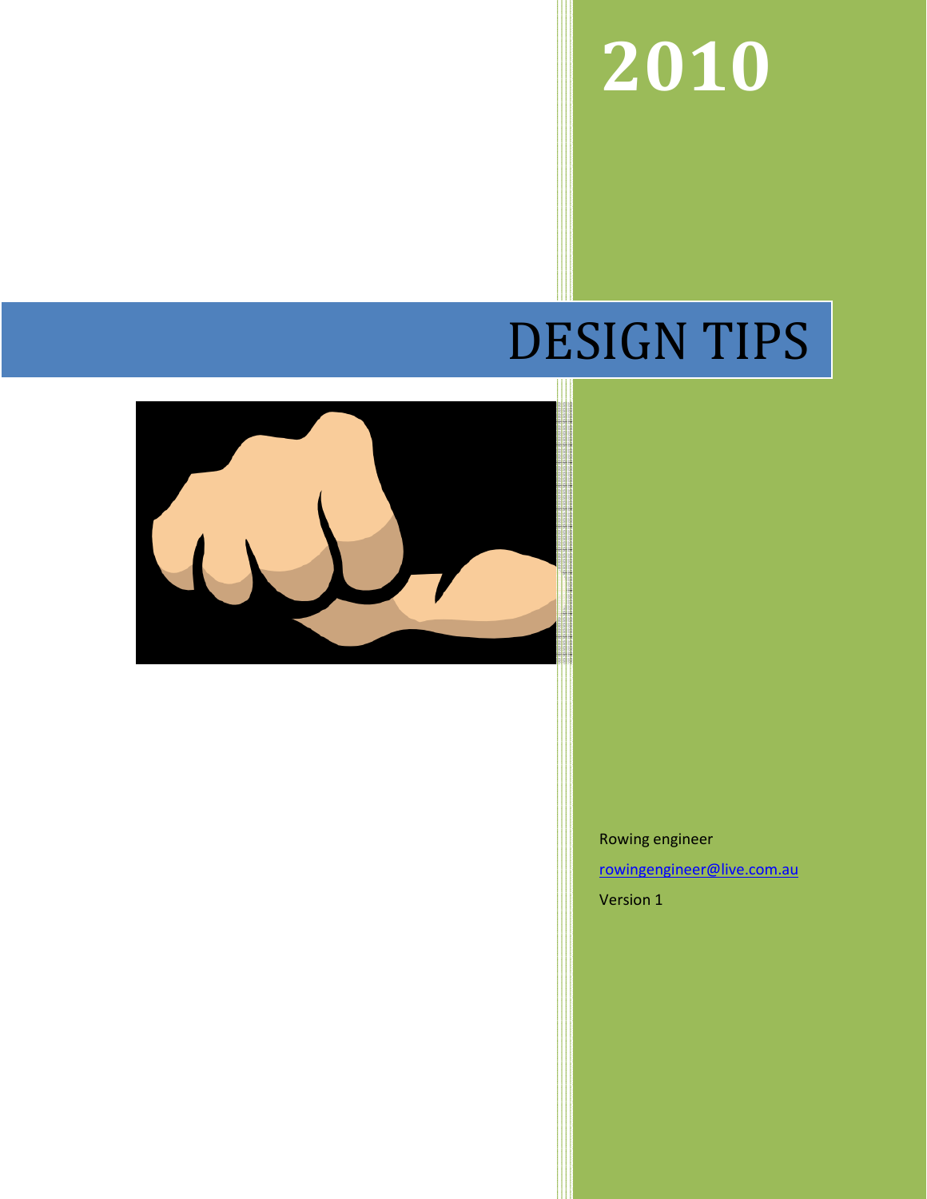# 2010

# DESIGN TIPS

Rowing engineer

rowingengineer@live.com.au

Version 1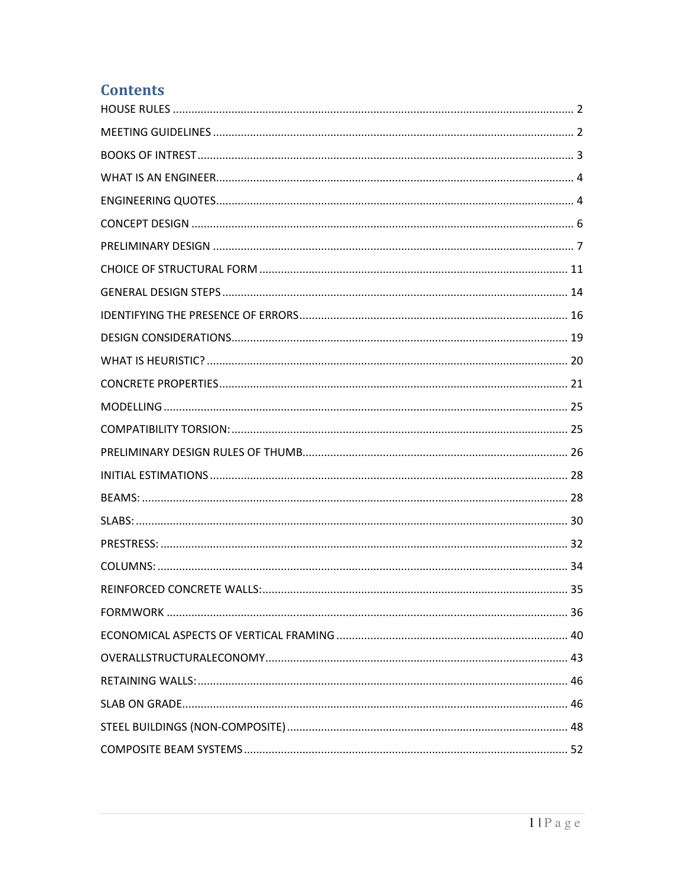# Contents

HOUSE RULES ..... 2

MEETING GUIDELINES ..... 2

BOOKS OF INTREST ..... 3

WHAT IS AN ENGINEER ..... 4

ENGINEERING QUOTES ..... 4

CONCEPT DESIGN ..... 6

PRELIMINARY DESIGN ..... 7

CHOICE OF STRUCTURAL FORM ..... 11

GENERAL DESIGN STEPS ..... 14

IDENTIFYING THE PRESENCE OF ERRORS ..... 16

DESIGN CONSIDERATIONS ..... 19

WHAT IS HEURISTIC? ..... 20

CONCRETE PROPERTIES ..... 21

MODELLING ..... 25

COMPATIBILITY TORSION: ..... 25

PRELIMINARY DESIGN RULES OF THUMB ..... 26

INITIAL ESTIMATIONS ..... 28

BEAMS: ..... 28

SLABS: ..... 30

PRESTRESS: ..... 32

COLUMNS: ..... 34

REINFORCED CONCRETE WALLS: ..... 35

FORMWORK ..... 36

ECONOMICAL ASPECTS OF VERTICAL FRAMING ..... 40

OVERALLSTRUCTURALECONOMY ..... 43

RETAINING WALLS: ..... 46

SLAB ON GRADE ..... 46

STEEL BUILDINGS (NON-COMPOSITE) ..... 48

COMPOSITE BEAM SYSTEMS ..... 52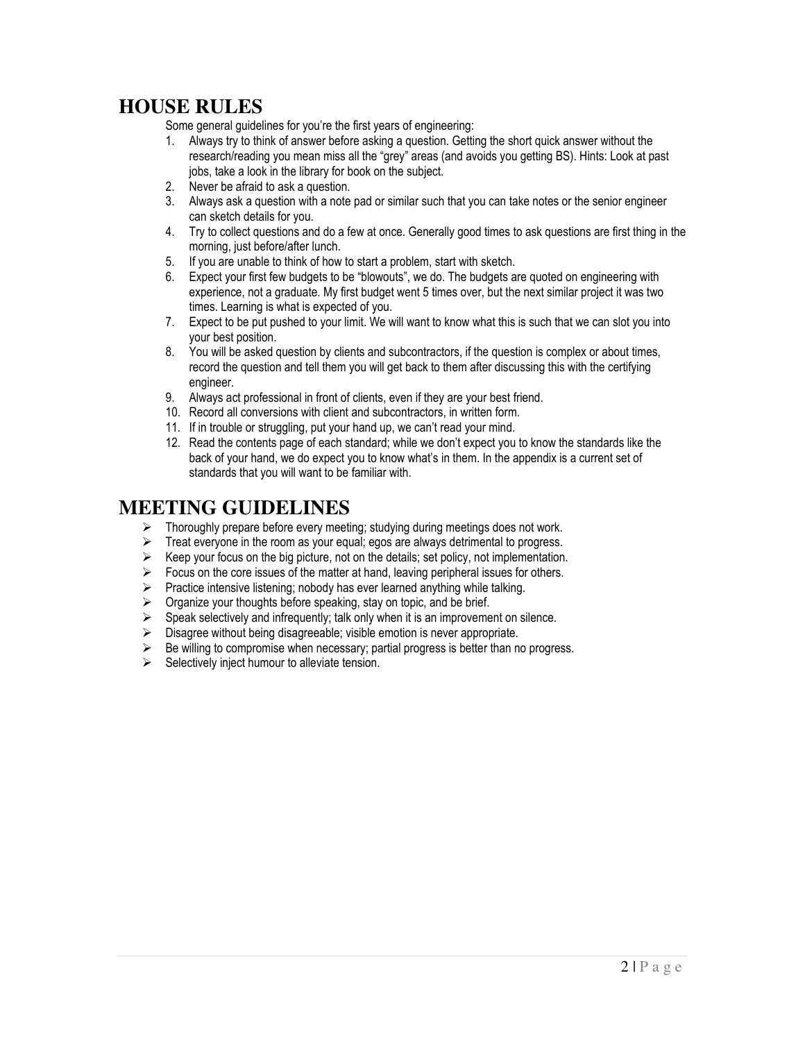# HOUSE RULES

Some general guidelines for you're the first years of engineering:

1. Always try to think of answer before asking a question. Getting the short quick answer without the research/reading you mean miss all the "grey" areas (and avoids you getting BS). Hints: Look at past jobs, take a look in the library for book on the subject.
2. Never be afraid to ask a question.
3. Always ask a question with a note pad or similar such that you can take notes or the senior engineer can sketch details for you.
4. Try to collect questions and do a few at once. Generally good times to ask questions are first thing in the morning, just before/after lunch.
5. If you are unable to think of how to start a problem, start with sketch.
6. Expect your first few budgets to be "blowouts", we do. The budgets are quoted on engineering with experience, not a graduate. My first budget went 5 times over, but the next similar project it was two times. Learning is what is expected of you.
7. Expect to be put pushed to your limit. We will want to know what this is such that we can slot you into your best position.
8. You will be asked question by clients and subcontractors, if the question is complex or about times, record the question and tell them you will get back to them after discussing this with the certifying engineer.
9. Always act professional in front of clients, even if they are your best friend.
10. Record all conversions with client and subcontractors, in written form.
11. If in trouble or struggling, put your hand up, we can't read your mind.
12. Read the contents page of each standard; while we don't expect you to know the standards like the back of your hand, we do expect you to know what's in them. In the appendix is a current set of standards that you will want to be familiar with.

# MEETING GUIDELINES

- Thoroughly prepare before every meeting; studying during meetings does not work.
- Treat everyone in the room as your equal; egos are always detrimental to progress.
- Keep your focus on the big picture, not on the details; set policy, not implementation.
- Focus on the core issues of the matter at hand, leaving peripheral issues for others.
- Practice intensive listening; nobody has ever learned anything while talking.
- Organize your thoughts before speaking, stay on topic, and be brief.
- Speak selectively and infrequently; talk only when it is an improvement on silence.
- Disagree without being disagreeable; visible emotion is never appropriate.
- Be willing to compromise when necessary; partial progress is better than no progress.
- Selectively inject humour to alleviate tension.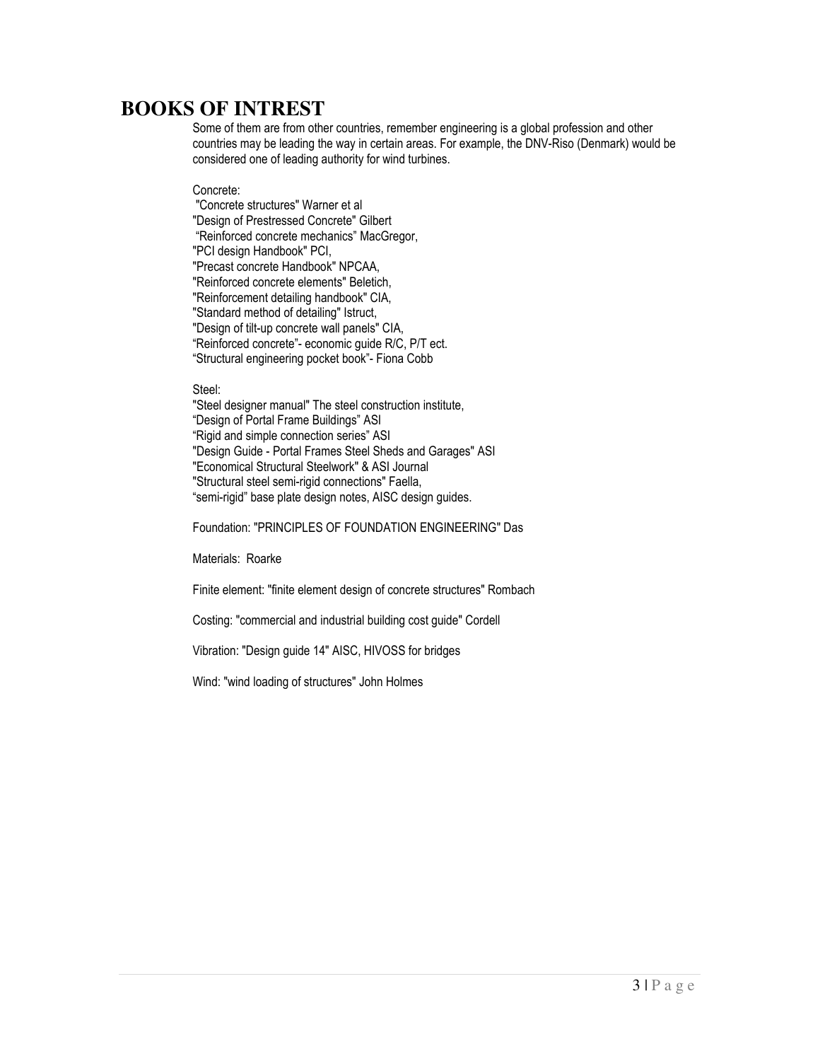# BOOKS OF INTREST

Some of them are from other countries, remember engineering is a global profession and other countries may be leading the way in certain areas. For example, the DNV-Riso (Denmark) would be considered one of leading authority for wind turbines.

Concrete:
"Concrete structures" Warner et al
"Design of Prestressed Concrete" Gilbert
"Reinforced concrete mechanics" MacGregor,
"PCI design Handbook" PCI,
"Precast concrete Handbook" NPCAA,
"Reinforced concrete elements" Beletich,
"Reinforcement detailing handbook" CIA,
"Standard method of detailing" Istruct,
"Design of tilt-up concrete wall panels" CIA,
"Reinforced concrete"- economic guide R/C, P/T ect.
"Structural engineering pocket book"- Fiona Cobb

Steel:
"Steel designer manual" The steel construction institute,
"Design of Portal Frame Buildings" ASI
"Rigid and simple connection series" ASI
"Design Guide - Portal Frames Steel Sheds and Garages" ASI
"Economical Structural Steelwork" & ASI Journal
"Structural steel semi-rigid connections" Faella,
"semi-rigid" base plate design notes, AISC design guides.

Foundation: "PRINCIPLES OF FOUNDATION ENGINEERING" Das

Materials: Roarke

Finite element: "finite element design of concrete structures" Rombach

Costing: "commercial and industrial building cost guide" Cordell

Vibration: "Design guide 14" AISC, HIVOSS for bridges

Wind: "wind loading of structures" John Holmes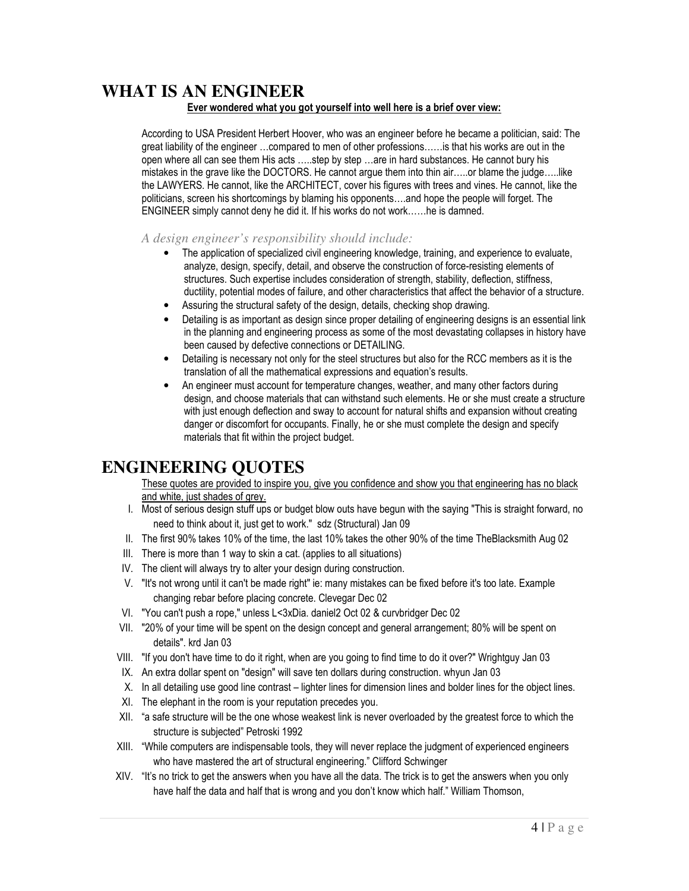# WHAT IS AN ENGINEER

**Ever wondered what you got yourself into well here is a brief over view:**

According to USA President Herbert Hoover, who was an engineer before he became a politician, said: The great liability of the engineer …compared to men of other professions……is that his works are out in the open where all can see them His acts …..step by step …are in hard substances. He cannot bury his mistakes in the grave like the DOCTORS. He cannot argue them into thin air…..or blame the judge…..like the LAWYERS. He cannot, like the ARCHITECT, cover his figures with trees and vines. He cannot, like the politicians, screen his shortcomings by blaming his opponents….and hope the people will forget. The ENGINEER simply cannot deny he did it. If his works do not work……he is damned.

*A design engineer's responsibility should include:*

- The application of specialized civil engineering knowledge, training, and experience to evaluate, analyze, design, specify, detail, and observe the construction of force-resisting elements of structures. Such expertise includes consideration of strength, stability, deflection, stiffness, ductility, potential modes of failure, and other characteristics that affect the behavior of a structure.
- Assuring the structural safety of the design, details, checking shop drawing.
- Detailing is as important as design since proper detailing of engineering designs is an essential link in the planning and engineering process as some of the most devastating collapses in history have been caused by defective connections or DETAILING.
- Detailing is necessary not only for the steel structures but also for the RCC members as it is the translation of all the mathematical expressions and equation's results.
- An engineer must account for temperature changes, weather, and many other factors during design, and choose materials that can withstand such elements. He or she must create a structure with just enough deflection and sway to account for natural shifts and expansion without creating danger or discomfort for occupants. Finally, he or she must complete the design and specify materials that fit within the project budget.

# ENGINEERING QUOTES

These quotes are provided to inspire you, give you confidence and show you that engineering has no black and white, just shades of grey.

I. Most of serious design stuff ups or budget blow outs have begun with the saying "This is straight forward, no need to think about it, just get to work." sdz (Structural) Jan 09

II. The first 90% takes 10% of the time, the last 10% takes the other 90% of the time TheBlacksmith Aug 02

III. There is more than 1 way to skin a cat. (applies to all situations)

IV. The client will always try to alter your design during construction.

V. "It's not wrong until it can't be made right" ie: many mistakes can be fixed before it's too late. Example changing rebar before placing concrete. Clevegar Dec 02

VI. "You can't push a rope," unless L<3xDia. daniel2 Oct 02 & curvbridger Dec 02

VII. "20% of your time will be spent on the design concept and general arrangement; 80% will be spent on details". krd Jan 03

VIII. "If you don't have time to do it right, when are you going to find time to do it over?" Wrightguy Jan 03

IX. An extra dollar spent on "design" will save ten dollars during construction. whyun Jan 03

X. In all detailing use good line contrast – lighter lines for dimension lines and bolder lines for the object lines.

XI. The elephant in the room is your reputation precedes you.

XII. "a safe structure will be the one whose weakest link is never overloaded by the greatest force to which the structure is subjected" Petroski 1992

XIII. "While computers are indispensable tools, they will never replace the judgment of experienced engineers who have mastered the art of structural engineering." Clifford Schwinger

XIV. "It's no trick to get the answers when you have all the data. The trick is to get the answers when you only have half the data and half that is wrong and you don't know which half." William Thomson,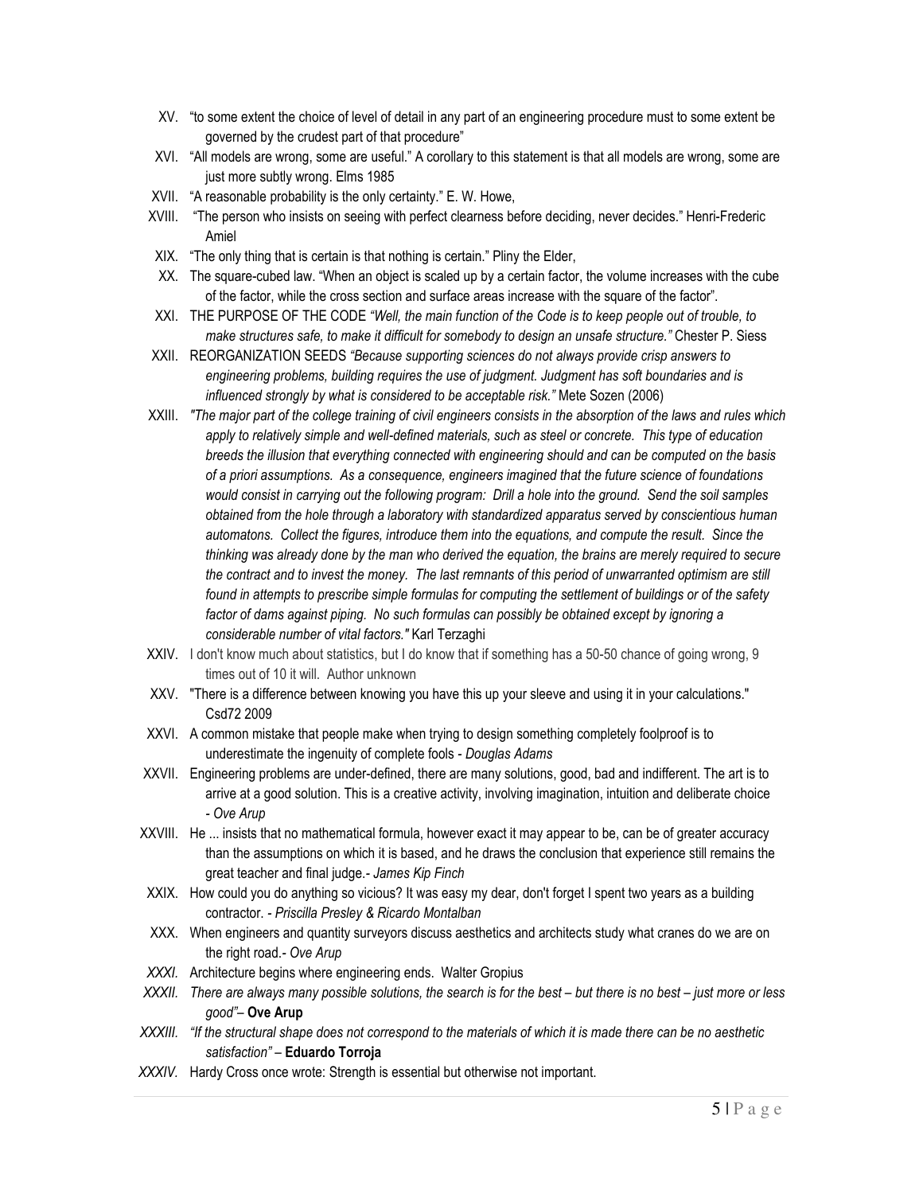XV. "to some extent the choice of level of detail in any part of an engineering procedure must to some extent be governed by the crudest part of that procedure"

XVI. "All models are wrong, some are useful." A corollary to this statement is that all models are wrong, some are just more subtly wrong. Elms 1985

XVII. "A reasonable probability is the only certainty." E. W. Howe,

XVIII. "The person who insists on seeing with perfect clearness before deciding, never decides." Henri-Frederic Amiel

XIX. "The only thing that is certain is that nothing is certain." Pliny the Elder,

XX. The square-cubed law. "When an object is scaled up by a certain factor, the volume increases with the cube of the factor, while the cross section and surface areas increase with the square of the factor".

XXI. THE PURPOSE OF THE CODE *"Well, the main function of the Code is to keep people out of trouble, to make structures safe, to make it difficult for somebody to design an unsafe structure."* Chester P. Siess

XXII. REORGANIZATION SEEDS *"Because supporting sciences do not always provide crisp answers to engineering problems, building requires the use of judgment. Judgment has soft boundaries and is influenced strongly by what is considered to be acceptable risk."* Mete Sozen (2006)

XXIII. *"The major part of the college training of civil engineers consists in the absorption of the laws and rules which apply to relatively simple and well-defined materials, such as steel or concrete. This type of education breeds the illusion that everything connected with engineering should and can be computed on the basis of a priori assumptions. As a consequence, engineers imagined that the future science of foundations would consist in carrying out the following program: Drill a hole into the ground. Send the soil samples obtained from the hole through a laboratory with standardized apparatus served by conscientious human automatons. Collect the figures, introduce them into the equations, and compute the result. Since the thinking was already done by the man who derived the equation, the brains are merely required to secure the contract and to invest the money. The last remnants of this period of unwarranted optimism are still found in attempts to prescribe simple formulas for computing the settlement of buildings or of the safety factor of dams against piping. No such formulas can possibly be obtained except by ignoring a considerable number of vital factors."* Karl Terzaghi

XXIV. I don't know much about statistics, but I do know that if something has a 50-50 chance of going wrong, 9 times out of 10 it will. Author unknown

XXV. "There is a difference between knowing you have this up your sleeve and using it in your calculations." Csd72 2009

XXVI. A common mistake that people make when trying to design something completely foolproof is to underestimate the ingenuity of complete fools - *Douglas Adams*

XXVII. Engineering problems are under-defined, there are many solutions, good, bad and indifferent. The art is to arrive at a good solution. This is a creative activity, involving imagination, intuition and deliberate choice - *Ove Arup*

XXVIII. He ... insists that no mathematical formula, however exact it may appear to be, can be of greater accuracy than the assumptions on which it is based, and he draws the conclusion that experience still remains the great teacher and final judge.- *James Kip Finch*

XXIX. How could you do anything so vicious? It was easy my dear, don't forget I spent two years as a building contractor. - *Priscilla Presley & Ricardo Montalban*

XXX. When engineers and quantity surveyors discuss aesthetics and architects study what cranes do we are on the right road.- *Ove Arup*

*XXXI.* Architecture begins where engineering ends. Walter Gropius

*XXXII. There are always many possible solutions, the search is for the best – but there is no best – just more or less good"–* **Ove Arup**

*XXXIII. "If the structural shape does not correspond to the materials of which it is made there can be no aesthetic satisfaction" –* **Eduardo Torroja**

*XXXIV.* Hardy Cross once wrote: Strength is essential but otherwise not important.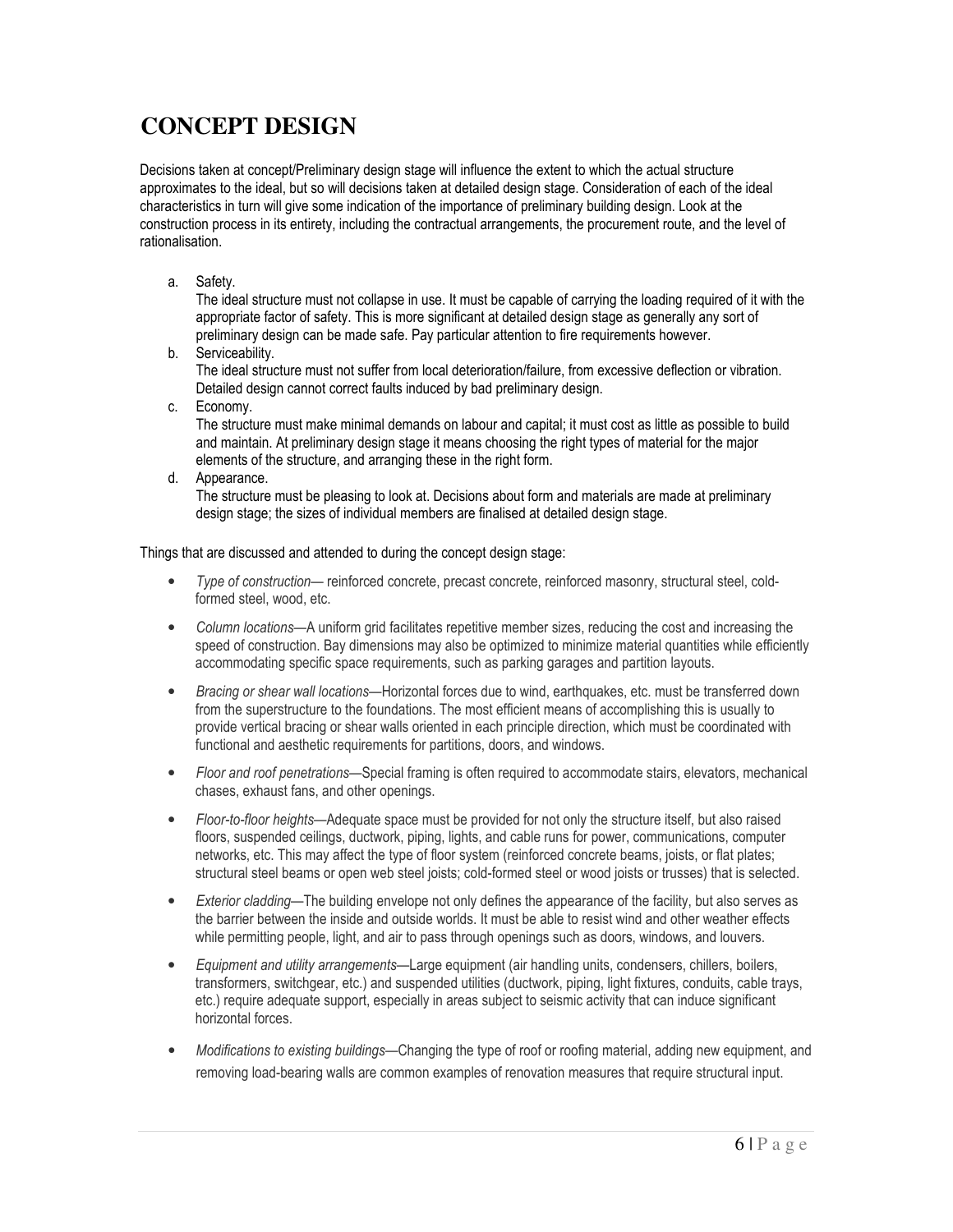# CONCEPT DESIGN

Decisions taken at concept/Preliminary design stage will influence the extent to which the actual structure approximates to the ideal, but so will decisions taken at detailed design stage. Consideration of each of the ideal characteristics in turn will give some indication of the importance of preliminary building design. Look at the construction process in its entirety, including the contractual arrangements, the procurement route, and the level of rationalisation.

a. Safety.
   The ideal structure must not collapse in use. It must be capable of carrying the loading required of it with the appropriate factor of safety. This is more significant at detailed design stage as generally any sort of preliminary design can be made safe. Pay particular attention to fire requirements however.
b. Serviceability.
   The ideal structure must not suffer from local deterioration/failure, from excessive deflection or vibration. Detailed design cannot correct faults induced by bad preliminary design.
c. Economy.
   The structure must make minimal demands on labour and capital; it must cost as little as possible to build and maintain. At preliminary design stage it means choosing the right types of material for the major elements of the structure, and arranging these in the right form.
d. Appearance.
   The structure must be pleasing to look at. Decisions about form and materials are made at preliminary design stage; the sizes of individual members are finalised at detailed design stage.

Things that are discussed and attended to during the concept design stage:

- *Type of construction*— reinforced concrete, precast concrete, reinforced masonry, structural steel, cold-formed steel, wood, etc.
- *Column locations*—A uniform grid facilitates repetitive member sizes, reducing the cost and increasing the speed of construction. Bay dimensions may also be optimized to minimize material quantities while efficiently accommodating specific space requirements, such as parking garages and partition layouts.
- *Bracing or shear wall locations*—Horizontal forces due to wind, earthquakes, etc. must be transferred down from the superstructure to the foundations. The most efficient means of accomplishing this is usually to provide vertical bracing or shear walls oriented in each principle direction, which must be coordinated with functional and aesthetic requirements for partitions, doors, and windows.
- *Floor and roof penetrations*—Special framing is often required to accommodate stairs, elevators, mechanical chases, exhaust fans, and other openings.
- *Floor-to-floor heights*—Adequate space must be provided for not only the structure itself, but also raised floors, suspended ceilings, ductwork, piping, lights, and cable runs for power, communications, computer networks, etc. This may affect the type of floor system (reinforced concrete beams, joists, or flat plates; structural steel beams or open web steel joists; cold-formed steel or wood joists or trusses) that is selected.
- *Exterior cladding*—The building envelope not only defines the appearance of the facility, but also serves as the barrier between the inside and outside worlds. It must be able to resist wind and other weather effects while permitting people, light, and air to pass through openings such as doors, windows, and louvers.
- *Equipment and utility arrangements*—Large equipment (air handling units, condensers, chillers, boilers, transformers, switchgear, etc.) and suspended utilities (ductwork, piping, light fixtures, conduits, cable trays, etc.) require adequate support, especially in areas subject to seismic activity that can induce significant horizontal forces.
- *Modifications to existing buildings*—Changing the type of roof or roofing material, adding new equipment, and removing load-bearing walls are common examples of renovation measures that require structural input.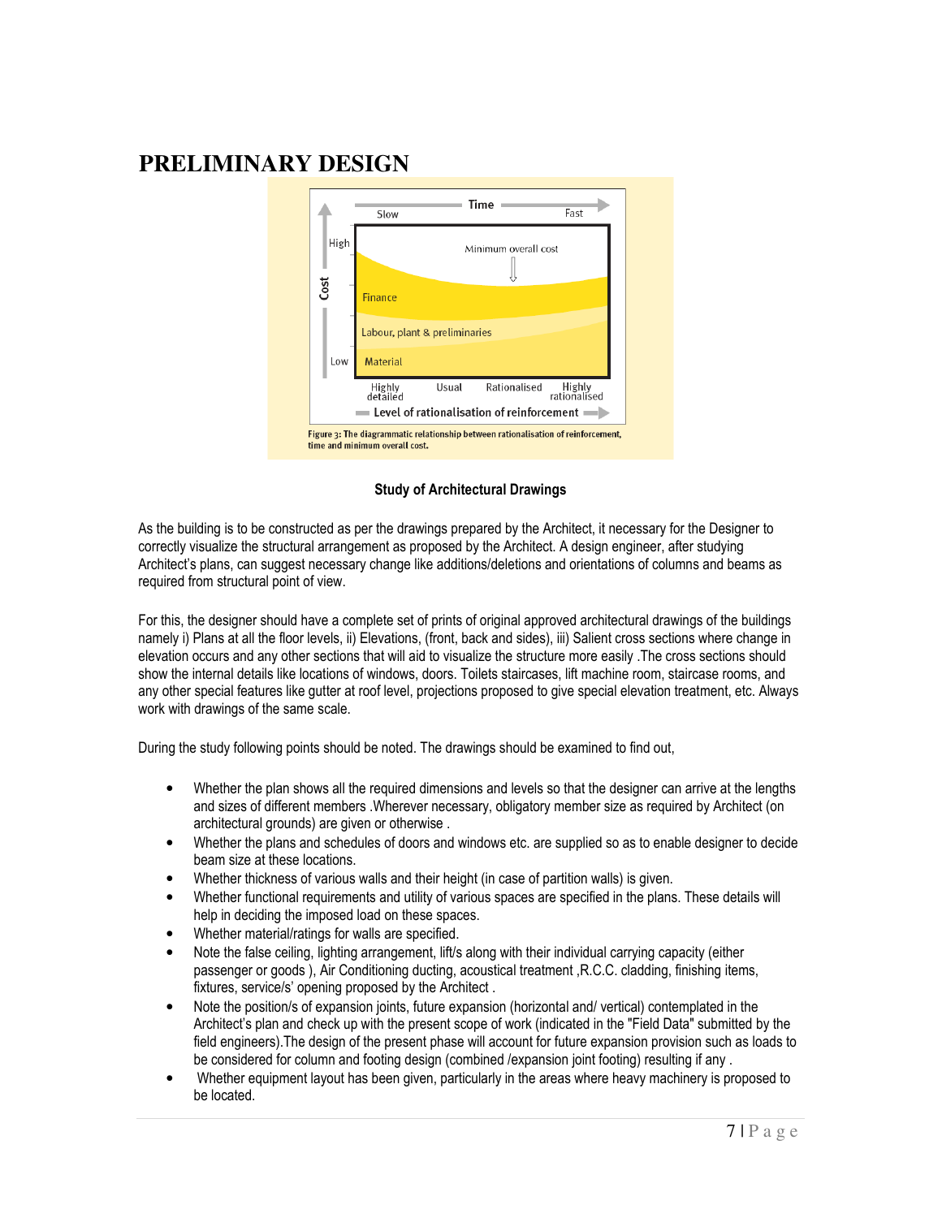# PRELIMINARY DESIGN

Figure 3: The diagrammatic relationship between rationalisation of reinforcement, time and minimum overall cost.

**Study of Architectural Drawings**

As the building is to be constructed as per the drawings prepared by the Architect, it necessary for the Designer to correctly visualize the structural arrangement as proposed by the Architect. A design engineer, after studying Architect's plans, can suggest necessary change like additions/deletions and orientations of columns and beams as required from structural point of view.

For this, the designer should have a complete set of prints of original approved architectural drawings of the buildings namely i) Plans at all the floor levels, ii) Elevations, (front, back and sides), iii) Salient cross sections where change in elevation occurs and any other sections that will aid to visualize the structure more easily .The cross sections should show the internal details like locations of windows, doors. Toilets staircases, lift machine room, staircase rooms, and any other special features like gutter at roof level, projections proposed to give special elevation treatment, etc. Always work with drawings of the same scale.

During the study following points should be noted. The drawings should be examined to find out,

- Whether the plan shows all the required dimensions and levels so that the designer can arrive at the lengths and sizes of different members .Wherever necessary, obligatory member size as required by Architect (on architectural grounds) are given or otherwise .
- Whether the plans and schedules of doors and windows etc. are supplied so as to enable designer to decide beam size at these locations.
- Whether thickness of various walls and their height (in case of partition walls) is given.
- Whether functional requirements and utility of various spaces are specified in the plans. These details will help in deciding the imposed load on these spaces.
- Whether material/ratings for walls are specified.
- Note the false ceiling, lighting arrangement, lift/s along with their individual carrying capacity (either passenger or goods ), Air Conditioning ducting, acoustical treatment ,R.C.C. cladding, finishing items, fixtures, service/s' opening proposed by the Architect .
- Note the position/s of expansion joints, future expansion (horizontal and/ vertical) contemplated in the Architect's plan and check up with the present scope of work (indicated in the "Field Data" submitted by the field engineers).The design of the present phase will account for future expansion provision such as loads to be considered for column and footing design (combined /expansion joint footing) resulting if any .
- Whether equipment layout has been given, particularly in the areas where heavy machinery is proposed to be located.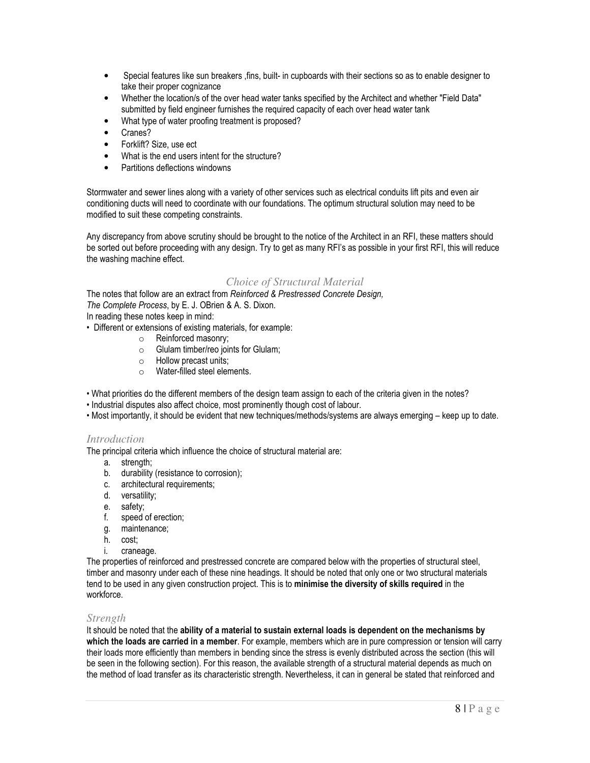- Special features like sun breakers ,fins, built- in cupboards with their sections so as to enable designer to take their proper cognizance
- Whether the location/s of the over head water tanks specified by the Architect and whether "Field Data" submitted by field engineer furnishes the required capacity of each over head water tank
- What type of water proofing treatment is proposed?
- Cranes?
- Forklift? Size, use ect
- What is the end users intent for the structure?
- Partitions deflections windowns

Stormwater and sewer lines along with a variety of other services such as electrical conduits lift pits and even air conditioning ducts will need to coordinate with our foundations. The optimum structural solution may need to be modified to suit these competing constraints.

Any discrepancy from above scrutiny should be brought to the notice of the Architect in an RFI, these matters should be sorted out before proceeding with any design. Try to get as many RFI's as possible in your first RFI, this will reduce the washing machine effect.

## *Choice of Structural Material*

The notes that follow are an extract from *Reinforced & Prestressed Concrete Design, The Complete Process*, by E. J. OBrien & A. S. Dixon.
In reading these notes keep in mind:

- Different or extensions of existing materials, for example:
  - Reinforced masonry;
  - Glulam timber/reo joints for Glulam;
  - Hollow precast units;
  - Water-filled steel elements.

- What priorities do the different members of the design team assign to each of the criteria given in the notes?
- Industrial disputes also affect choice, most prominently though cost of labour.
- Most importantly, it should be evident that new techniques/methods/systems are always emerging – keep up to date.

### *Introduction*

The principal criteria which influence the choice of structural material are:

a. strength;
b. durability (resistance to corrosion);
c. architectural requirements;
d. versatility;
e. safety;
f. speed of erection;
g. maintenance;
h. cost;
i. craneage.

The properties of reinforced and prestressed concrete are compared below with the properties of structural steel, timber and masonry under each of these nine headings. It should be noted that only one or two structural materials tend to be used in any given construction project. This is to **minimise the diversity of skills required** in the workforce.

### *Strength*

It should be noted that the **ability of a material to sustain external loads is dependent on the mechanisms by which the loads are carried in a member**. For example, members which are in pure compression or tension will carry their loads more efficiently than members in bending since the stress is evenly distributed across the section (this will be seen in the following section). For this reason, the available strength of a structural material depends as much on the method of load transfer as its characteristic strength. Nevertheless, it can in general be stated that reinforced and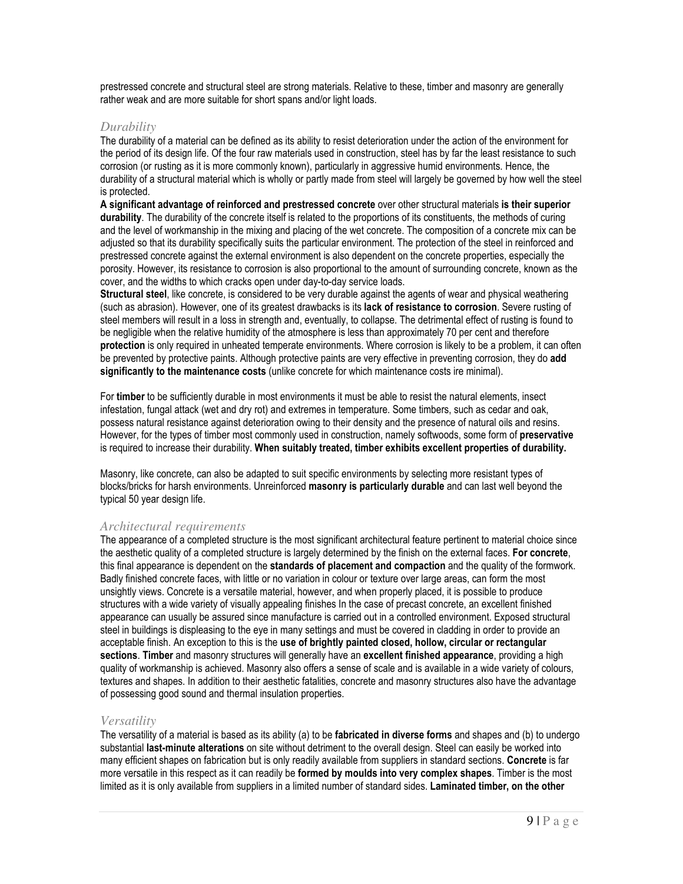prestressed concrete and structural steel are strong materials. Relative to these, timber and masonry are generally rather weak and are more suitable for short spans and/or light loads.

### *Durability*

The durability of a material can be defined as its ability to resist deterioration under the action of the environment for the period of its design life. Of the four raw materials used in construction, steel has by far the least resistance to such corrosion (or rusting as it is more commonly known), particularly in aggressive humid environments. Hence, the durability of a structural material which is wholly or partly made from steel will largely be governed by how well the steel is protected.

**A significant advantage of reinforced and prestressed concrete** over other structural materials **is their superior durability**. The durability of the concrete itself is related to the proportions of its constituents, the methods of curing and the level of workmanship in the mixing and placing of the wet concrete. The composition of a concrete mix can be adjusted so that its durability specifically suits the particular environment. The protection of the steel in reinforced and prestressed concrete against the external environment is also dependent on the concrete properties, especially the porosity. However, its resistance to corrosion is also proportional to the amount of surrounding concrete, known as the cover, and the widths to which cracks open under day-to-day service loads.

**Structural steel**, like concrete, is considered to be very durable against the agents of wear and physical weathering (such as abrasion). However, one of its greatest drawbacks is its **lack of resistance to corrosion**. Severe rusting of steel members will result in a loss in strength and, eventually, to collapse. The detrimental effect of rusting is found to be negligible when the relative humidity of the atmosphere is less than approximately 70 per cent and therefore **protection** is only required in unheated temperate environments. Where corrosion is likely to be a problem, it can often be prevented by protective paints. Although protective paints are very effective in preventing corrosion, they do **add significantly to the maintenance costs** (unlike concrete for which maintenance costs ire minimal).

For **timber** to be sufficiently durable in most environments it must be able to resist the natural elements, insect infestation, fungal attack (wet and dry rot) and extremes in temperature. Some timbers, such as cedar and oak, possess natural resistance against deterioration owing to their density and the presence of natural oils and resins. However, for the types of timber most commonly used in construction, namely softwoods, some form of **preservative** is required to increase their durability. **When suitably treated, timber exhibits excellent properties of durability.**

Masonry, like concrete, can also be adapted to suit specific environments by selecting more resistant types of blocks/bricks for harsh environments. Unreinforced **masonry is particularly durable** and can last well beyond the typical 50 year design life.

### *Architectural requirements*

The appearance of a completed structure is the most significant architectural feature pertinent to material choice since the aesthetic quality of a completed structure is largely determined by the finish on the external faces. **For concrete**, this final appearance is dependent on the **standards of placement and compaction** and the quality of the formwork. Badly finished concrete faces, with little or no variation in colour or texture over large areas, can form the most unsightly views. Concrete is a versatile material, however, and when properly placed, it is possible to produce structures with a wide variety of visually appealing finishes In the case of precast concrete, an excellent finished appearance can usually be assured since manufacture is carried out in a controlled environment. Exposed structural steel in buildings is displeasing to the eye in many settings and must be covered in cladding in order to provide an acceptable finish. An exception to this is the **use of brightly painted closed, hollow, circular or rectangular sections**. **Timber** and masonry structures will generally have an **excellent finished appearance**, providing a high quality of workmanship is achieved. Masonry also offers a sense of scale and is available in a wide variety of colours, textures and shapes. In addition to their aesthetic fatalities, concrete and masonry structures also have the advantage of possessing good sound and thermal insulation properties.

### *Versatility*

The versatility of a material is based as its ability (a) to be **fabricated in diverse forms** and shapes and (b) to undergo substantial **last-minute alterations** on site without detriment to the overall design. Steel can easily be worked into many efficient shapes on fabrication but is only readily available from suppliers in standard sections. **Concrete** is far more versatile in this respect as it can readily be **formed by moulds into very complex shapes**. Timber is the most limited as it is only available from suppliers in a limited number of standard sides. **Laminated timber, on the other**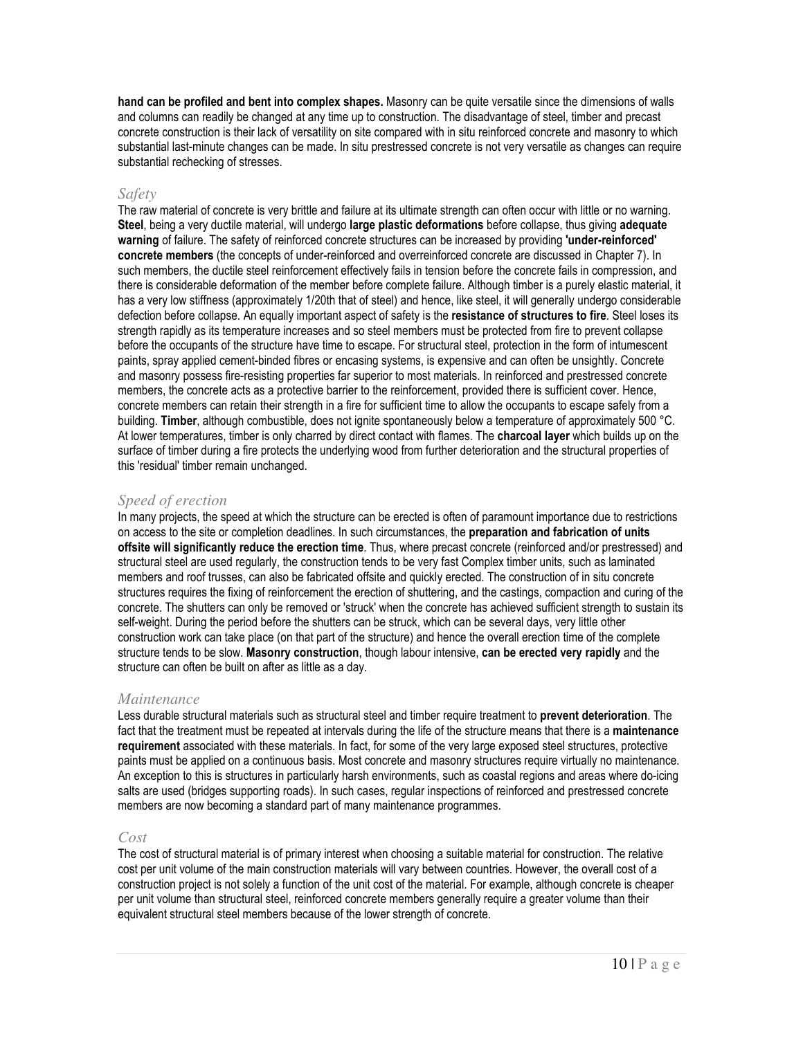**hand can be profiled and bent into complex shapes.** Masonry can be quite versatile since the dimensions of walls and columns can readily be changed at any time up to construction. The disadvantage of steel, timber and precast concrete construction is their lack of versatility on site compared with in situ reinforced concrete and masonry to which substantial last-minute changes can be made. In situ prestressed concrete is not very versatile as changes can require substantial rechecking of stresses.

### *Safety*

The raw material of concrete is very brittle and failure at its ultimate strength can often occur with little or no warning. **Steel**, being a very ductile material, will undergo **large plastic deformations** before collapse, thus giving **adequate warning** of failure. The safety of reinforced concrete structures can be increased by providing **'under-reinforced' concrete members** (the concepts of under-reinforced and overreinforced concrete are discussed in Chapter 7). In such members, the ductile steel reinforcement effectively fails in tension before the concrete fails in compression, and there is considerable deformation of the member before complete failure. Although timber is a purely elastic material, it has a very low stiffness (approximately 1/20th that of steel) and hence, like steel, it will generally undergo considerable defection before collapse. An equally important aspect of safety is the **resistance of structures to fire**. Steel loses its strength rapidly as its temperature increases and so steel members must be protected from fire to prevent collapse before the occupants of the structure have time to escape. For structural steel, protection in the form of intumescent paints, spray applied cement-binded fibres or encasing systems, is expensive and can often be unsightly. Concrete and masonry possess fire-resisting properties far superior to most materials. In reinforced and prestressed concrete members, the concrete acts as a protective barrier to the reinforcement, provided there is sufficient cover. Hence, concrete members can retain their strength in a fire for sufficient time to allow the occupants to escape safely from a building. **Timber**, although combustible, does not ignite spontaneously below a temperature of approximately 500 °C. At lower temperatures, timber is only charred by direct contact with flames. The **charcoal layer** which builds up on the surface of timber during a fire protects the underlying wood from further deterioration and the structural properties of this 'residual' timber remain unchanged.

### *Speed of erection*

In many projects, the speed at which the structure can be erected is often of paramount importance due to restrictions on access to the site or completion deadlines. In such circumstances, the **preparation and fabrication of units offsite will significantly reduce the erection time**. Thus, where precast concrete (reinforced and/or prestressed) and structural steel are used regularly, the construction tends to be very fast Complex timber units, such as laminated members and roof trusses, can also be fabricated offsite and quickly erected. The construction of in situ concrete structures requires the fixing of reinforcement the erection of shuttering, and the castings, compaction and curing of the concrete. The shutters can only be removed or 'struck' when the concrete has achieved sufficient strength to sustain its self-weight. During the period before the shutters can be struck, which can be several days, very little other construction work can take place (on that part of the structure) and hence the overall erection time of the complete structure tends to be slow. **Masonry construction**, though labour intensive, **can be erected very rapidly** and the structure can often be built on after as little as a day.

### *Maintenance*

Less durable structural materials such as structural steel and timber require treatment to **prevent deterioration**. The fact that the treatment must be repeated at intervals during the life of the structure means that there is a **maintenance requirement** associated with these materials. In fact, for some of the very large exposed steel structures, protective paints must be applied on a continuous basis. Most concrete and masonry structures require virtually no maintenance. An exception to this is structures in particularly harsh environments, such as coastal regions and areas where do-icing salts are used (bridges supporting roads). In such cases, regular inspections of reinforced and prestressed concrete members are now becoming a standard part of many maintenance programmes.

### *Cost*

The cost of structural material is of primary interest when choosing a suitable material for construction. The relative cost per unit volume of the main construction materials will vary between countries. However, the overall cost of a construction project is not solely a function of the unit cost of the material. For example, although concrete is cheaper per unit volume than structural steel, reinforced concrete members generally require a greater volume than their equivalent structural steel members because of the lower strength of concrete.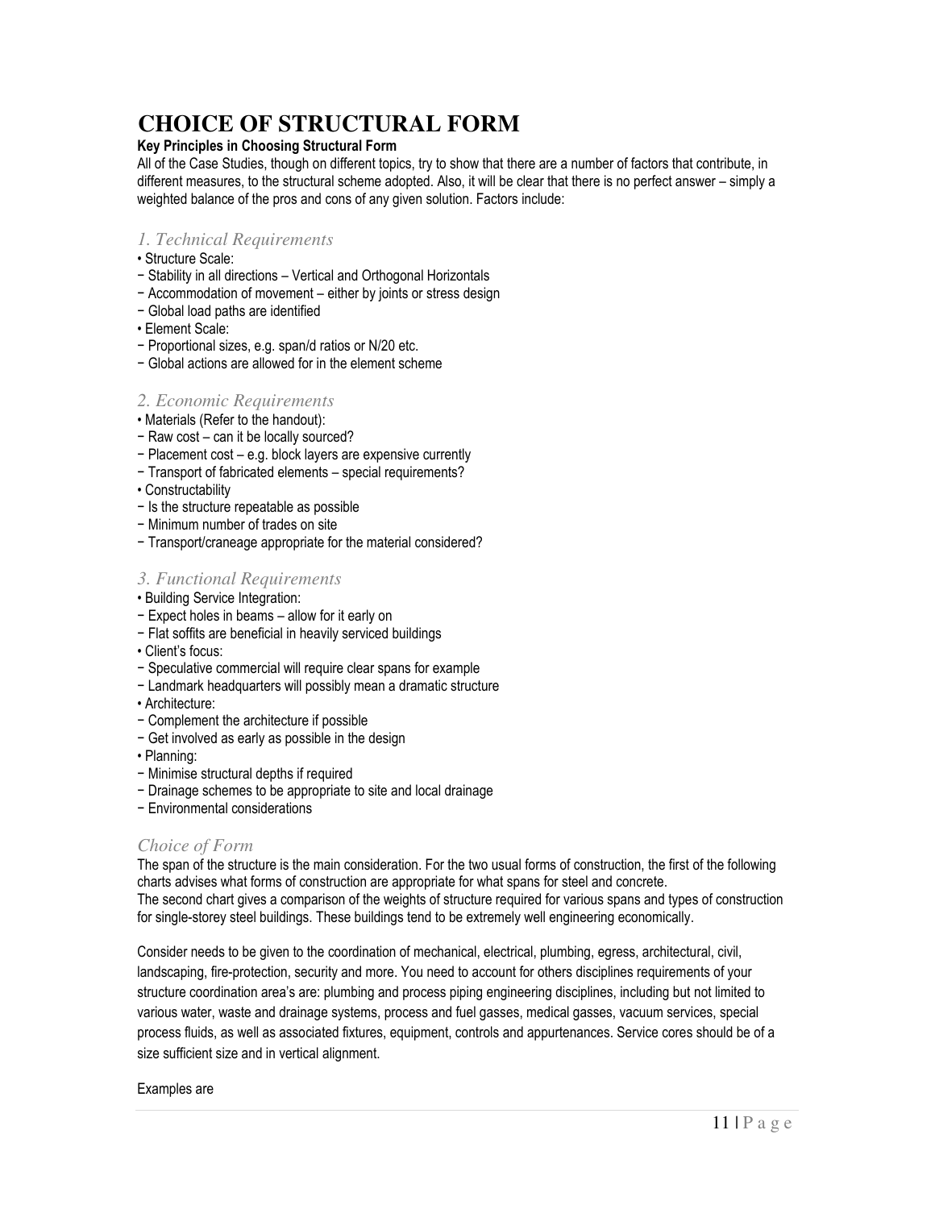# CHOICE OF STRUCTURAL FORM

**Key Principles in Choosing Structural Form**

All of the Case Studies, though on different topics, try to show that there are a number of factors that contribute, in different measures, to the structural scheme adopted. Also, it will be clear that there is no perfect answer – simply a weighted balance of the pros and cons of any given solution. Factors include:

## *1. Technical Requirements*

- Structure Scale:
  - − Stability in all directions – Vertical and Orthogonal Horizontals
  - − Accommodation of movement – either by joints or stress design
  - − Global load paths are identified
- Element Scale:
  - − Proportional sizes, e.g. span/d ratios or N/20 etc.
  - − Global actions are allowed for in the element scheme

## *2. Economic Requirements*

- Materials (Refer to the handout):
  - − Raw cost – can it be locally sourced?
  - − Placement cost – e.g. block layers are expensive currently
  - − Transport of fabricated elements – special requirements?
- Constructability
  - − Is the structure repeatable as possible
  - − Minimum number of trades on site
  - − Transport/craneage appropriate for the material considered?

## *3. Functional Requirements*

- Building Service Integration:
  - − Expect holes in beams – allow for it early on
  - − Flat soffits are beneficial in heavily serviced buildings
- Client's focus:
  - − Speculative commercial will require clear spans for example
  - − Landmark headquarters will possibly mean a dramatic structure
- Architecture:
  - − Complement the architecture if possible
  - − Get involved as early as possible in the design
- Planning:
  - − Minimise structural depths if required
  - − Drainage schemes to be appropriate to site and local drainage
  - − Environmental considerations

## *Choice of Form*

The span of the structure is the main consideration. For the two usual forms of construction, the first of the following charts advises what forms of construction are appropriate for what spans for steel and concrete.
The second chart gives a comparison of the weights of structure required for various spans and types of construction for single-storey steel buildings. These buildings tend to be extremely well engineering economically.

Consider needs to be given to the coordination of mechanical, electrical, plumbing, egress, architectural, civil, landscaping, fire-protection, security and more. You need to account for others disciplines requirements of your structure coordination area's are: plumbing and process piping engineering disciplines, including but not limited to various water, waste and drainage systems, process and fuel gasses, medical gasses, vacuum services, special process fluids, as well as associated fixtures, equipment, controls and appurtenances. Service cores should be of a size sufficient size and in vertical alignment.

Examples are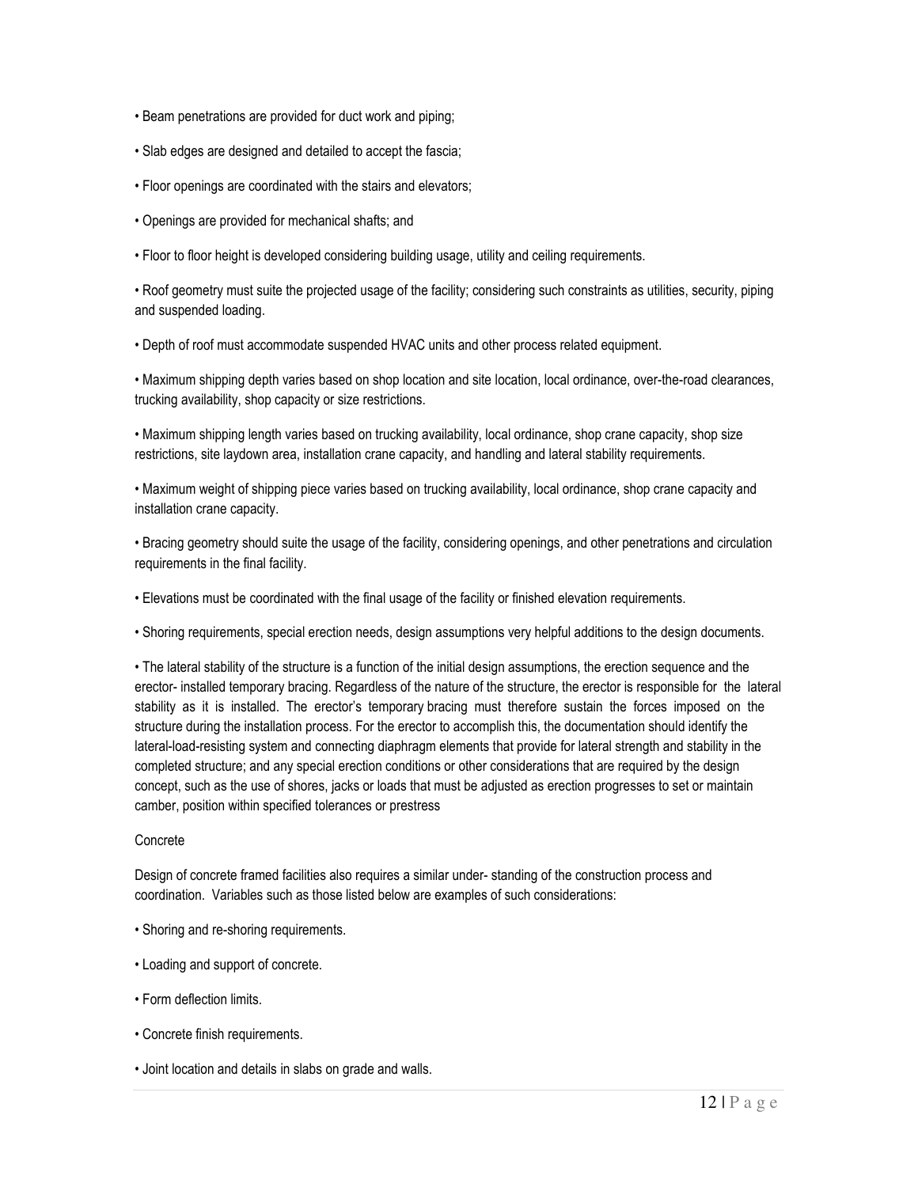- Beam penetrations are provided for duct work and piping;
- Slab edges are designed and detailed to accept the fascia;
- Floor openings are coordinated with the stairs and elevators;
- Openings are provided for mechanical shafts; and
- Floor to floor height is developed considering building usage, utility and ceiling requirements.
- Roof geometry must suite the projected usage of the facility; considering such constraints as utilities, security, piping and suspended loading.
- Depth of roof must accommodate suspended HVAC units and other process related equipment.
- Maximum shipping depth varies based on shop location and site location, local ordinance, over-the-road clearances, trucking availability, shop capacity or size restrictions.
- Maximum shipping length varies based on trucking availability, local ordinance, shop crane capacity, shop size restrictions, site laydown area, installation crane capacity, and handling and lateral stability requirements.
- Maximum weight of shipping piece varies based on trucking availability, local ordinance, shop crane capacity and installation crane capacity.
- Bracing geometry should suite the usage of the facility, considering openings, and other penetrations and circulation requirements in the final facility.
- Elevations must be coordinated with the final usage of the facility or finished elevation requirements.
- Shoring requirements, special erection needs, design assumptions very helpful additions to the design documents.
- The lateral stability of the structure is a function of the initial design assumptions, the erection sequence and the erector- installed temporary bracing. Regardless of the nature of the structure, the erector is responsible for the lateral stability as it is installed. The erector's temporary bracing must therefore sustain the forces imposed on the structure during the installation process. For the erector to accomplish this, the documentation should identify the lateral-load-resisting system and connecting diaphragm elements that provide for lateral strength and stability in the completed structure; and any special erection conditions or other considerations that are required by the design concept, such as the use of shores, jacks or loads that must be adjusted as erection progresses to set or maintain camber, position within specified tolerances or prestress

Concrete

Design of concrete framed facilities also requires a similar under- standing of the construction process and coordination. Variables such as those listed below are examples of such considerations:

- Shoring and re-shoring requirements.
- Loading and support of concrete.
- Form deflection limits.
- Concrete finish requirements.
- Joint location and details in slabs on grade and walls.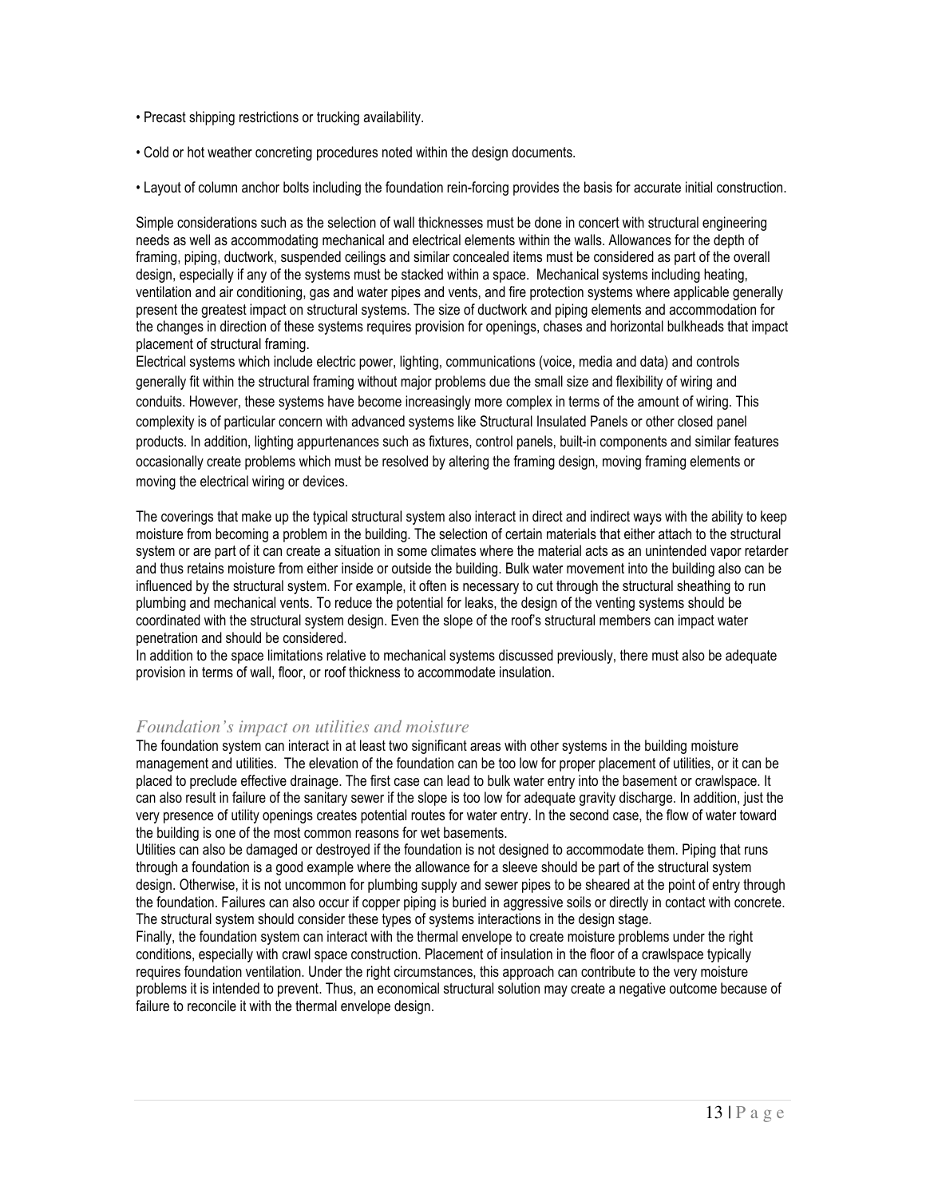- Precast shipping restrictions or trucking availability.
- Cold or hot weather concreting procedures noted within the design documents.
- Layout of column anchor bolts including the foundation rein-forcing provides the basis for accurate initial construction.

Simple considerations such as the selection of wall thicknesses must be done in concert with structural engineering needs as well as accommodating mechanical and electrical elements within the walls. Allowances for the depth of framing, piping, ductwork, suspended ceilings and similar concealed items must be considered as part of the overall design, especially if any of the systems must be stacked within a space. Mechanical systems including heating, ventilation and air conditioning, gas and water pipes and vents, and fire protection systems where applicable generally present the greatest impact on structural systems. The size of ductwork and piping elements and accommodation for the changes in direction of these systems requires provision for openings, chases and horizontal bulkheads that impact placement of structural framing.

Electrical systems which include electric power, lighting, communications (voice, media and data) and controls generally fit within the structural framing without major problems due the small size and flexibility of wiring and conduits. However, these systems have become increasingly more complex in terms of the amount of wiring. This complexity is of particular concern with advanced systems like Structural Insulated Panels or other closed panel products. In addition, lighting appurtenances such as fixtures, control panels, built-in components and similar features occasionally create problems which must be resolved by altering the framing design, moving framing elements or moving the electrical wiring or devices.

The coverings that make up the typical structural system also interact in direct and indirect ways with the ability to keep moisture from becoming a problem in the building. The selection of certain materials that either attach to the structural system or are part of it can create a situation in some climates where the material acts as an unintended vapor retarder and thus retains moisture from either inside or outside the building. Bulk water movement into the building also can be influenced by the structural system. For example, it often is necessary to cut through the structural sheathing to run plumbing and mechanical vents. To reduce the potential for leaks, the design of the venting systems should be coordinated with the structural system design. Even the slope of the roof's structural members can impact water penetration and should be considered.

In addition to the space limitations relative to mechanical systems discussed previously, there must also be adequate provision in terms of wall, floor, or roof thickness to accommodate insulation.

### *Foundation's impact on utilities and moisture*

The foundation system can interact in at least two significant areas with other systems in the building moisture management and utilities. The elevation of the foundation can be too low for proper placement of utilities, or it can be placed to preclude effective drainage. The first case can lead to bulk water entry into the basement or crawlspace. It can also result in failure of the sanitary sewer if the slope is too low for adequate gravity discharge. In addition, just the very presence of utility openings creates potential routes for water entry. In the second case, the flow of water toward the building is one of the most common reasons for wet basements.

Utilities can also be damaged or destroyed if the foundation is not designed to accommodate them. Piping that runs through a foundation is a good example where the allowance for a sleeve should be part of the structural system design. Otherwise, it is not uncommon for plumbing supply and sewer pipes to be sheared at the point of entry through the foundation. Failures can also occur if copper piping is buried in aggressive soils or directly in contact with concrete. The structural system should consider these types of systems interactions in the design stage.

Finally, the foundation system can interact with the thermal envelope to create moisture problems under the right conditions, especially with crawl space construction. Placement of insulation in the floor of a crawlspace typically requires foundation ventilation. Under the right circumstances, this approach can contribute to the very moisture problems it is intended to prevent. Thus, an economical structural solution may create a negative outcome because of failure to reconcile it with the thermal envelope design.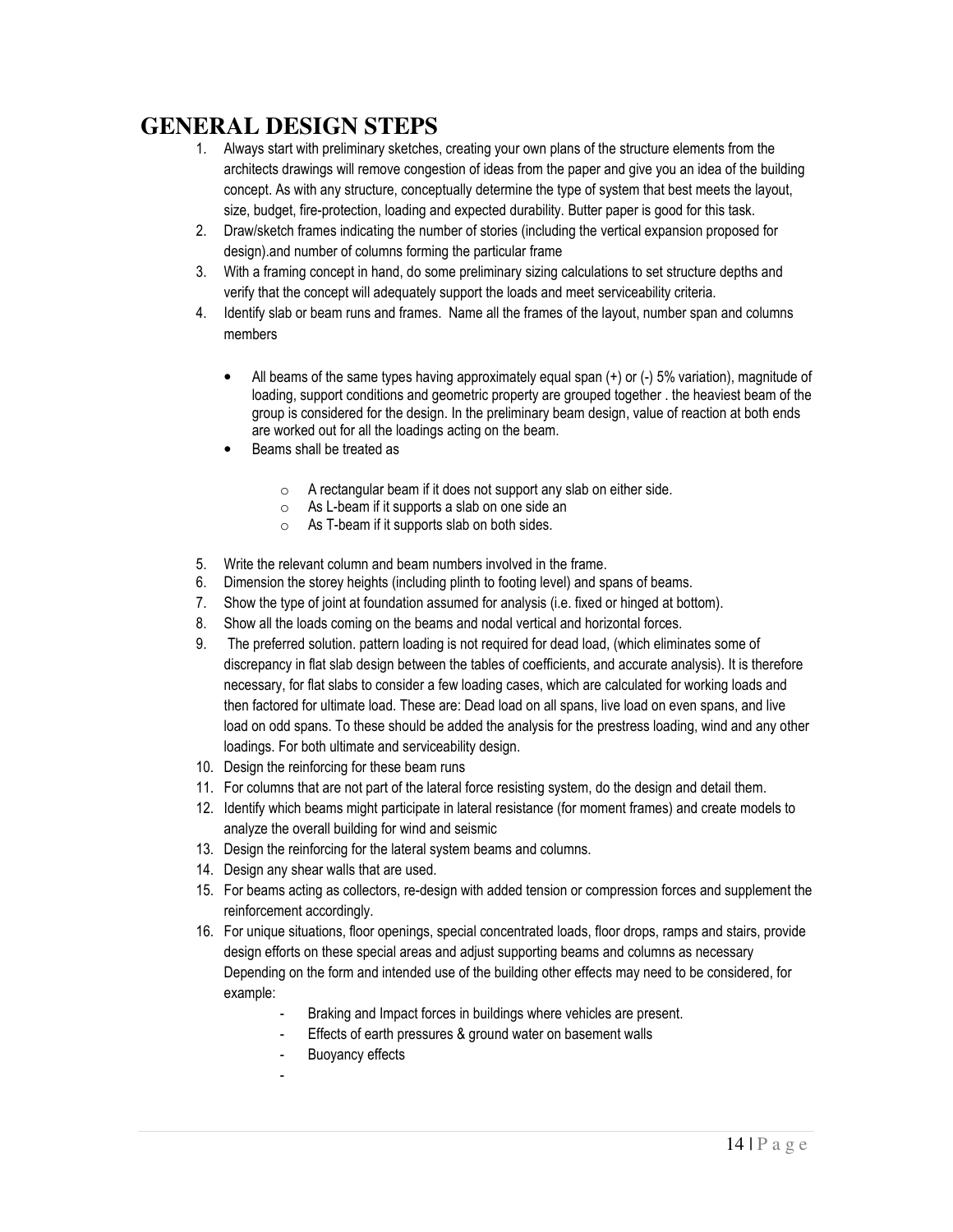# GENERAL DESIGN STEPS

1. Always start with preliminary sketches, creating your own plans of the structure elements from the architects drawings will remove congestion of ideas from the paper and give you an idea of the building concept. As with any structure, conceptually determine the type of system that best meets the layout, size, budget, fire-protection, loading and expected durability. Butter paper is good for this task.
2. Draw/sketch frames indicating the number of stories (including the vertical expansion proposed for design).and number of columns forming the particular frame
3. With a framing concept in hand, do some preliminary sizing calculations to set structure depths and verify that the concept will adequately support the loads and meet serviceability criteria.
4. Identify slab or beam runs and frames. Name all the frames of the layout, number span and columns members

   - All beams of the same types having approximately equal span (+) or (-) 5% variation), magnitude of loading, support conditions and geometric property are grouped together . the heaviest beam of the group is considered for the design. In the preliminary beam design, value of reaction at both ends are worked out for all the loadings acting on the beam.
   - Beams shall be treated as

     - A rectangular beam if it does not support any slab on either side.
     - As L-beam if it supports a slab on one side an
     - As T-beam if it supports slab on both sides.

5. Write the relevant column and beam numbers involved in the frame.
6. Dimension the storey heights (including plinth to footing level) and spans of beams.
7. Show the type of joint at foundation assumed for analysis (i.e. fixed or hinged at bottom).
8. Show all the loads coming on the beams and nodal vertical and horizontal forces.
9. The preferred solution. pattern loading is not required for dead load, (which eliminates some of discrepancy in flat slab design between the tables of coefficients, and accurate analysis). It is therefore necessary, for flat slabs to consider a few loading cases, which are calculated for working loads and then factored for ultimate load. These are: Dead load on all spans, live load on even spans, and live load on odd spans. To these should be added the analysis for the prestress loading, wind and any other loadings. For both ultimate and serviceability design.
10. Design the reinforcing for these beam runs
11. For columns that are not part of the lateral force resisting system, do the design and detail them.
12. Identify which beams might participate in lateral resistance (for moment frames) and create models to analyze the overall building for wind and seismic
13. Design the reinforcing for the lateral system beams and columns.
14. Design any shear walls that are used.
15. For beams acting as collectors, re-design with added tension or compression forces and supplement the reinforcement accordingly.
16. For unique situations, floor openings, special concentrated loads, floor drops, ramps and stairs, provide design efforts on these special areas and adjust supporting beams and columns as necessary Depending on the form and intended use of the building other effects may need to be considered, for example:

    - Braking and Impact forces in buildings where vehicles are present.
    - Effects of earth pressures & ground water on basement walls
    - Buoyancy effects
    -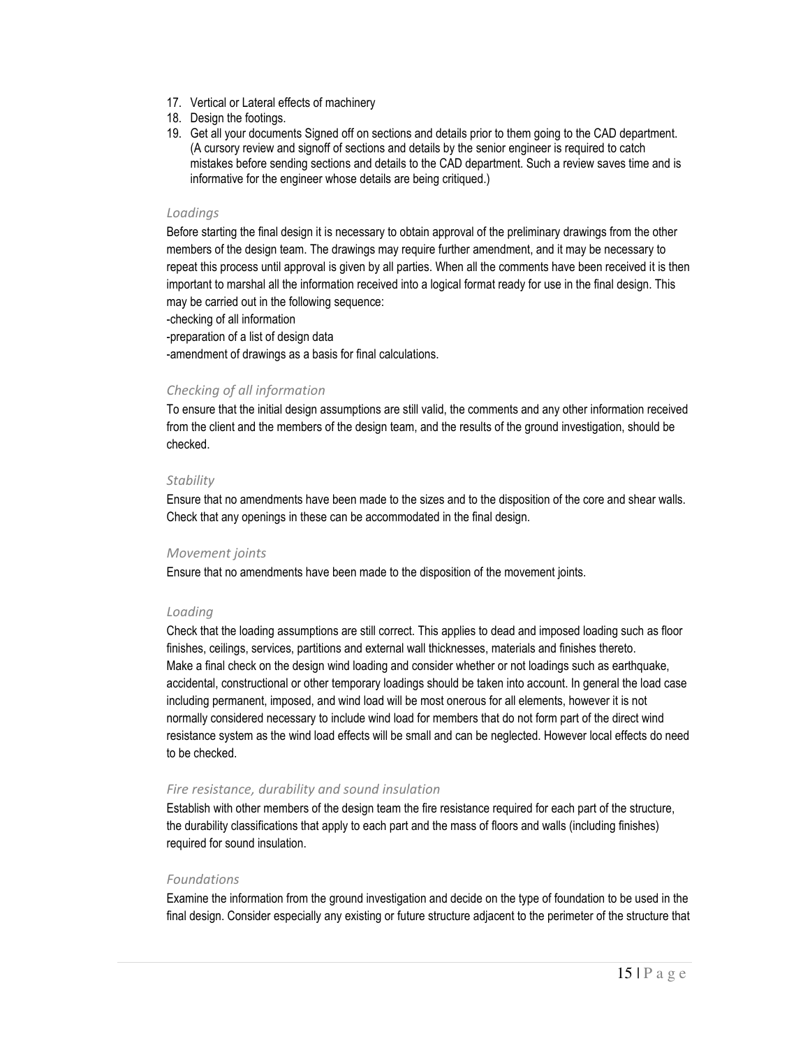17. Vertical or Lateral effects of machinery
18. Design the footings.
19. Get all your documents Signed off on sections and details prior to them going to the CAD department. (A cursory review and signoff of sections and details by the senior engineer is required to catch mistakes before sending sections and details to the CAD department. Such a review saves time and is informative for the engineer whose details are being critiqued.)

### *Loadings*

Before starting the final design it is necessary to obtain approval of the preliminary drawings from the other members of the design team. The drawings may require further amendment, and it may be necessary to repeat this process until approval is given by all parties. When all the comments have been received it is then important to marshal all the information received into a logical format ready for use in the final design. This may be carried out in the following sequence:

-checking of all information

-preparation of a list of design data

-amendment of drawings as a basis for final calculations.

### *Checking of all information*

To ensure that the initial design assumptions are still valid, the comments and any other information received from the client and the members of the design team, and the results of the ground investigation, should be checked.

### *Stability*

Ensure that no amendments have been made to the sizes and to the disposition of the core and shear walls. Check that any openings in these can be accommodated in the final design.

### *Movement joints*

Ensure that no amendments have been made to the disposition of the movement joints.

### *Loading*

Check that the loading assumptions are still correct. This applies to dead and imposed loading such as floor finishes, ceilings, services, partitions and external wall thicknesses, materials and finishes thereto.
Make a final check on the design wind loading and consider whether or not loadings such as earthquake, accidental, constructional or other temporary loadings should be taken into account. In general the load case including permanent, imposed, and wind load will be most onerous for all elements, however it is not normally considered necessary to include wind load for members that do not form part of the direct wind resistance system as the wind load effects will be small and can be neglected. However local effects do need to be checked.

### *Fire resistance, durability and sound insulation*

Establish with other members of the design team the fire resistance required for each part of the structure, the durability classifications that apply to each part and the mass of floors and walls (including finishes) required for sound insulation.

### *Foundations*

Examine the information from the ground investigation and decide on the type of foundation to be used in the final design. Consider especially any existing or future structure adjacent to the perimeter of the structure that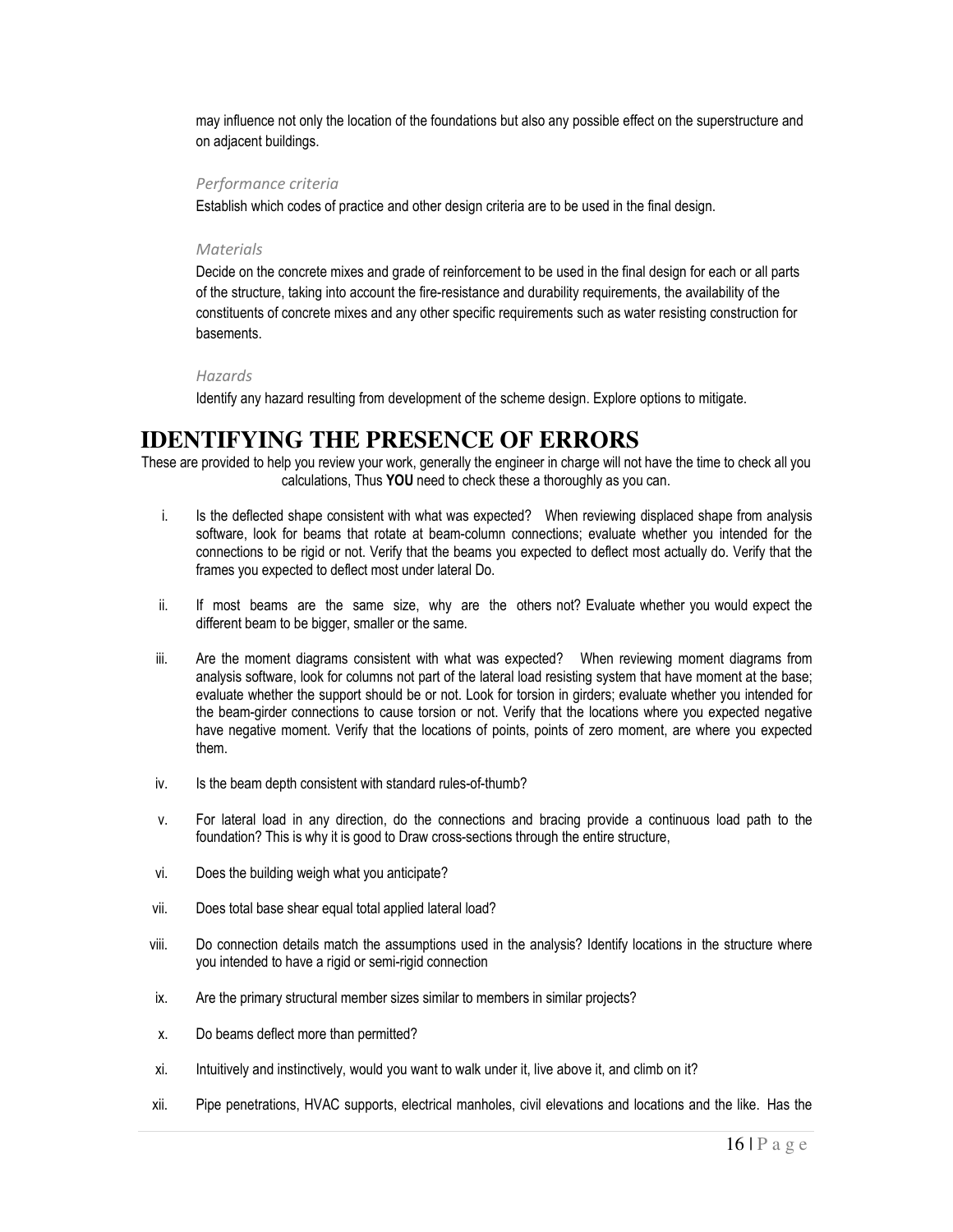may influence not only the location of the foundations but also any possible effect on the superstructure and on adjacent buildings.

*Performance criteria*

Establish which codes of practice and other design criteria are to be used in the final design.

*Materials*

Decide on the concrete mixes and grade of reinforcement to be used in the final design for each or all parts of the structure, taking into account the fire-resistance and durability requirements, the availability of the constituents of concrete mixes and any other specific requirements such as water resisting construction for basements.

*Hazards*

Identify any hazard resulting from development of the scheme design. Explore options to mitigate.

# IDENTIFYING THE PRESENCE OF ERRORS

These are provided to help you review your work, generally the engineer in charge will not have the time to check all you calculations, Thus **YOU** need to check these a thoroughly as you can.

i. Is the deflected shape consistent with what was expected? When reviewing displaced shape from analysis software, look for beams that rotate at beam-column connections; evaluate whether you intended for the connections to be rigid or not. Verify that the beams you expected to deflect most actually do. Verify that the frames you expected to deflect most under lateral Do.

ii. If most beams are the same size, why are the others not? Evaluate whether you would expect the different beam to be bigger, smaller or the same.

iii. Are the moment diagrams consistent with what was expected? When reviewing moment diagrams from analysis software, look for columns not part of the lateral load resisting system that have moment at the base; evaluate whether the support should be or not. Look for torsion in girders; evaluate whether you intended for the beam-girder connections to cause torsion or not. Verify that the locations where you expected negative have negative moment. Verify that the locations of points, points of zero moment, are where you expected them.

iv. Is the beam depth consistent with standard rules-of-thumb?

v. For lateral load in any direction, do the connections and bracing provide a continuous load path to the foundation? This is why it is good to Draw cross-sections through the entire structure,

vi. Does the building weigh what you anticipate?

vii. Does total base shear equal total applied lateral load?

viii. Do connection details match the assumptions used in the analysis? Identify locations in the structure where you intended to have a rigid or semi-rigid connection

ix. Are the primary structural member sizes similar to members in similar projects?

x. Do beams deflect more than permitted?

xi. Intuitively and instinctively, would you want to walk under it, live above it, and climb on it?

xii. Pipe penetrations, HVAC supports, electrical manholes, civil elevations and locations and the like. Has the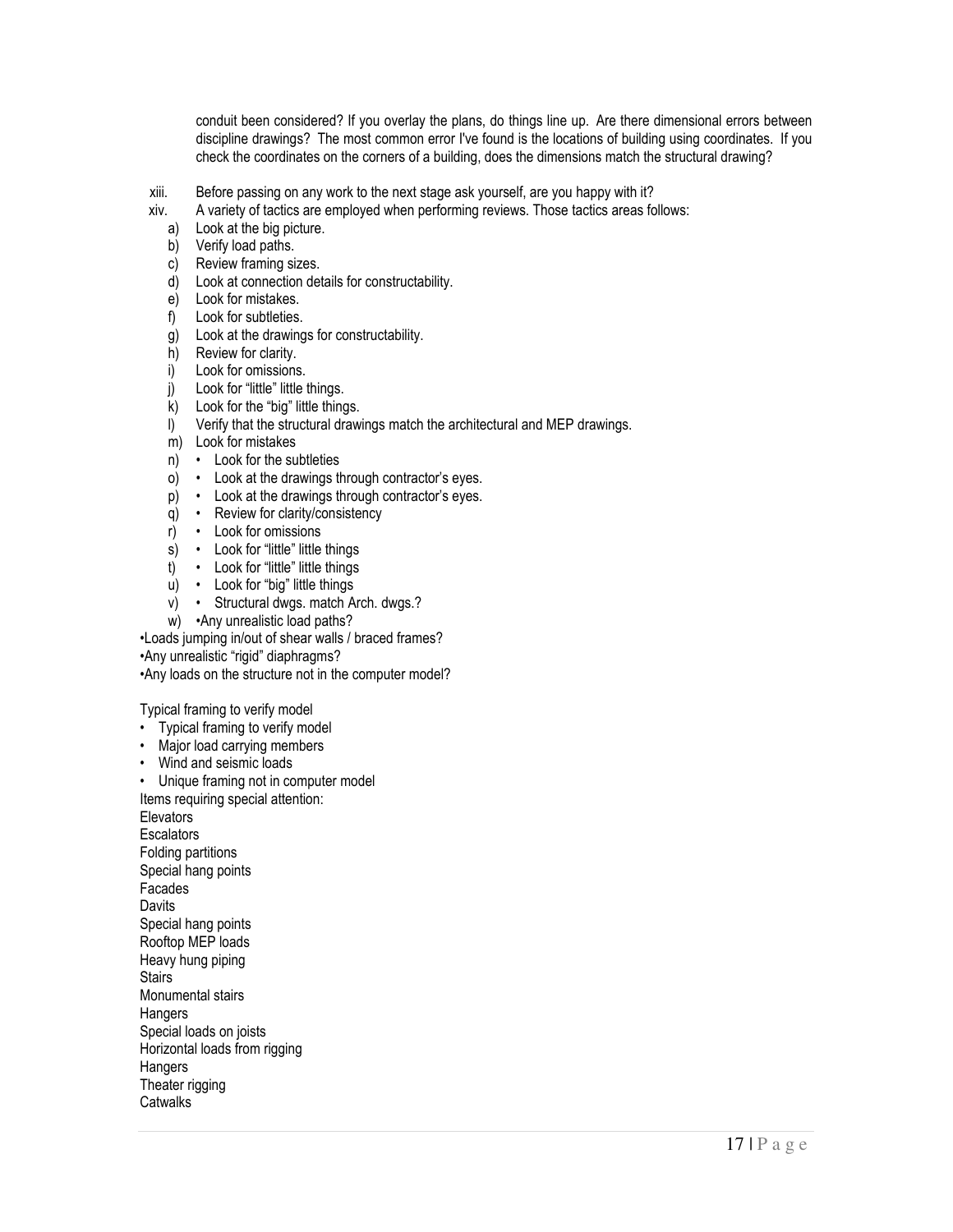conduit been considered? If you overlay the plans, do things line up. Are there dimensional errors between discipline drawings? The most common error I've found is the locations of building using coordinates. If you check the coordinates on the corners of a building, does the dimensions match the structural drawing?

xiii. Before passing on any work to the next stage ask yourself, are you happy with it?

xiv. A variety of tactics are employed when performing reviews. Those tactics areas follows:

a) Look at the big picture.
b) Verify load paths.
c) Review framing sizes.
d) Look at connection details for constructability.
e) Look for mistakes.
f) Look for subtleties.
g) Look at the drawings for constructability.
h) Review for clarity.
i) Look for omissions.
j) Look for "little" little things.
k) Look for the "big" little things.
l) Verify that the structural drawings match the architectural and MEP drawings.
m) Look for mistakes
n) • Look for the subtleties
o) • Look at the drawings through contractor's eyes.
p) • Look at the drawings through contractor's eyes.
q) • Review for clarity/consistency
r) • Look for omissions
s) • Look for "little" little things
t) • Look for "little" little things
u) • Look for "big" little things
v) • Structural dwgs. match Arch. dwgs.?
w) •Any unrealistic load paths?

•Loads jumping in/out of shear walls / braced frames?
•Any unrealistic "rigid" diaphragms?
•Any loads on the structure not in the computer model?

Typical framing to verify model

- Typical framing to verify model
- Major load carrying members
- Wind and seismic loads
- Unique framing not in computer model

Items requiring special attention:
Elevators
Escalators
Folding partitions
Special hang points
Facades
Davits
Special hang points
Rooftop MEP loads
Heavy hung piping
Stairs
Monumental stairs
Hangers
Special loads on joists
Horizontal loads from rigging
Hangers
Theater rigging
Catwalks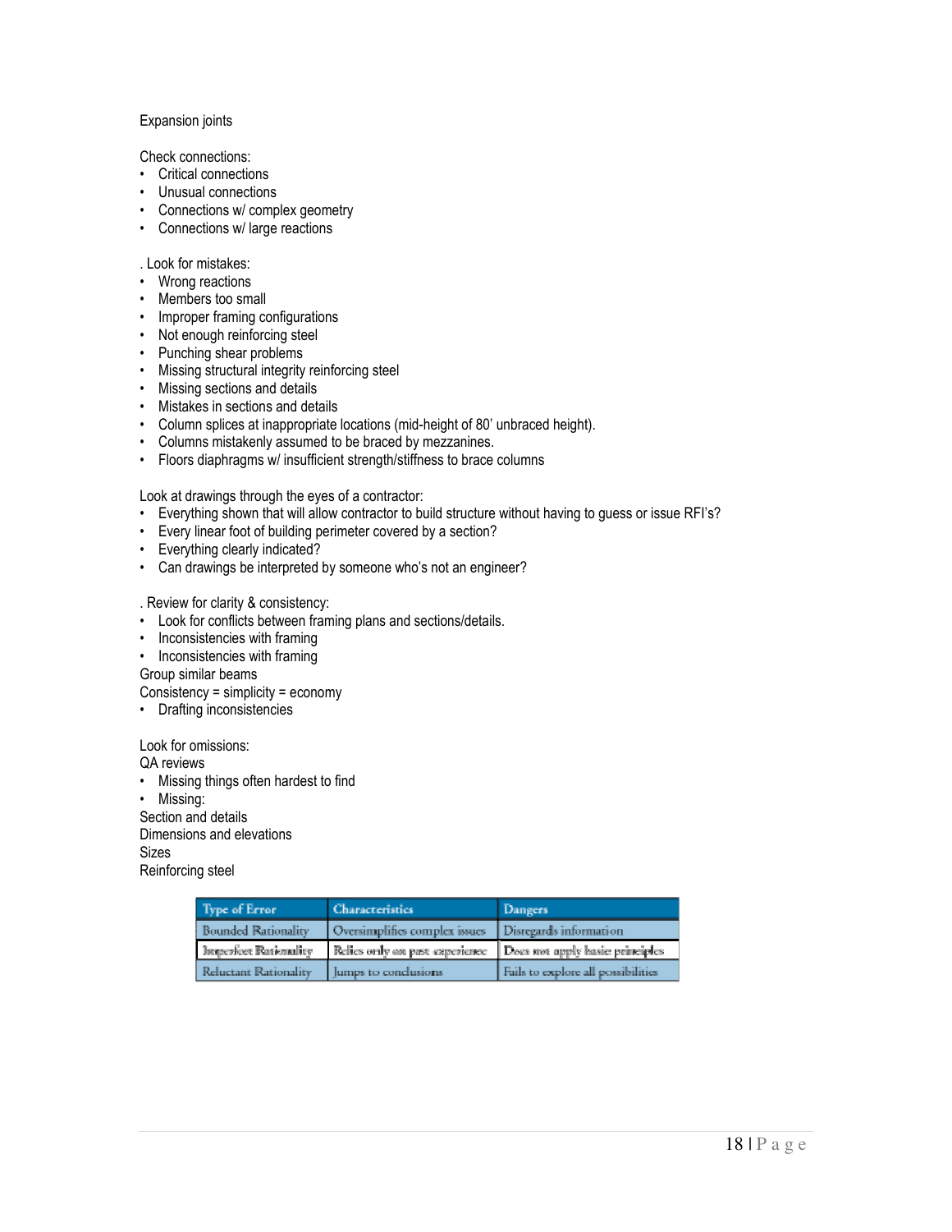Expansion joints

Check connections:

- Critical connections
- Unusual connections
- Connections w/ complex geometry
- Connections w/ large reactions

. Look for mistakes:

- Wrong reactions
- Members too small
- Improper framing configurations
- Not enough reinforcing steel
- Punching shear problems
- Missing structural integrity reinforcing steel
- Missing sections and details
- Mistakes in sections and details
- Column splices at inappropriate locations (mid-height of 80' unbraced height).
- Columns mistakenly assumed to be braced by mezzanines.
- Floors diaphragms w/ insufficient strength/stiffness to brace columns

Look at drawings through the eyes of a contractor:

- Everything shown that will allow contractor to build structure without having to guess or issue RFI's?
- Every linear foot of building perimeter covered by a section?
- Everything clearly indicated?
- Can drawings be interpreted by someone who's not an engineer?

. Review for clarity & consistency:

- Look for conflicts between framing plans and sections/details.
- Inconsistencies with framing
- Inconsistencies with framing

Group similar beams

Consistency = simplicity = economy

- Drafting inconsistencies

Look for omissions:

QA reviews

- Missing things often hardest to find
- Missing:

Section and details

Dimensions and elevations

Sizes

Reinforcing steel

| Type of Error | Characteristics | Dangers |
| --- | --- | --- |
| Bounded Rationality | Oversimplifies complex issues | Disregards information |
| Imperfect Rationality | Relies only on past experience | Does not apply basic principles |
| Reluctant Rationality | Jumps to conclusions | Fails to explore all possibilities |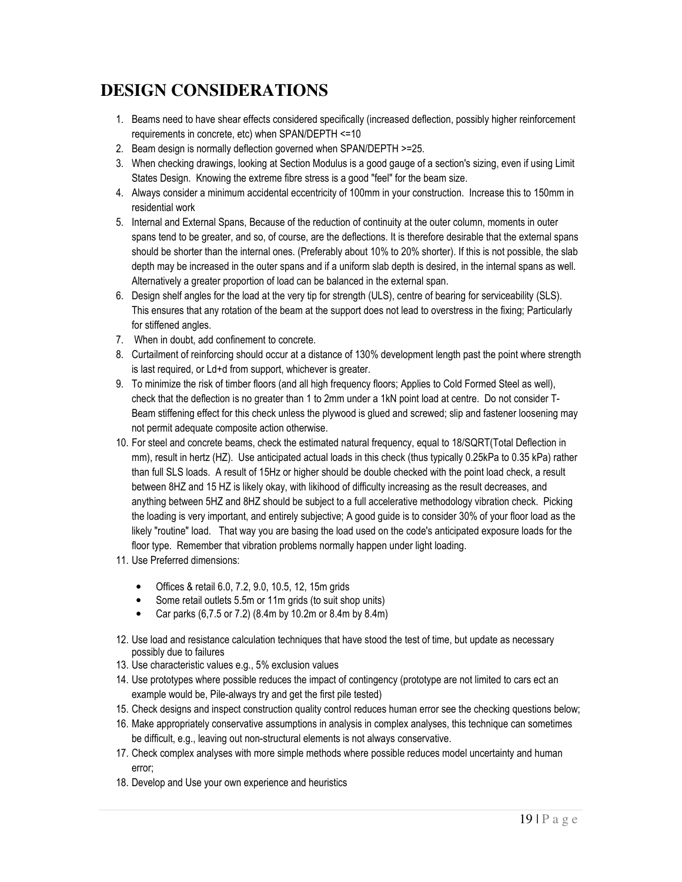# DESIGN CONSIDERATIONS

1. Beams need to have shear effects considered specifically (increased deflection, possibly higher reinforcement requirements in concrete, etc) when SPAN/DEPTH <=10
2. Beam design is normally deflection governed when SPAN/DEPTH >=25.
3. When checking drawings, looking at Section Modulus is a good gauge of a section's sizing, even if using Limit States Design. Knowing the extreme fibre stress is a good "feel" for the beam size.
4. Always consider a minimum accidental eccentricity of 100mm in your construction. Increase this to 150mm in residential work
5. Internal and External Spans, Because of the reduction of continuity at the outer column, moments in outer spans tend to be greater, and so, of course, are the deflections. It is therefore desirable that the external spans should be shorter than the internal ones. (Preferably about 10% to 20% shorter). If this is not possible, the slab depth may be increased in the outer spans and if a uniform slab depth is desired, in the internal spans as well. Alternatively a greater proportion of load can be balanced in the external span.
6. Design shelf angles for the load at the very tip for strength (ULS), centre of bearing for serviceability (SLS). This ensures that any rotation of the beam at the support does not lead to overstress in the fixing; Particularly for stiffened angles.
7. When in doubt, add confinement to concrete.
8. Curtailment of reinforcing should occur at a distance of 130% development length past the point where strength is last required, or Ld+d from support, whichever is greater.
9. To minimize the risk of timber floors (and all high frequency floors; Applies to Cold Formed Steel as well), check that the deflection is no greater than 1 to 2mm under a 1kN point load at centre. Do not consider T-Beam stiffening effect for this check unless the plywood is glued and screwed; slip and fastener loosening may not permit adequate composite action otherwise.
10. For steel and concrete beams, check the estimated natural frequency, equal to 18/SQRT(Total Deflection in mm), result in hertz (HZ). Use anticipated actual loads in this check (thus typically 0.25kPa to 0.35 kPa) rather than full SLS loads. A result of 15Hz or higher should be double checked with the point load check, a result between 8HZ and 15 HZ is likely okay, with likihood of difficulty increasing as the result decreases, and anything between 5HZ and 8HZ should be subject to a full accelerative methodology vibration check. Picking the loading is very important, and entirely subjective; A good guide is to consider 30% of your floor load as the likely "routine" load. That way you are basing the load used on the code's anticipated exposure loads for the floor type. Remember that vibration problems normally happen under light loading.
11. Use Preferred dimensions:
    - Offices & retail 6.0, 7.2, 9.0, 10.5, 12, 15m grids
    - Some retail outlets 5.5m or 11m grids (to suit shop units)
    - Car parks (6,7.5 or 7.2) (8.4m by 10.2m or 8.4m by 8.4m)
12. Use load and resistance calculation techniques that have stood the test of time, but update as necessary possibly due to failures
13. Use characteristic values e.g., 5% exclusion values
14. Use prototypes where possible reduces the impact of contingency (prototype are not limited to cars ect an example would be, Pile-always try and get the first pile tested)
15. Check designs and inspect construction quality control reduces human error see the checking questions below;
16. Make appropriately conservative assumptions in analysis in complex analyses, this technique can sometimes be difficult, e.g., leaving out non-structural elements is not always conservative.
17. Check complex analyses with more simple methods where possible reduces model uncertainty and human error;
18. Develop and Use your own experience and heuristics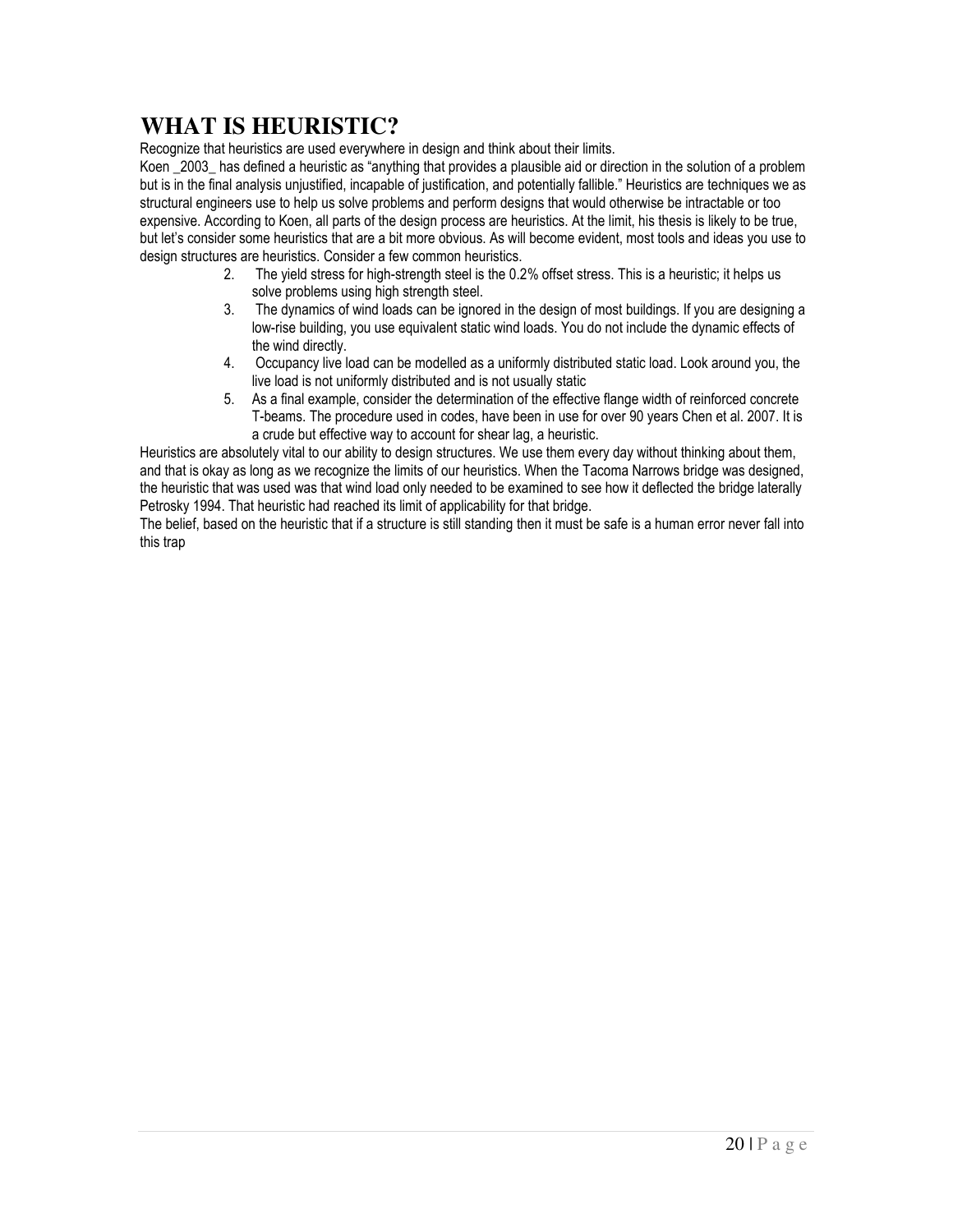# WHAT IS HEURISTIC?

Recognize that heuristics are used everywhere in design and think about their limits.

Koen _2003_ has defined a heuristic as "anything that provides a plausible aid or direction in the solution of a problem but is in the final analysis unjustified, incapable of justification, and potentially fallible." Heuristics are techniques we as structural engineers use to help us solve problems and perform designs that would otherwise be intractable or too expensive. According to Koen, all parts of the design process are heuristics. At the limit, his thesis is likely to be true, but let's consider some heuristics that are a bit more obvious. As will become evident, most tools and ideas you use to design structures are heuristics. Consider a few common heuristics.

2. The yield stress for high-strength steel is the 0.2% offset stress. This is a heuristic; it helps us solve problems using high strength steel.
3. The dynamics of wind loads can be ignored in the design of most buildings. If you are designing a low-rise building, you use equivalent static wind loads. You do not include the dynamic effects of the wind directly.
4. Occupancy live load can be modelled as a uniformly distributed static load. Look around you, the live load is not uniformly distributed and is not usually static
5. As a final example, consider the determination of the effective flange width of reinforced concrete T-beams. The procedure used in codes, have been in use for over 90 years Chen et al. 2007. It is a crude but effective way to account for shear lag, a heuristic.

Heuristics are absolutely vital to our ability to design structures. We use them every day without thinking about them, and that is okay as long as we recognize the limits of our heuristics. When the Tacoma Narrows bridge was designed, the heuristic that was used was that wind load only needed to be examined to see how it deflected the bridge laterally Petrosky 1994. That heuristic had reached its limit of applicability for that bridge.

The belief, based on the heuristic that if a structure is still standing then it must be safe is a human error never fall into this trap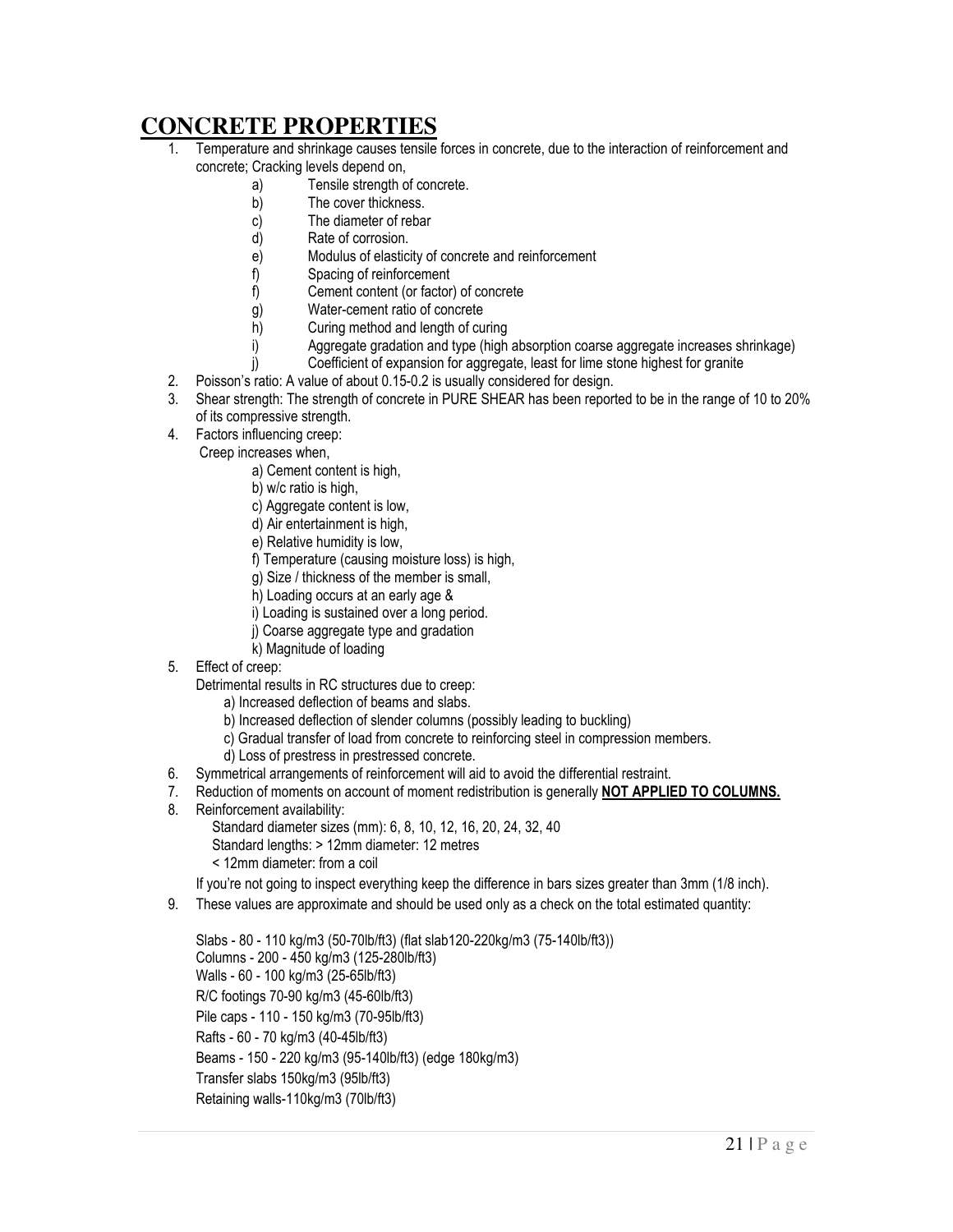# CONCRETE PROPERTIES

1. Temperature and shrinkage causes tensile forces in concrete, due to the interaction of reinforcement and concrete; Cracking levels depend on,
   - a) Tensile strength of concrete.
   - b) The cover thickness.
   - c) The diameter of rebar
   - d) Rate of corrosion.
   - e) Modulus of elasticity of concrete and reinforcement
   - f) Spacing of reinforcement
   - f) Cement content (or factor) of concrete
   - g) Water-cement ratio of concrete
   - h) Curing method and length of curing
   - i) Aggregate gradation and type (high absorption coarse aggregate increases shrinkage)
   - j) Coefficient of expansion for aggregate, least for lime stone highest for granite
2. Poisson's ratio: A value of about 0.15-0.2 is usually considered for design.
3. Shear strength: The strength of concrete in PURE SHEAR has been reported to be in the range of 10 to 20% of its compressive strength.
4. Factors influencing creep:

   Creep increases when,
   - a) Cement content is high,
   - b) w/c ratio is high,
   - c) Aggregate content is low,
   - d) Air entertainment is high,
   - e) Relative humidity is low,
   - f) Temperature (causing moisture loss) is high,
   - g) Size / thickness of the member is small,
   - h) Loading occurs at an early age &
   - i) Loading is sustained over a long period.
   - j) Coarse aggregate type and gradation
   - k) Magnitude of loading
5. Effect of creep:

   Detrimental results in RC structures due to creep:
   - a) Increased deflection of beams and slabs.
   - b) Increased deflection of slender columns (possibly leading to buckling)
   - c) Gradual transfer of load from concrete to reinforcing steel in compression members.
   - d) Loss of prestress in prestressed concrete.
6. Symmetrical arrangements of reinforcement will aid to avoid the differential restraint.
7. Reduction of moments on account of moment redistribution is generally **NOT APPLIED TO COLUMNS.**
8. Reinforcement availability:

   Standard diameter sizes (mm): 6, 8, 10, 12, 16, 20, 24, 32, 40

   Standard lengths: > 12mm diameter: 12 metres

   < 12mm diameter: from a coil

   If you're not going to inspect everything keep the difference in bars sizes greater than 3mm (1/8 inch).
9. These values are approximate and should be used only as a check on the total estimated quantity:

   Slabs - 80 - 110 kg/m3 (50-70lb/ft3) (flat slab120-220kg/m3 (75-140lb/ft3))

   Columns - 200 - 450 kg/m3 (125-280lb/ft3)

   Walls - 60 - 100 kg/m3 (25-65lb/ft3)

   R/C footings 70-90 kg/m3 (45-60lb/ft3)

   Pile caps - 110 - 150 kg/m3 (70-95lb/ft3)

   Rafts - 60 - 70 kg/m3 (40-45lb/ft3)

   Beams - 150 - 220 kg/m3 (95-140lb/ft3) (edge 180kg/m3)

   Transfer slabs 150kg/m3 (95lb/ft3)

   Retaining walls-110kg/m3 (70lb/ft3)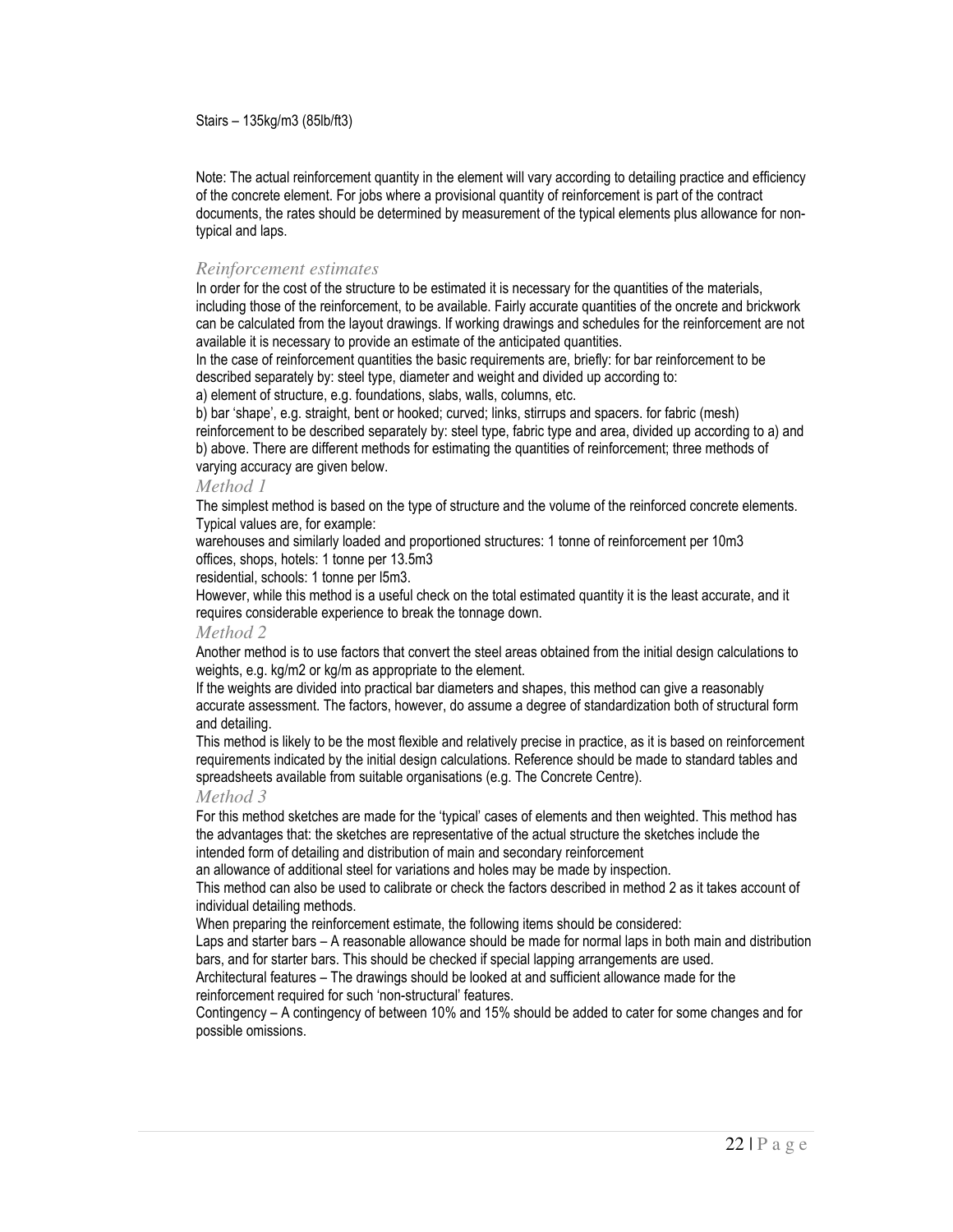Stairs – 135kg/m3 (85lb/ft3)

Note: The actual reinforcement quantity in the element will vary according to detailing practice and efficiency of the concrete element. For jobs where a provisional quantity of reinforcement is part of the contract documents, the rates should be determined by measurement of the typical elements plus allowance for non-typical and laps.

### *Reinforcement estimates*

In order for the cost of the structure to be estimated it is necessary for the quantities of the materials, including those of the reinforcement, to be available. Fairly accurate quantities of the oncrete and brickwork can be calculated from the layout drawings. If working drawings and schedules for the reinforcement are not available it is necessary to provide an estimate of the anticipated quantities.

In the case of reinforcement quantities the basic requirements are, briefly: for bar reinforcement to be described separately by: steel type, diameter and weight and divided up according to:

a) element of structure, e.g. foundations, slabs, walls, columns, etc.

b) bar 'shape', e.g. straight, bent or hooked; curved; links, stirrups and spacers. for fabric (mesh) reinforcement to be described separately by: steel type, fabric type and area, divided up according to a) and b) above. There are different methods for estimating the quantities of reinforcement; three methods of varying accuracy are given below.

#### *Method 1*

The simplest method is based on the type of structure and the volume of the reinforced concrete elements. Typical values are, for example:

warehouses and similarly loaded and proportioned structures: 1 tonne of reinforcement per 10m3

offices, shops, hotels: 1 tonne per 13.5m3

residential, schools: 1 tonne per l5m3.

However, while this method is a useful check on the total estimated quantity it is the least accurate, and it requires considerable experience to break the tonnage down.

#### *Method 2*

Another method is to use factors that convert the steel areas obtained from the initial design calculations to weights, e.g. kg/m2 or kg/m as appropriate to the element.

If the weights are divided into practical bar diameters and shapes, this method can give a reasonably accurate assessment. The factors, however, do assume a degree of standardization both of structural form and detailing.

This method is likely to be the most flexible and relatively precise in practice, as it is based on reinforcement requirements indicated by the initial design calculations. Reference should be made to standard tables and spreadsheets available from suitable organisations (e.g. The Concrete Centre).

#### *Method 3*

For this method sketches are made for the 'typical' cases of elements and then weighted. This method has the advantages that: the sketches are representative of the actual structure the sketches include the intended form of detailing and distribution of main and secondary reinforcement

an allowance of additional steel for variations and holes may be made by inspection.

This method can also be used to calibrate or check the factors described in method 2 as it takes account of individual detailing methods.

When preparing the reinforcement estimate, the following items should be considered:

Laps and starter bars – A reasonable allowance should be made for normal laps in both main and distribution bars, and for starter bars. This should be checked if special lapping arrangements are used.

Architectural features – The drawings should be looked at and sufficient allowance made for the reinforcement required for such 'non-structural' features.

Contingency – A contingency of between 10% and 15% should be added to cater for some changes and for possible omissions.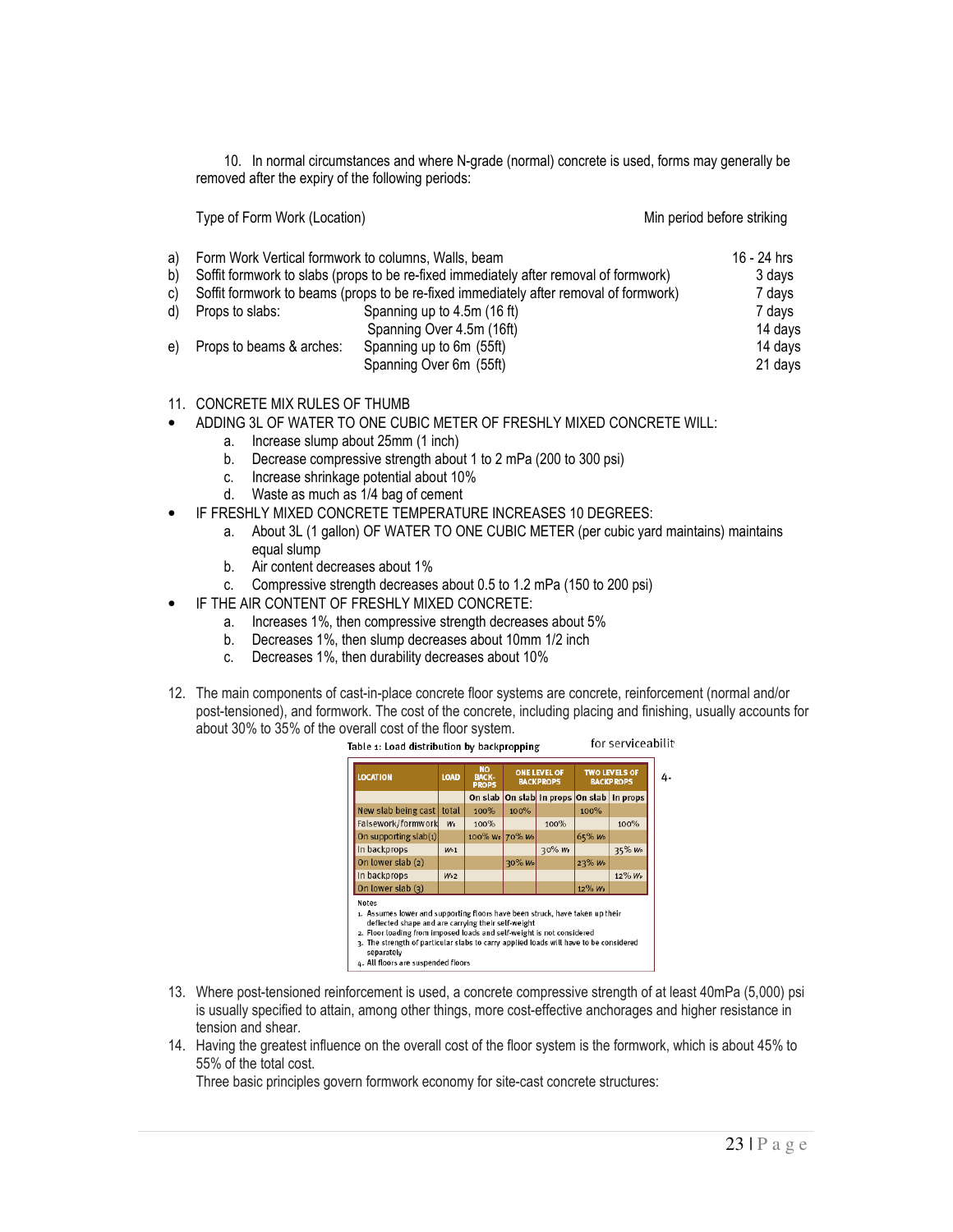10. In normal circumstances and where N-grade (normal) concrete is used, forms may generally be removed after the expiry of the following periods:

| | Type of Form Work (Location) | | Min period before striking |
|---|---|---|---|
| a) | Form Work Vertical formwork to columns, Walls, beam | | 16 - 24 hrs |
| b) | Soffit formwork to slabs (props to be re-fixed immediately after removal of formwork) | | 3 days |
| c) | Soffit formwork to beams (props to be re-fixed immediately after removal of formwork) | | 7 days |
| d) | Props to slabs: | Spanning up to 4.5m (16 ft) | 7 days |
| | | Spanning Over 4.5m (16ft) | 14 days |
| e) | Props to beams & arches: | Spanning up to 6m (55ft) | 14 days |
| | | Spanning Over 6m (55ft) | 21 days |

11. CONCRETE MIX RULES OF THUMB

- ADDING 3L OF WATER TO ONE CUBIC METER OF FRESHLY MIXED CONCRETE WILL:
  a. Increase slump about 25mm (1 inch)
  b. Decrease compressive strength about 1 to 2 mPa (200 to 300 psi)
  c. Increase shrinkage potential about 10%
  d. Waste as much as 1/4 bag of cement
- IF FRESHLY MIXED CONCRETE TEMPERATURE INCREASES 10 DEGREES:
  a. About 3L (1 gallon) OF WATER TO ONE CUBIC METER (per cubic yard maintains) maintains equal slump
  b. Air content decreases about 1%
  c. Compressive strength decreases about 0.5 to 1.2 mPa (150 to 200 psi)
- IF THE AIR CONTENT OF FRESHLY MIXED CONCRETE:
  a. Increases 1%, then compressive strength decreases about 5%
  b. Decreases 1%, then slump decreases about 10mm 1/2 inch
  c. Decreases 1%, then durability decreases about 10%

12. The main components of cast-in-place concrete floor systems are concrete, reinforcement (normal and/or post-tensioned), and formwork. The cost of the concrete, including placing and finishing, usually accounts for about 30% to 35% of the overall cost of the floor system.

Table 1: Load distribution by backpropping

| LOCATION | LOAD | NO BACK-PROPS | ONE LEVEL OF BACKPROPS | | TWO LEVELS OF BACKPROPS | |
|---|---|---|---|---|---|---|
| | | On slab | On slab | In props | On slab | In props |
| New slab being cast | total | 100% | 100% | | 100% | |
| Falsework/formwork | $W_t$ | 100% | | 100% | | 100% |
| On supporting slab(1) | | 100% $W_t$ | 70% $W_t$ | | 65% $W_t$ | |
| In backprops | $W_{b}1$ | | | 30% $W_t$ | | 35% $W_t$ |
| On lower slab (2) | | | 30% $W_t$ | | 23% $W_t$ | |
| In backprops | $W_{b}2$ | | | | | 12% $W_t$ |
| On lower slab (3) | | | | | 12% $W_t$ | |

Notes
1. Assumes lower and supporting floors have been struck, have taken up their deflected shape and are carrying their self-weight
2. Floor loading from imposed loads and self-weight is not considered
3. The strength of particular slabs to carry applied loads will have to be considered separately
4. All floors are suspended floors

13. Where post-tensioned reinforcement is used, a concrete compressive strength of at least 40mPa (5,000) psi is usually specified to attain, among other things, more cost-effective anchorages and higher resistance in tension and shear.
14. Having the greatest influence on the overall cost of the floor system is the formwork, which is about 45% to 55% of the total cost.
    Three basic principles govern formwork economy for site-cast concrete structures: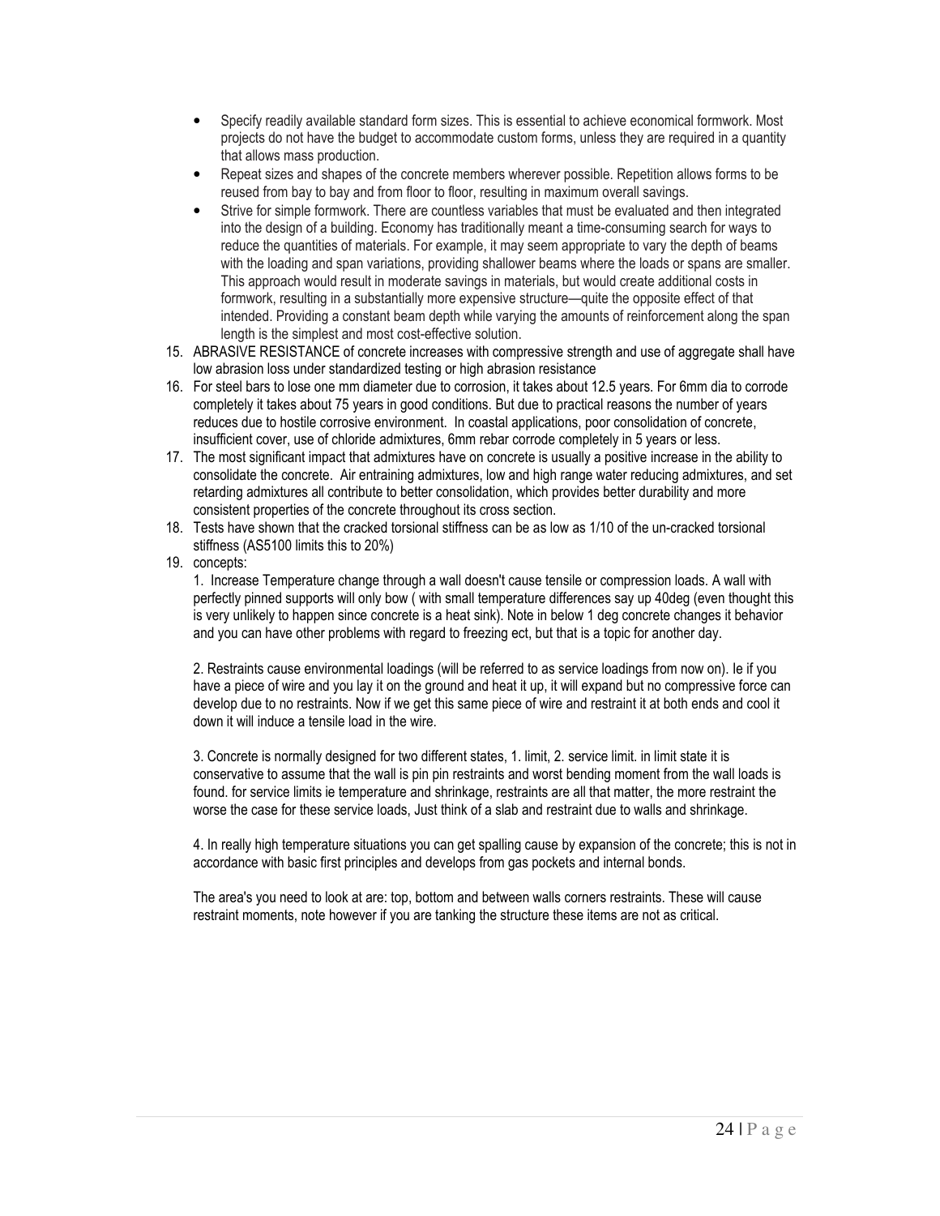- Specify readily available standard form sizes. This is essential to achieve economical formwork. Most projects do not have the budget to accommodate custom forms, unless they are required in a quantity that allows mass production.
- Repeat sizes and shapes of the concrete members wherever possible. Repetition allows forms to be reused from bay to bay and from floor to floor, resulting in maximum overall savings.
- Strive for simple formwork. There are countless variables that must be evaluated and then integrated into the design of a building. Economy has traditionally meant a time-consuming search for ways to reduce the quantities of materials. For example, it may seem appropriate to vary the depth of beams with the loading and span variations, providing shallower beams where the loads or spans are smaller. This approach would result in moderate savings in materials, but would create additional costs in formwork, resulting in a substantially more expensive structure—quite the opposite effect of that intended. Providing a constant beam depth while varying the amounts of reinforcement along the span length is the simplest and most cost-effective solution.

15. ABRASIVE RESISTANCE of concrete increases with compressive strength and use of aggregate shall have low abrasion loss under standardized testing or high abrasion resistance
16. For steel bars to lose one mm diameter due to corrosion, it takes about 12.5 years. For 6mm dia to corrode completely it takes about 75 years in good conditions. But due to practical reasons the number of years reduces due to hostile corrosive environment. In coastal applications, poor consolidation of concrete, insufficient cover, use of chloride admixtures, 6mm rebar corrode completely in 5 years or less.
17. The most significant impact that admixtures have on concrete is usually a positive increase in the ability to consolidate the concrete. Air entraining admixtures, low and high range water reducing admixtures, and set retarding admixtures all contribute to better consolidation, which provides better durability and more consistent properties of the concrete throughout its cross section.
18. Tests have shown that the cracked torsional stiffness can be as low as 1/10 of the un-cracked torsional stiffness (AS5100 limits this to 20%)
19. concepts:

    1. Increase Temperature change through a wall doesn't cause tensile or compression loads. A wall with perfectly pinned supports will only bow ( with small temperature differences say up 40deg (even thought this is very unlikely to happen since concrete is a heat sink). Note in below 1 deg concrete changes it behavior and you can have other problems with regard to freezing ect, but that is a topic for another day.

    2. Restraints cause environmental loadings (will be referred to as service loadings from now on). Ie if you have a piece of wire and you lay it on the ground and heat it up, it will expand but no compressive force can develop due to no restraints. Now if we get this same piece of wire and restraint it at both ends and cool it down it will induce a tensile load in the wire.

    3. Concrete is normally designed for two different states, 1. limit, 2. service limit. in limit state it is conservative to assume that the wall is pin pin restraints and worst bending moment from the wall loads is found. for service limits ie temperature and shrinkage, restraints are all that matter, the more restraint the worse the case for these service loads, Just think of a slab and restraint due to walls and shrinkage.

    4. In really high temperature situations you can get spalling cause by expansion of the concrete; this is not in accordance with basic first principles and develops from gas pockets and internal bonds.

    The area's you need to look at are: top, bottom and between walls corners restraints. These will cause restraint moments, note however if you are tanking the structure these items are not as critical.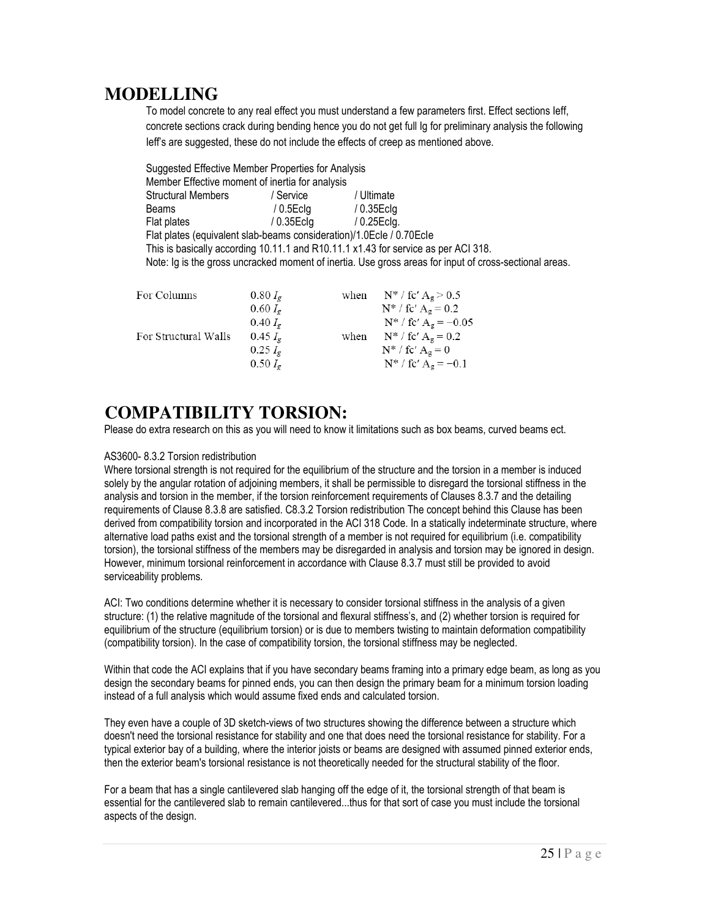## MODELLING

To model concrete to any real effect you must understand a few parameters first. Effect sections Ieff, concrete sections crack during bending hence you do not get full Ig for preliminary analysis the following Ieff's are suggested, these do not include the effects of creep as mentioned above.

Suggested Effective Member Properties for Analysis

Member Effective moment of inertia for analysis

| Structural Members | / Service | / Ultimate |
|---|---|---|
| Beams | / 0.5EcIg | / 0.35EcIg |
| Flat plates | / 0.35EcIg | / 0.25EcIg. |

Flat plates (equivalent slab-beams consideration)/1.0EcIe / 0.70EcIe

This is basically according 10.11.1 and R10.11.1 x1.43 for service as per ACI 318.

Note: Ig is the gross uncracked moment of inertia. Use gross areas for input of cross-sectional areas.

| | | | |
|---|---|---|---|
| For Columns | $0.80\ I_g$ | when | $N^* / f_c'\ A_g > 0.5$ |
| | $0.60\ I_g$ | | $N^* / f_c'\ A_g = 0.2$ |
| | $0.40\ I_g$ | | $N^* / f_c'\ A_g = -0.05$ |
| For Structural Walls | $0.45\ I_g$ | when | $N^* / f_c'\ A_g = 0.2$ |
| | $0.25\ I_g$ | | $N^* / f_c'\ A_g = 0$ |
| | $0.50\ I_g$ | | $N^* / f_c'\ A_g = -0.1$ |

## COMPATIBILITY TORSION:

Please do extra research on this as you will need to know it limitations such as box beams, curved beams ect.

AS3600- 8.3.2 Torsion redistribution

Where torsional strength is not required for the equilibrium of the structure and the torsion in a member is induced solely by the angular rotation of adjoining members, it shall be permissible to disregard the torsional stiffness in the analysis and torsion in the member, if the torsion reinforcement requirements of Clauses 8.3.7 and the detailing requirements of Clause 8.3.8 are satisfied. C8.3.2 Torsion redistribution The concept behind this Clause has been derived from compatibility torsion and incorporated in the ACI 318 Code. In a statically indeterminate structure, where alternative load paths exist and the torsional strength of a member is not required for equilibrium (i.e. compatibility torsion), the torsional stiffness of the members may be disregarded in analysis and torsion may be ignored in design. However, minimum torsional reinforcement in accordance with Clause 8.3.7 must still be provided to avoid serviceability problems.

ACI: Two conditions determine whether it is necessary to consider torsional stiffness in the analysis of a given structure: (1) the relative magnitude of the torsional and flexural stiffness's, and (2) whether torsion is required for equilibrium of the structure (equilibrium torsion) or is due to members twisting to maintain deformation compatibility (compatibility torsion). In the case of compatibility torsion, the torsional stiffness may be neglected.

Within that code the ACI explains that if you have secondary beams framing into a primary edge beam, as long as you design the secondary beams for pinned ends, you can then design the primary beam for a minimum torsion loading instead of a full analysis which would assume fixed ends and calculated torsion.

They even have a couple of 3D sketch-views of two structures showing the difference between a structure which doesn't need the torsional resistance for stability and one that does need the torsional resistance for stability. For a typical exterior bay of a building, where the interior joists or beams are designed with assumed pinned exterior ends, then the exterior beam's torsional resistance is not theoretically needed for the structural stability of the floor.

For a beam that has a single cantilevered slab hanging off the edge of it, the torsional strength of that beam is essential for the cantilevered slab to remain cantilevered...thus for that sort of case you must include the torsional aspects of the design.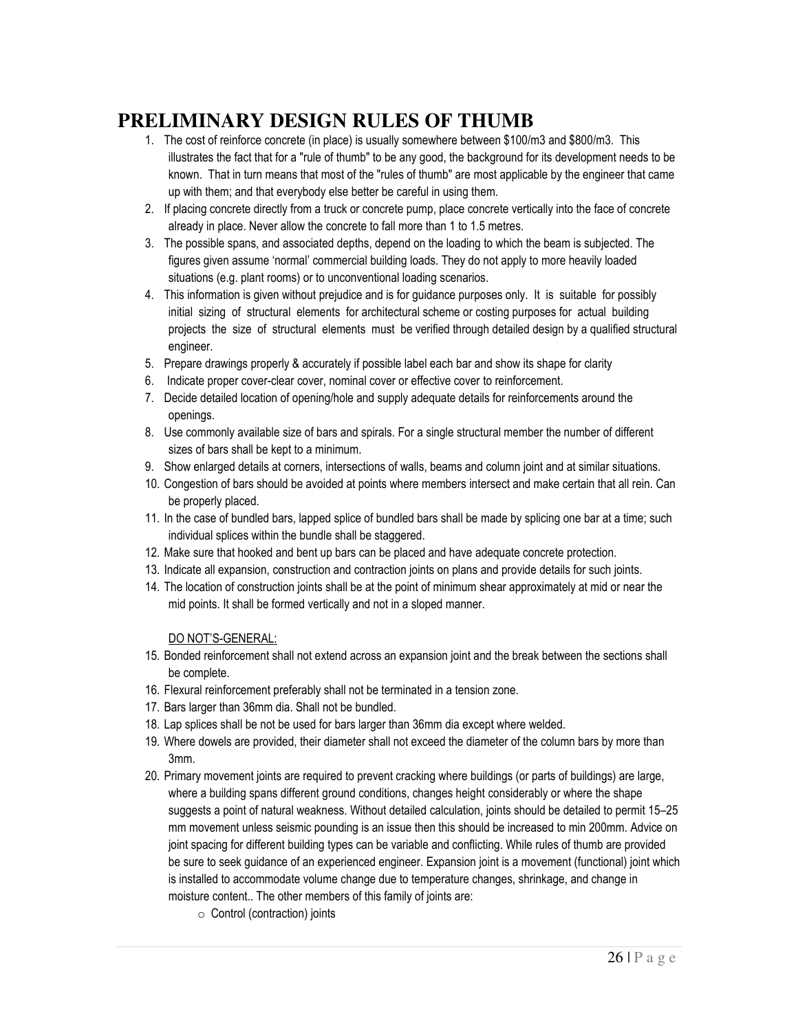# PRELIMINARY DESIGN RULES OF THUMB

1. The cost of reinforce concrete (in place) is usually somewhere between $100/m3 and $800/m3. This illustrates the fact that for a "rule of thumb" to be any good, the background for its development needs to be known. That in turn means that most of the "rules of thumb" are most applicable by the engineer that came up with them; and that everybody else better be careful in using them.
2. If placing concrete directly from a truck or concrete pump, place concrete vertically into the face of concrete already in place. Never allow the concrete to fall more than 1 to 1.5 metres.
3. The possible spans, and associated depths, depend on the loading to which the beam is subjected. The figures given assume 'normal' commercial building loads. They do not apply to more heavily loaded situations (e.g. plant rooms) or to unconventional loading scenarios.
4. This information is given without prejudice and is for guidance purposes only. It is suitable for possibly initial sizing of structural elements for architectural scheme or costing purposes for actual building projects the size of structural elements must be verified through detailed design by a qualified structural engineer.
5. Prepare drawings properly & accurately if possible label each bar and show its shape for clarity
6. Indicate proper cover-clear cover, nominal cover or effective cover to reinforcement.
7. Decide detailed location of opening/hole and supply adequate details for reinforcements around the openings.
8. Use commonly available size of bars and spirals. For a single structural member the number of different sizes of bars shall be kept to a minimum.
9. Show enlarged details at corners, intersections of walls, beams and column joint and at similar situations.
10. Congestion of bars should be avoided at points where members intersect and make certain that all rein. Can be properly placed.
11. In the case of bundled bars, lapped splice of bundled bars shall be made by splicing one bar at a time; such individual splices within the bundle shall be staggered.
12. Make sure that hooked and bent up bars can be placed and have adequate concrete protection.
13. Indicate all expansion, construction and contraction joints on plans and provide details for such joints.
14. The location of construction joints shall be at the point of minimum shear approximately at mid or near the mid points. It shall be formed vertically and not in a sloped manner.

DO NOT'S-GENERAL:

15. Bonded reinforcement shall not extend across an expansion joint and the break between the sections shall be complete.
16. Flexural reinforcement preferably shall not be terminated in a tension zone.
17. Bars larger than 36mm dia. Shall not be bundled.
18. Lap splices shall be not be used for bars larger than 36mm dia except where welded.
19. Where dowels are provided, their diameter shall not exceed the diameter of the column bars by more than 3mm.
20. Primary movement joints are required to prevent cracking where buildings (or parts of buildings) are large, where a building spans different ground conditions, changes height considerably or where the shape suggests a point of natural weakness. Without detailed calculation, joints should be detailed to permit 15–25 mm movement unless seismic pounding is an issue then this should be increased to min 200mm. Advice on joint spacing for different building types can be variable and conflicting. While rules of thumb are provided be sure to seek guidance of an experienced engineer. Expansion joint is a movement (functional) joint which is installed to accommodate volume change due to temperature changes, shrinkage, and change in moisture content.. The other members of this family of joints are:
    - Control (contraction) joints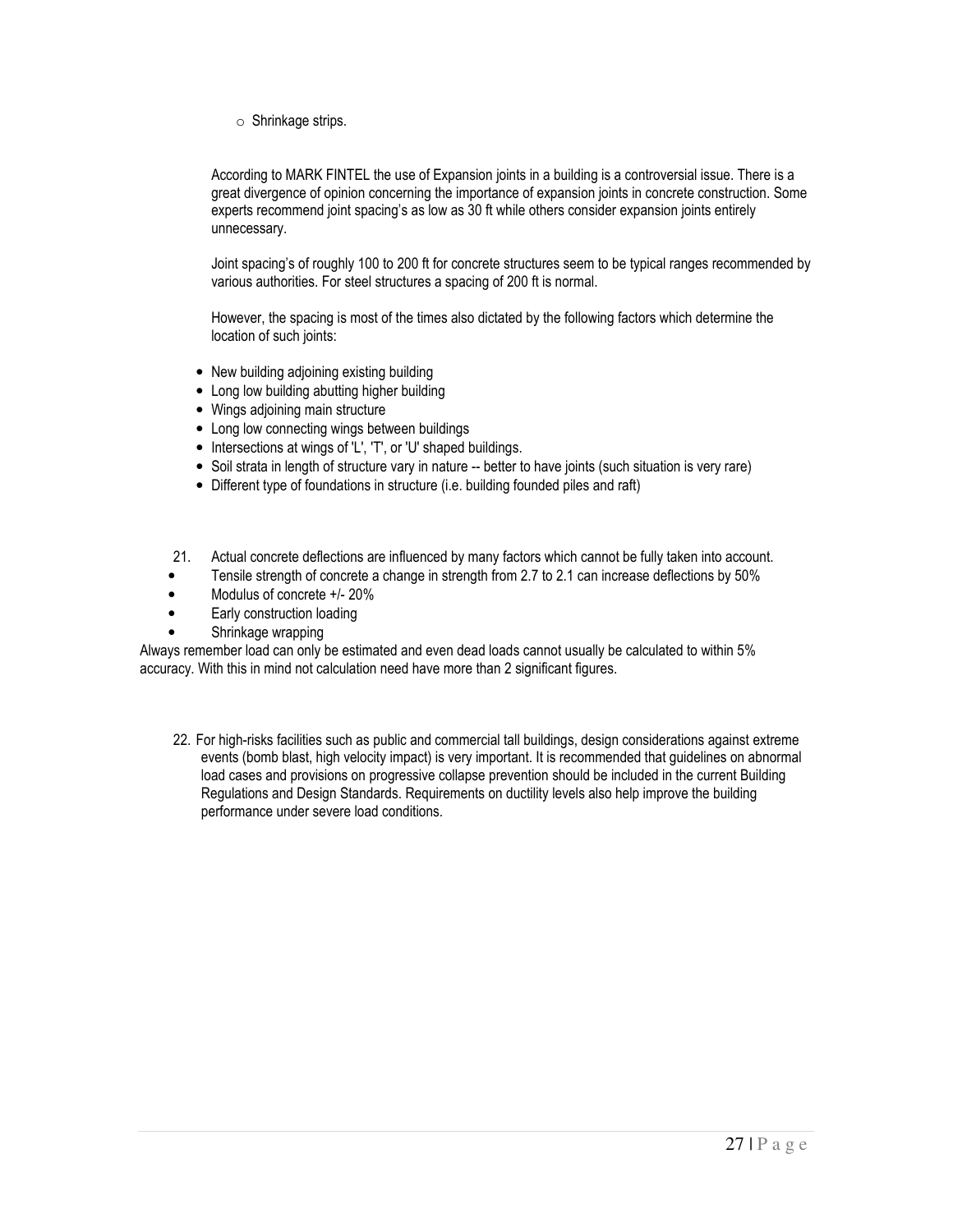- Shrinkage strips.

According to MARK FINTEL the use of Expansion joints in a building is a controversial issue. There is a great divergence of opinion concerning the importance of expansion joints in concrete construction. Some experts recommend joint spacing's as low as 30 ft while others consider expansion joints entirely unnecessary.

Joint spacing's of roughly 100 to 200 ft for concrete structures seem to be typical ranges recommended by various authorities. For steel structures a spacing of 200 ft is normal.

However, the spacing is most of the times also dictated by the following factors which determine the location of such joints:

- New building adjoining existing building
- Long low building abutting higher building
- Wings adjoining main structure
- Long low connecting wings between buildings
- Intersections at wings of 'L', 'T', or 'U' shaped buildings.
- Soil strata in length of structure vary in nature -- better to have joints (such situation is very rare)
- Different type of foundations in structure (i.e. building founded piles and raft)

21. Actual concrete deflections are influenced by many factors which cannot be fully taken into account.

- Tensile strength of concrete a change in strength from 2.7 to 2.1 can increase deflections by 50%
- Modulus of concrete +/- 20%
- Early construction loading
- Shrinkage wrapping

Always remember load can only be estimated and even dead loads cannot usually be calculated to within 5% accuracy. With this in mind not calculation need have more than 2 significant figures.

22. For high-risks facilities such as public and commercial tall buildings, design considerations against extreme events (bomb blast, high velocity impact) is very important. It is recommended that guidelines on abnormal load cases and provisions on progressive collapse prevention should be included in the current Building Regulations and Design Standards. Requirements on ductility levels also help improve the building performance under severe load conditions.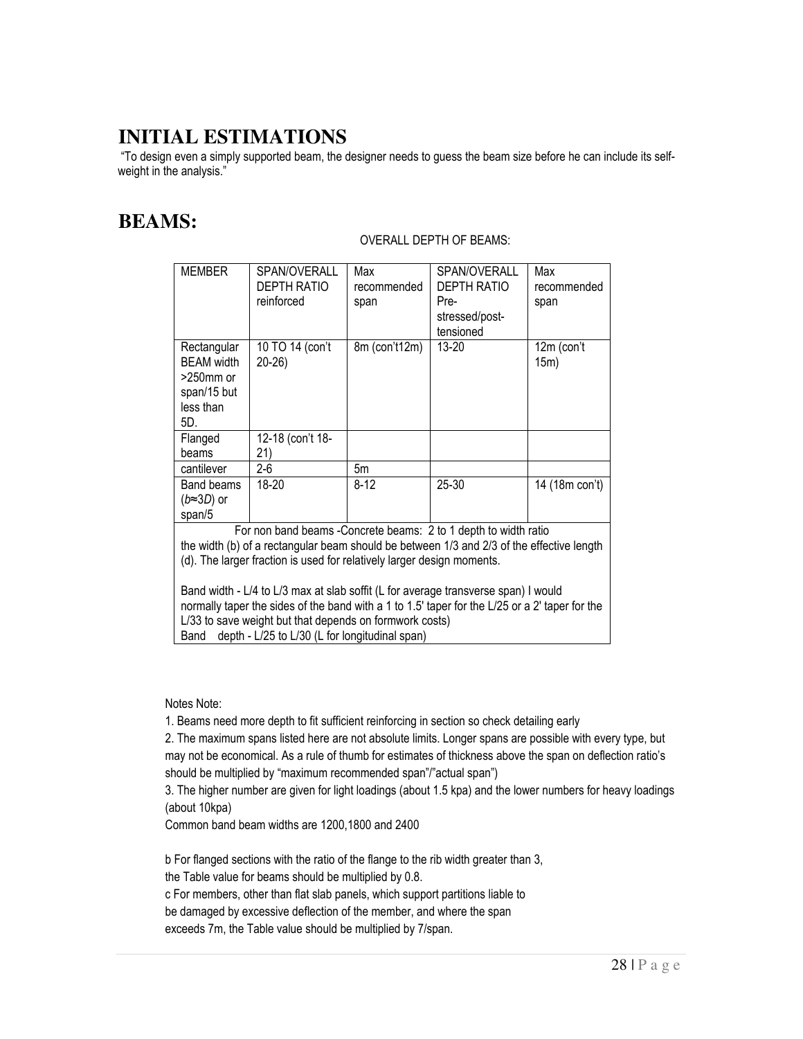# INITIAL ESTIMATIONS

"To design even a simply supported beam, the designer needs to guess the beam size before he can include its self-weight in the analysis."

# BEAMS:

OVERALL DEPTH OF BEAMS:

| MEMBER | SPAN/OVERALL DEPTH RATIO reinforced | Max recommended span | SPAN/OVERALL DEPTH RATIO Pre-stressed/post-tensioned | Max recommended span |
|---|---|---|---|---|
| Rectangular BEAM width >250mm or span/15 but less than 5D. | 10 TO 14 (con't 20-26) | 8m (con't12m) | 13-20 | 12m (con't 15m) |
| Flanged beams | 12-18 (con't 18-21) | | | |
| cantilever | 2-6 | 5m | | |
| Band beams ($b \approx 3D$) or span/5 | 18-20 | 8-12 | 25-30 | 14 (18m con't) |
| For non band beams -Concrete beams: 2 to 1 depth to width ratio<br>the width (b) of a rectangular beam should be between 1/3 and 2/3 of the effective length (d). The larger fraction is used for relatively larger design moments.<br><br>Band width - L/4 to L/3 max at slab soffit (L for average transverse span) I would normally taper the sides of the band with a 1 to 1.5' taper for the L/25 or a 2' taper for the L/33 to save weight but that depends on formwork costs)<br>Band depth - L/25 to L/30 (L for longitudinal span) | | | | |

Notes Note:

1. Beams need more depth to fit sufficient reinforcing in section so check detailing early
2. The maximum spans listed here are not absolute limits. Longer spans are possible with every type, but may not be economical. As a rule of thumb for estimates of thickness above the span on deflection ratio's should be multiplied by "maximum recommended span"/"actual span")
3. The higher number are given for light loadings (about 1.5 kpa) and the lower numbers for heavy loadings (about 10kpa)

Common band beam widths are 1200,1800 and 2400

b For flanged sections with the ratio of the flange to the rib width greater than 3, the Table value for beams should be multiplied by 0.8.

c For members, other than flat slab panels, which support partitions liable to be damaged by excessive deflection of the member, and where the span exceeds 7m, the Table value should be multiplied by 7/span.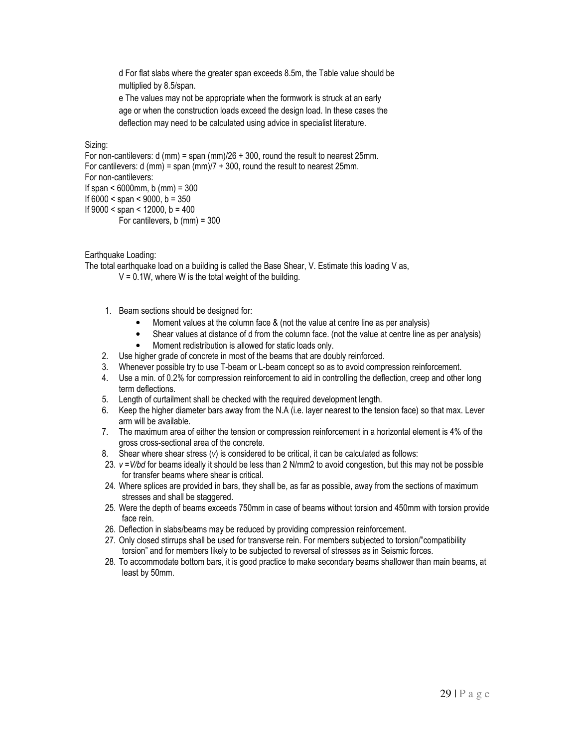d For flat slabs where the greater span exceeds 8.5m, the Table value should be multiplied by 8.5/span.

e The values may not be appropriate when the formwork is struck at an early age or when the construction loads exceed the design load. In these cases the deflection may need to be calculated using advice in specialist literature.

Sizing:

For non-cantilevers: d (mm) = span (mm)/26 + 300, round the result to nearest 25mm.
For cantilevers: d (mm) = span (mm)/7 + 300, round the result to nearest 25mm.
For non-cantilevers:
If span < 6000mm, b (mm) = 300
If 6000 < span < 9000, b = 350
If 9000 < span < 12000, b = 400
For cantilevers, b (mm) = 300

Earthquake Loading:

The total earthquake load on a building is called the Base Shear, V. Estimate this loading V as,

$V = 0.1W$, where W is the total weight of the building.

1. Beam sections should be designed for:
   - Moment values at the column face & (not the value at centre line as per analysis)
   - Shear values at distance of d from the column face. (not the value at centre line as per analysis)
   - Moment redistribution is allowed for static loads only.
2. Use higher grade of concrete in most of the beams that are doubly reinforced.
3. Whenever possible try to use T-beam or L-beam concept so as to avoid compression reinforcement.
4. Use a min. of 0.2% for compression reinforcement to aid in controlling the deflection, creep and other long term deflections.
5. Length of curtailment shall be checked with the required development length.
6. Keep the higher diameter bars away from the N.A (i.e. layer nearest to the tension face) so that max. Lever arm will be available.
7. The maximum area of either the tension or compression reinforcement in a horizontal element is 4% of the gross cross-sectional area of the concrete.
8. Shear where shear stress ($v$) is considered to be critical, it can be calculated as follows:

23. $v = V/bd$ for beams ideally it should be less than 2 N/mm2 to avoid congestion, but this may not be possible for transfer beams where shear is critical.
24. Where splices are provided in bars, they shall be, as far as possible, away from the sections of maximum stresses and shall be staggered.
25. Were the depth of beams exceeds 750mm in case of beams without torsion and 450mm with torsion provide face rein.
26. Deflection in slabs/beams may be reduced by providing compression reinforcement.
27. Only closed stirrups shall be used for transverse rein. For members subjected to torsion/"compatibility torsion" and for members likely to be subjected to reversal of stresses as in Seismic forces.
28. To accommodate bottom bars, it is good practice to make secondary beams shallower than main beams, at least by 50mm.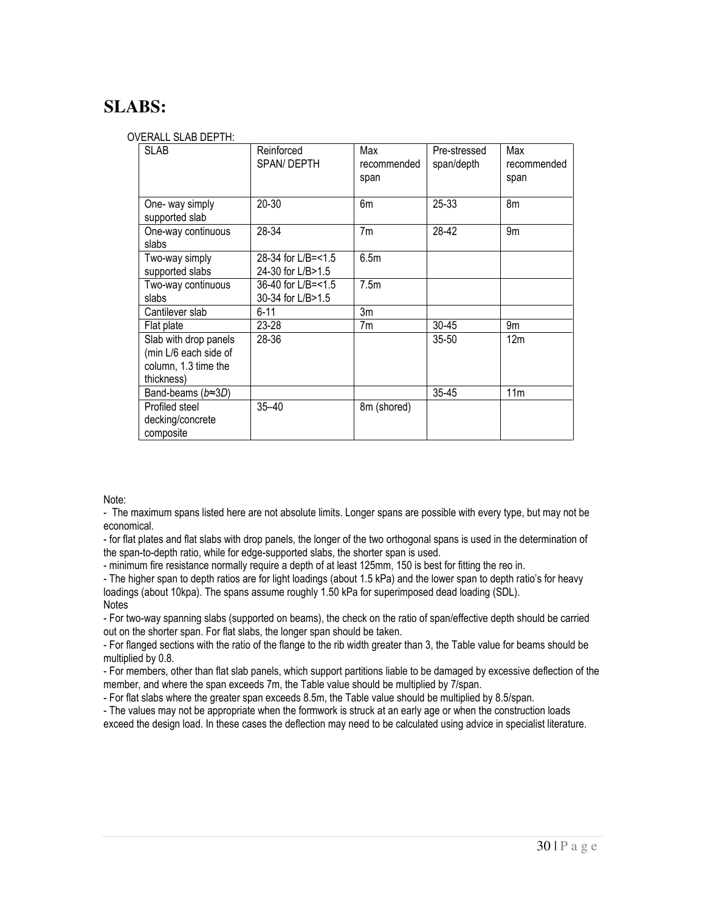# SLABS:

OVERALL SLAB DEPTH:

| SLAB | Reinforced SPAN/ DEPTH | Max recommended span | Pre-stressed span/depth | Max recommended span |
|---|---|---|---|---|
| One- way simply supported slab | 20-30 | 6m | 25-33 | 8m |
| One-way continuous slabs | 28-34 | 7m | 28-42 | 9m |
| Two-way simply supported slabs | 28-34 for L/B=<1.5<br>24-30 for L/B>1.5 | 6.5m | | |
| Two-way continuous slabs | 36-40 for L/B=<1.5<br>30-34 for L/B>1.5 | 7.5m | | |
| Cantilever slab | 6-11 | 3m | | |
| Flat plate | 23-28 | 7m | 30-45 | 9m |
| Slab with drop panels (min L/6 each side of column, 1.3 time the thickness) | 28-36 | | 35-50 | 12m |
| Band-beams ($b \approx 3D$) | | | 35-45 | 11m |
| Profiled steel decking/concrete composite | 35–40 | 8m (shored) | | |

Note:

- The maximum spans listed here are not absolute limits. Longer spans are possible with every type, but may not be economical.
- for flat plates and flat slabs with drop panels, the longer of the two orthogonal spans is used in the determination of the span-to-depth ratio, while for edge-supported slabs, the shorter span is used.
- minimum fire resistance normally require a depth of at least 125mm, 150 is best for fitting the reo in.
- The higher span to depth ratios are for light loadings (about 1.5 kPa) and the lower span to depth ratio's for heavy loadings (about 10kpa). The spans assume roughly 1.50 kPa for superimposed dead loading (SDL).

Notes

- For two-way spanning slabs (supported on beams), the check on the ratio of span/effective depth should be carried out on the shorter span. For flat slabs, the longer span should be taken.
- For flanged sections with the ratio of the flange to the rib width greater than 3, the Table value for beams should be multiplied by 0.8.
- For members, other than flat slab panels, which support partitions liable to be damaged by excessive deflection of the member, and where the span exceeds 7m, the Table value should be multiplied by 7/span.
- For flat slabs where the greater span exceeds 8.5m, the Table value should be multiplied by 8.5/span.
- The values may not be appropriate when the formwork is struck at an early age or when the construction loads exceed the design load. In these cases the deflection may need to be calculated using advice in specialist literature.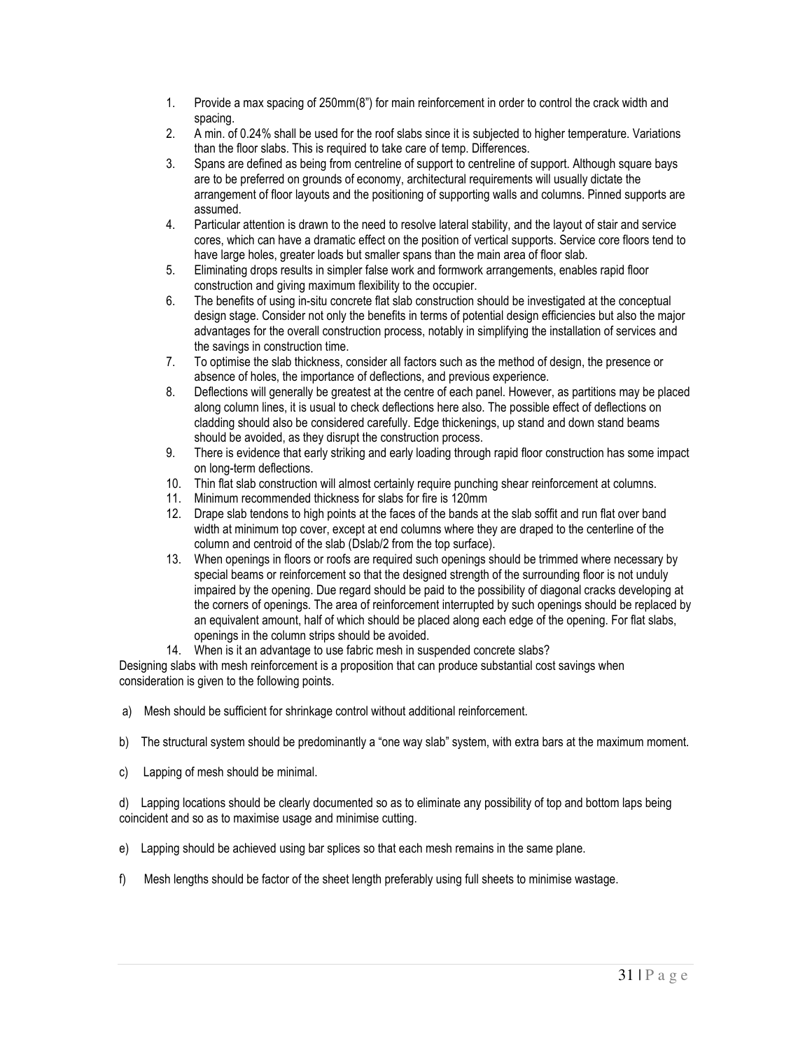1. Provide a max spacing of 250mm(8") for main reinforcement in order to control the crack width and spacing.
2. A min. of 0.24% shall be used for the roof slabs since it is subjected to higher temperature. Variations than the floor slabs. This is required to take care of temp. Differences.
3. Spans are defined as being from centreline of support to centreline of support. Although square bays are to be preferred on grounds of economy, architectural requirements will usually dictate the arrangement of floor layouts and the positioning of supporting walls and columns. Pinned supports are assumed.
4. Particular attention is drawn to the need to resolve lateral stability, and the layout of stair and service cores, which can have a dramatic effect on the position of vertical supports. Service core floors tend to have large holes, greater loads but smaller spans than the main area of floor slab.
5. Eliminating drops results in simpler false work and formwork arrangements, enables rapid floor construction and giving maximum flexibility to the occupier.
6. The benefits of using in-situ concrete flat slab construction should be investigated at the conceptual design stage. Consider not only the benefits in terms of potential design efficiencies but also the major advantages for the overall construction process, notably in simplifying the installation of services and the savings in construction time.
7. To optimise the slab thickness, consider all factors such as the method of design, the presence or absence of holes, the importance of deflections, and previous experience.
8. Deflections will generally be greatest at the centre of each panel. However, as partitions may be placed along column lines, it is usual to check deflections here also. The possible effect of deflections on cladding should also be considered carefully. Edge thickenings, up stand and down stand beams should be avoided, as they disrupt the construction process.
9. There is evidence that early striking and early loading through rapid floor construction has some impact on long-term deflections.
10. Thin flat slab construction will almost certainly require punching shear reinforcement at columns.
11. Minimum recommended thickness for slabs for fire is 120mm
12. Drape slab tendons to high points at the faces of the bands at the slab soffit and run flat over band width at minimum top cover, except at end columns where they are draped to the centerline of the column and centroid of the slab (Dslab/2 from the top surface).
13. When openings in floors or roofs are required such openings should be trimmed where necessary by special beams or reinforcement so that the designed strength of the surrounding floor is not unduly impaired by the opening. Due regard should be paid to the possibility of diagonal cracks developing at the corners of openings. The area of reinforcement interrupted by such openings should be replaced by an equivalent amount, half of which should be placed along each edge of the opening. For flat slabs, openings in the column strips should be avoided.
14. When is it an advantage to use fabric mesh in suspended concrete slabs?

Designing slabs with mesh reinforcement is a proposition that can produce substantial cost savings when consideration is given to the following points.

a) Mesh should be sufficient for shrinkage control without additional reinforcement.

b) The structural system should be predominantly a "one way slab" system, with extra bars at the maximum moment.

c) Lapping of mesh should be minimal.

d) Lapping locations should be clearly documented so as to eliminate any possibility of top and bottom laps being coincident and so as to maximise usage and minimise cutting.

e) Lapping should be achieved using bar splices so that each mesh remains in the same plane.

f) Mesh lengths should be factor of the sheet length preferably using full sheets to minimise wastage.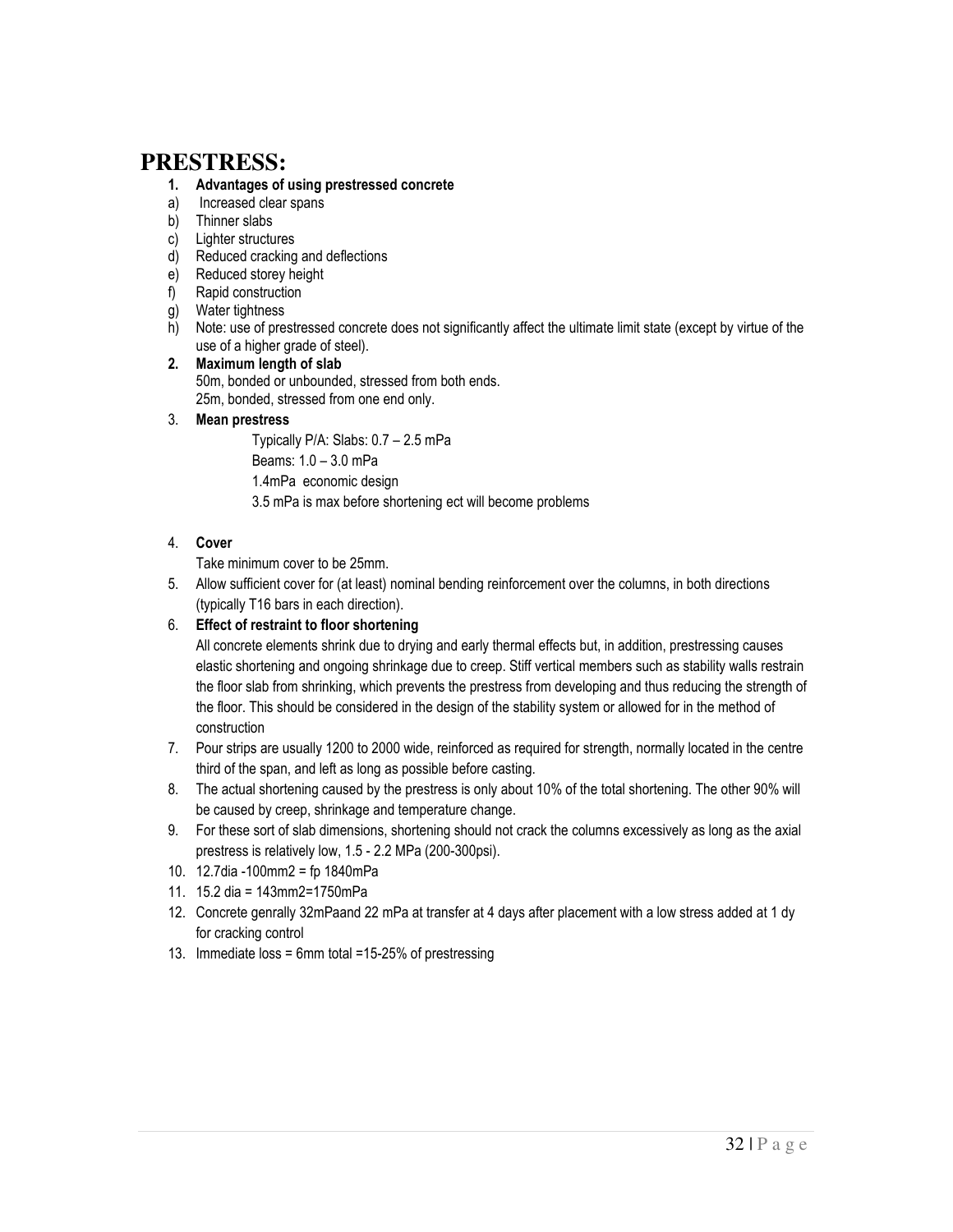# PRESTRESS:

1. **Advantages of using prestressed concrete**

a) Increased clear spans
b) Thinner slabs
c) Lighter structures
d) Reduced cracking and deflections
e) Reduced storey height
f) Rapid construction
g) Water tightness
h) Note: use of prestressed concrete does not significantly affect the ultimate limit state (except by virtue of the use of a higher grade of steel).

2. **Maximum length of slab**

   50m, bonded or unbounded, stressed from both ends.
   25m, bonded, stressed from one end only.

3. **Mean prestress**

   Typically P/A: Slabs: 0.7 – 2.5 mPa
   Beams: 1.0 – 3.0 mPa
   1.4mPa economic design
   3.5 mPa is max before shortening ect will become problems

4. **Cover**

   Take minimum cover to be 25mm.

5. Allow sufficient cover for (at least) nominal bending reinforcement over the columns, in both directions (typically T16 bars in each direction).
6. **Effect of restraint to floor shortening**

   All concrete elements shrink due to drying and early thermal effects but, in addition, prestressing causes elastic shortening and ongoing shrinkage due to creep. Stiff vertical members such as stability walls restrain the floor slab from shrinking, which prevents the prestress from developing and thus reducing the strength of the floor. This should be considered in the design of the stability system or allowed for in the method of construction

7. Pour strips are usually 1200 to 2000 wide, reinforced as required for strength, normally located in the centre third of the span, and left as long as possible before casting.
8. The actual shortening caused by the prestress is only about 10% of the total shortening. The other 90% will be caused by creep, shrinkage and temperature change.
9. For these sort of slab dimensions, shortening should not crack the columns excessively as long as the axial prestress is relatively low, 1.5 - 2.2 MPa (200-300psi).
10. 12.7dia -100mm2 = fp 1840mPa
11. 15.2 dia = 143mm2=1750mPa
12. Concrete genrally 32mPaand 22 mPa at transfer at 4 days after placement with a low stress added at 1 dy for cracking control
13. Immediate loss = 6mm total =15-25% of prestressing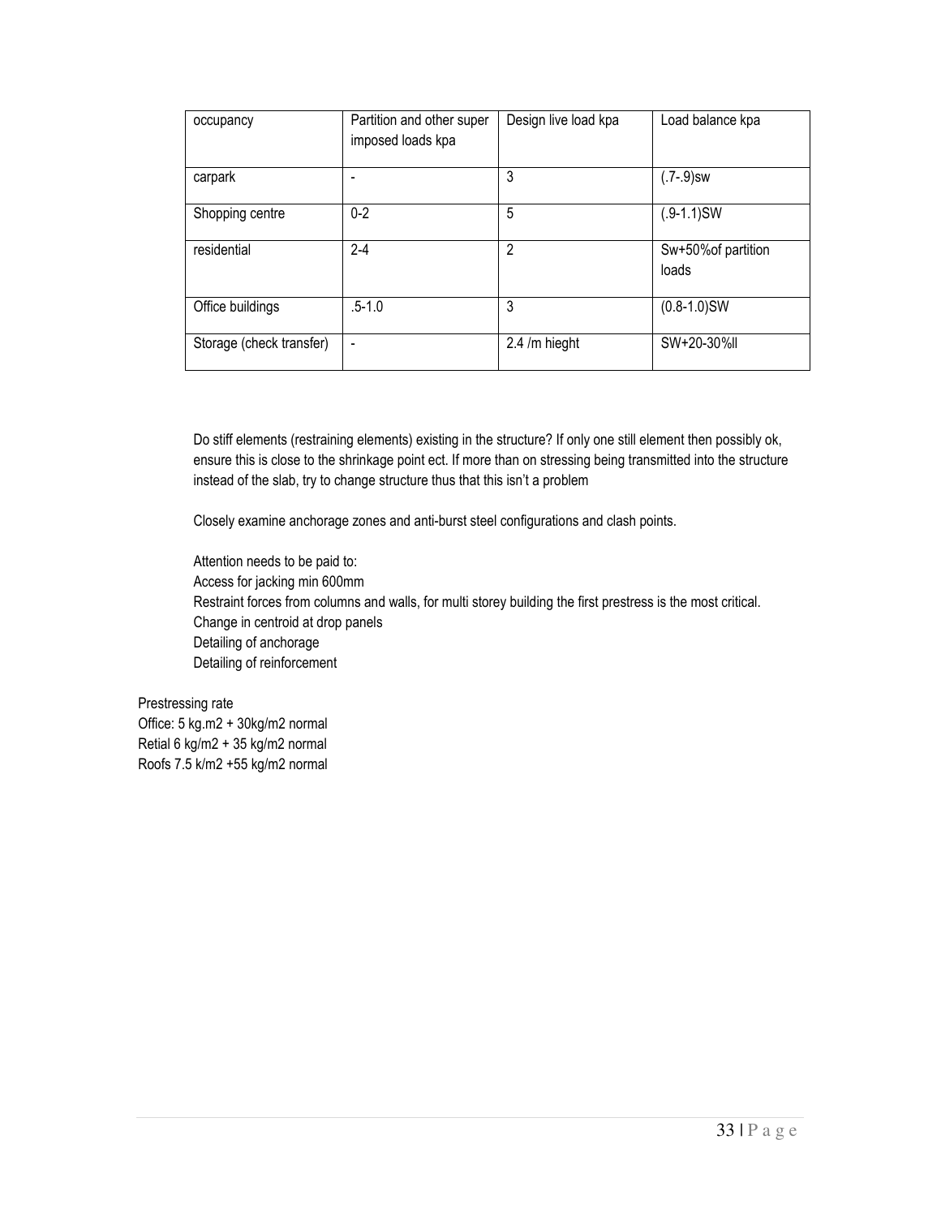| occupancy | Partition and other super imposed loads kpa | Design live load kpa | Load balance kpa |
|---|---|---|---|
| carpark | - | 3 | (.7-.9)sw |
| Shopping centre | 0-2 | 5 | (.9-1.1)SW |
| residential | 2-4 | 2 | Sw+50%of partition loads |
| Office buildings | .5-1.0 | 3 | (0.8-1.0)SW |
| Storage (check transfer) | - | 2.4 /m hieght | SW+20-30%ll |

Do stiff elements (restraining elements) existing in the structure? If only one still element then possibly ok, ensure this is close to the shrinkage point ect. If more than on stressing being transmitted into the structure instead of the slab, try to change structure thus that this isn't a problem

Closely examine anchorage zones and anti-burst steel configurations and clash points.

Attention needs to be paid to:
Access for jacking min 600mm
Restraint forces from columns and walls, for multi storey building the first prestress is the most critical.
Change in centroid at drop panels
Detailing of anchorage
Detailing of reinforcement

Prestressing rate
Office: 5 kg.m2 + 30kg/m2 normal
Retial 6 kg/m2 + 35 kg/m2 normal
Roofs 7.5 k/m2 +55 kg/m2 normal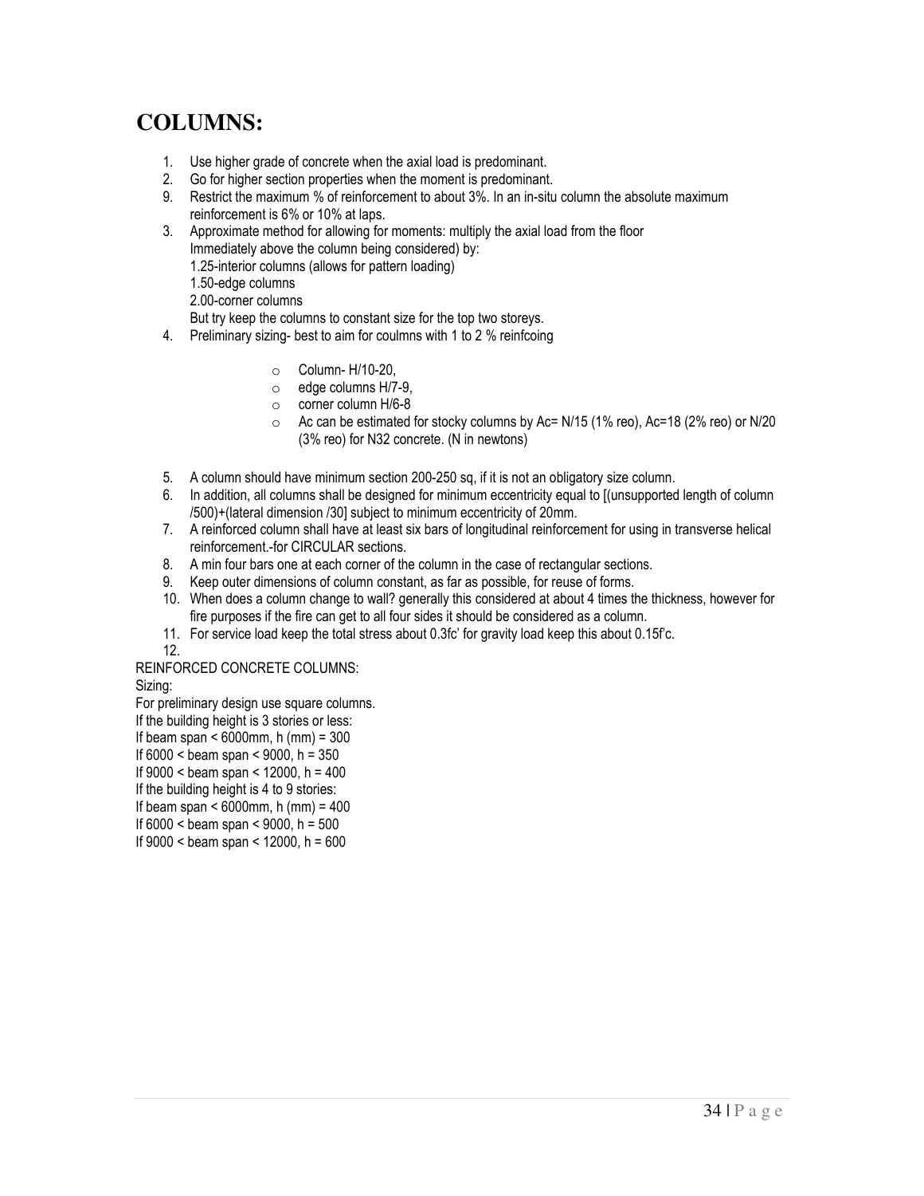# COLUMNS:

1. Use higher grade of concrete when the axial load is predominant.
2. Go for higher section properties when the moment is predominant.
9. Restrict the maximum % of reinforcement to about 3%. In an in-situ column the absolute maximum reinforcement is 6% or 10% at laps.
3. Approximate method for allowing for moments: multiply the axial load from the floor Immediately above the column being considered) by:
   1.25-interior columns (allows for pattern loading)
   1.50-edge columns
   2.00-corner columns
   But try keep the columns to constant size for the top two storeys.
4. Preliminary sizing- best to aim for coulmns with 1 to 2 % reinfcoing
   - Column- H/10-20,
   - edge columns H/7-9,
   - corner column H/6-8
   - Ac can be estimated for stocky columns by Ac= N/15 (1% reo), Ac=18 (2% reo) or N/20 (3% reo) for N32 concrete. (N in newtons)
5. A column should have minimum section 200-250 sq, if it is not an obligatory size column.
6. In addition, all columns shall be designed for minimum eccentricity equal to [(unsupported length of column /500)+(lateral dimension /30] subject to minimum eccentricity of 20mm.
7. A reinforced column shall have at least six bars of longitudinal reinforcement for using in transverse helical reinforcement.-for CIRCULAR sections.
8. A min four bars one at each corner of the column in the case of rectangular sections.
9. Keep outer dimensions of column constant, as far as possible, for reuse of forms.
10. When does a column change to wall? generally this considered at about 4 times the thickness, however for fire purposes if the fire can get to all four sides it should be considered as a column.
11. For service load keep the total stress about 0.3fc' for gravity load keep this about 0.15f'c.
12.

REINFORCED CONCRETE COLUMNS:

Sizing:

For preliminary design use square columns.

If the building height is 3 stories or less:

If beam span < 6000mm, h (mm) = 300

If 6000 < beam span < 9000, h = 350

If 9000 < beam span < 12000, h = 400

If the building height is 4 to 9 stories:

If beam span < 6000mm, h (mm) = 400

If 6000 < beam span < 9000, h = 500

If 9000 < beam span < 12000, h = 600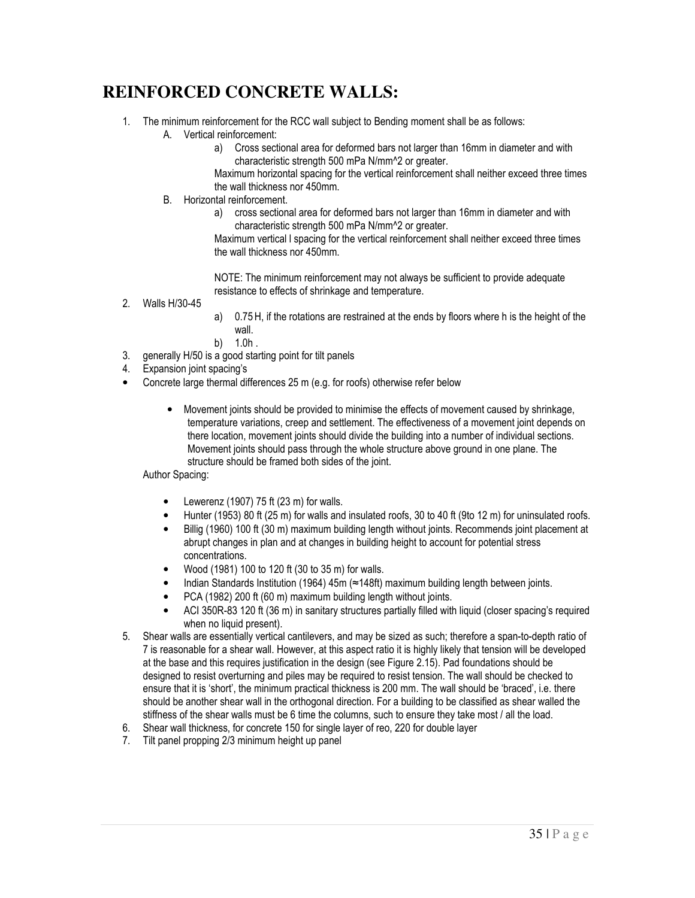# REINFORCED CONCRETE WALLS:

1. The minimum reinforcement for the RCC wall subject to Bending moment shall be as follows:
   A. Vertical reinforcement:
      a) Cross sectional area for deformed bars not larger than 16mm in diameter and with characteristic strength 500 mPa N/mm^2 or greater.

      Maximum horizontal spacing for the vertical reinforcement shall neither exceed three times the wall thickness nor 450mm.
   B. Horizontal reinforcement.
      a) cross sectional area for deformed bars not larger than 16mm in diameter and with characteristic strength 500 mPa N/mm^2 or greater.

      Maximum vertical l spacing for the vertical reinforcement shall neither exceed three times the wall thickness nor 450mm.

      NOTE: The minimum reinforcement may not always be sufficient to provide adequate resistance to effects of shrinkage and temperature.
2. Walls H/30-45
   a) 0.75 H, if the rotations are restrained at the ends by floors where h is the height of the wall.
   b) 1.0h .
3. generally H/50 is a good starting point for tilt panels
4. Expansion joint spacing's

- Concrete large thermal differences 25 m (e.g. for roofs) otherwise refer below
  - Movement joints should be provided to minimise the effects of movement caused by shrinkage, temperature variations, creep and settlement. The effectiveness of a movement joint depends on there location, movement joints should divide the building into a number of individual sections. Movement joints should pass through the whole structure above ground in one plane. The structure should be framed both sides of the joint.

Author Spacing:

- Lewerenz (1907) 75 ft (23 m) for walls.
- Hunter (1953) 80 ft (25 m) for walls and insulated roofs, 30 to 40 ft (9to 12 m) for uninsulated roofs.
- Billig (1960) 100 ft (30 m) maximum building length without joints. Recommends joint placement at abrupt changes in plan and at changes in building height to account for potential stress concentrations.
- Wood (1981) 100 to 120 ft (30 to 35 m) for walls.
- Indian Standards Institution (1964) 45m (≈148ft) maximum building length between joints.
- PCA (1982) 200 ft (60 m) maximum building length without joints.
- ACI 350R-83 120 ft (36 m) in sanitary structures partially filled with liquid (closer spacing's required when no liquid present).

5. Shear walls are essentially vertical cantilevers, and may be sized as such; therefore a span-to-depth ratio of 7 is reasonable for a shear wall. However, at this aspect ratio it is highly likely that tension will be developed at the base and this requires justification in the design (see Figure 2.15). Pad foundations should be designed to resist overturning and piles may be required to resist tension. The wall should be checked to ensure that it is 'short', the minimum practical thickness is 200 mm. The wall should be 'braced', i.e. there should be another shear wall in the orthogonal direction. For a building to be classified as shear walled the stiffness of the shear walls must be 6 time the columns, such to ensure they take most / all the load.
6. Shear wall thickness, for concrete 150 for single layer of reo, 220 for double layer
7. Tilt panel propping 2/3 minimum height up panel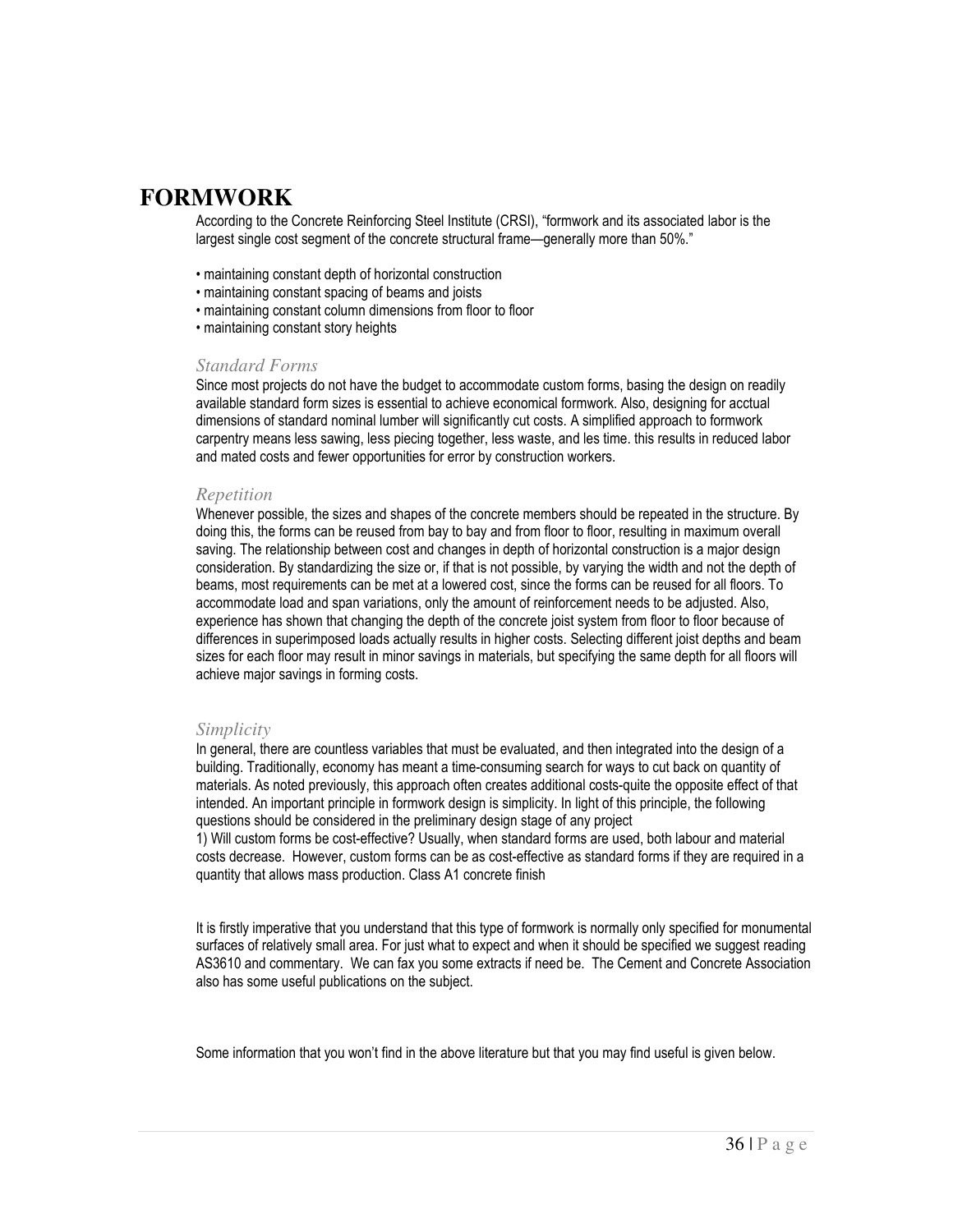# FORMWORK

According to the Concrete Reinforcing Steel Institute (CRSI), "formwork and its associated labor is the largest single cost segment of the concrete structural frame—generally more than 50%."

- maintaining constant depth of horizontal construction
- maintaining constant spacing of beams and joists
- maintaining constant column dimensions from floor to floor
- maintaining constant story heights

### *Standard Forms*

Since most projects do not have the budget to accommodate custom forms, basing the design on readily available standard form sizes is essential to achieve economical formwork. Also, designing for acctual dimensions of standard nominal lumber will significantly cut costs. A simplified approach to formwork carpentry means less sawing, less piecing together, less waste, and les time. this results in reduced labor and mated costs and fewer opportunities for error by construction workers.

### *Repetition*

Whenever possible, the sizes and shapes of the concrete members should be repeated in the structure. By doing this, the forms can be reused from bay to bay and from floor to floor, resulting in maximum overall saving. The relationship between cost and changes in depth of horizontal construction is a major design consideration. By standardizing the size or, if that is not possible, by varying the width and not the depth of beams, most requirements can be met at a lowered cost, since the forms can be reused for all floors. To accommodate load and span variations, only the amount of reinforcement needs to be adjusted. Also, experience has shown that changing the depth of the concrete joist system from floor to floor because of differences in superimposed loads actually results in higher costs. Selecting different joist depths and beam sizes for each floor may result in minor savings in materials, but specifying the same depth for all floors will achieve major savings in forming costs.

### *Simplicity*

In general, there are countless variables that must be evaluated, and then integrated into the design of a building. Traditionally, economy has meant a time-consuming search for ways to cut back on quantity of materials. As noted previously, this approach often creates additional costs-quite the opposite effect of that intended. An important principle in formwork design is simplicity. In light of this principle, the following questions should be considered in the preliminary design stage of any project

1) Will custom forms be cost-effective? Usually, when standard forms are used, both labour and material costs decrease. However, custom forms can be as cost-effective as standard forms if they are required in a quantity that allows mass production. Class A1 concrete finish

It is firstly imperative that you understand that this type of formwork is normally only specified for monumental surfaces of relatively small area. For just what to expect and when it should be specified we suggest reading AS3610 and commentary. We can fax you some extracts if need be. The Cement and Concrete Association also has some useful publications on the subject.

Some information that you won't find in the above literature but that you may find useful is given below.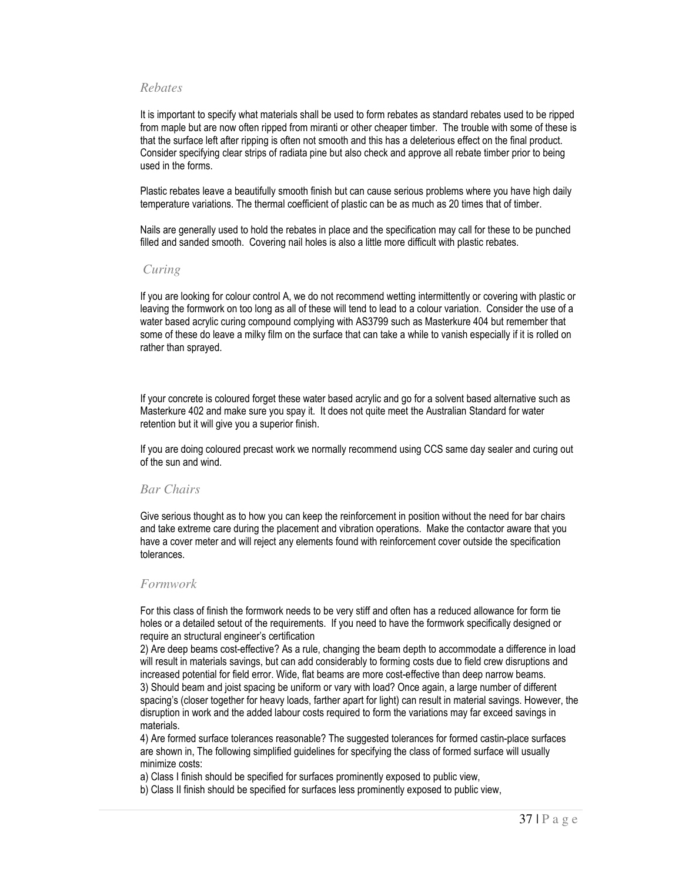### *Rebates*

It is important to specify what materials shall be used to form rebates as standard rebates used to be ripped from maple but are now often ripped from miranti or other cheaper timber. The trouble with some of these is that the surface left after ripping is often not smooth and this has a deleterious effect on the final product. Consider specifying clear strips of radiata pine but also check and approve all rebate timber prior to being used in the forms.

Plastic rebates leave a beautifully smooth finish but can cause serious problems where you have high daily temperature variations. The thermal coefficient of plastic can be as much as 20 times that of timber.

Nails are generally used to hold the rebates in place and the specification may call for these to be punched filled and sanded smooth. Covering nail holes is also a little more difficult with plastic rebates.

### *Curing*

If you are looking for colour control A, we do not recommend wetting intermittently or covering with plastic or leaving the formwork on too long as all of these will tend to lead to a colour variation. Consider the use of a water based acrylic curing compound complying with AS3799 such as Masterkure 404 but remember that some of these do leave a milky film on the surface that can take a while to vanish especially if it is rolled on rather than sprayed.

If your concrete is coloured forget these water based acrylic and go for a solvent based alternative such as Masterkure 402 and make sure you spay it. It does not quite meet the Australian Standard for water retention but it will give you a superior finish.

If you are doing coloured precast work we normally recommend using CCS same day sealer and curing out of the sun and wind.

### *Bar Chairs*

Give serious thought as to how you can keep the reinforcement in position without the need for bar chairs and take extreme care during the placement and vibration operations. Make the contactor aware that you have a cover meter and will reject any elements found with reinforcement cover outside the specification tolerances.

### *Formwork*

For this class of finish the formwork needs to be very stiff and often has a reduced allowance for form tie holes or a detailed setout of the requirements. If you need to have the formwork specifically designed or require an structural engineer's certification

2) Are deep beams cost-effective? As a rule, changing the beam depth to accommodate a difference in load will result in materials savings, but can add considerably to forming costs due to field crew disruptions and increased potential for field error. Wide, flat beams are more cost-effective than deep narrow beams.

3) Should beam and joist spacing be uniform or vary with load? Once again, a large number of different spacing's (closer together for heavy loads, farther apart for light) can result in material savings. However, the disruption in work and the added labour costs required to form the variations may far exceed savings in materials.

4) Are formed surface tolerances reasonable? The suggested tolerances for formed castin-place surfaces are shown in, The following simplified guidelines for specifying the class of formed surface will usually minimize costs:

a) Class I finish should be specified for surfaces prominently exposed to public view,

b) Class II finish should be specified for surfaces less prominently exposed to public view,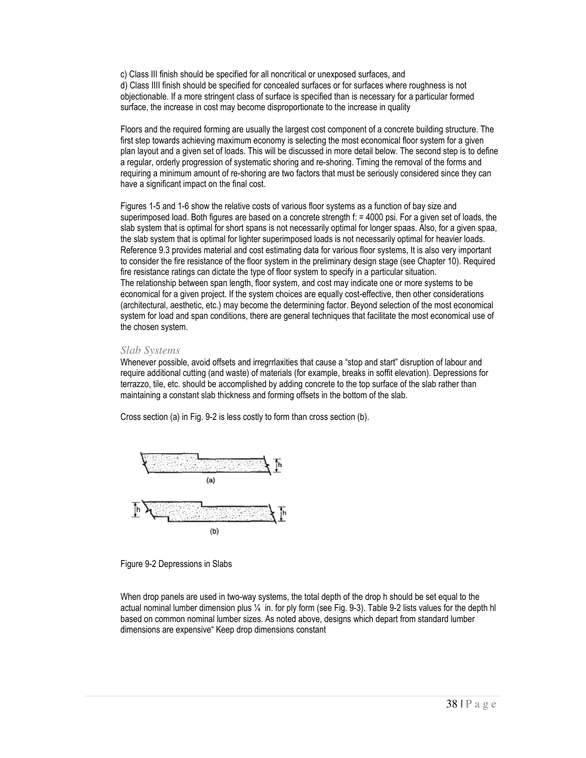c) Class III finish should be specified for all noncritical or unexposed surfaces, and
d) Class IIII finish should be specified for concealed surfaces or for surfaces where roughness is not objectionable. If a more stringent class of surface is specified than is necessary for a particular formed surface, the increase in cost may become disproportionate to the increase in quality

Floors and the required forming are usually the largest cost component of a concrete building structure. The first step towards achieving maximum economy is selecting the most economical floor system for a given plan layout and a given set of loads. This will be discussed in more detail below. The second step is to define a regular, orderly progression of systematic shoring and re-shoring. Timing the removal of the forms and requiring a minimum amount of re-shoring are two factors that must be seriously considered since they can have a significant impact on the final cost.

Figures 1-5 and 1-6 show the relative costs of various floor systems as a function of bay size and superimposed load. Both figures are based on a concrete strength f: = 4000 psi. For a given set of loads, the slab system that is optimal for short spans is not necessarily optimal for longer spaas. Also, for a given spaa, the slab system that is optimal for lighter superimposed loads is not necessarily optimal for heavier loads. Reference 9.3 provides material and cost estimating data for various floor systems, It is also very important to consider the fire resistance of the floor system in the preliminary design stage (see Chapter 10). Required fire resistance ratings can dictate the type of floor system to specify in a particular situation.
The relationship between span length, floor system, and cost may indicate one or more systems to be economical for a given project. If the system choices are equally cost-effective, then other considerations (architectural, aesthetic, etc.) may become the determining factor. Beyond selection of the most economical system for load and span conditions, there are general techniques that facilitate the most economical use of the chosen system.

### *Slab Systems*

Whenever possible, avoid offsets and irregrrlaxities that cause a "stop and start" disruption of labour and require additional cutting (and waste) of materials (for example, breaks in soffit elevation). Depressions for terrazzo, tile, etc. should be accomplished by adding concrete to the top surface of the slab rather than maintaining a constant slab thickness and forming offsets in the bottom of the slab.

Cross section (a) in Fig. 9-2 is less costly to form than cross section (b).

Figure 9-2 Depressions in Slabs

When drop panels are used in two-way systems, the total depth of the drop h should be set equal to the actual nominal lumber dimension plus ¼ in. for ply form (see Fig. 9-3). Table 9-2 lists values for the depth hl based on common nominal lumber sizes. As noted above, designs which depart from standard lumber dimensions are expensive" Keep drop dimensions constant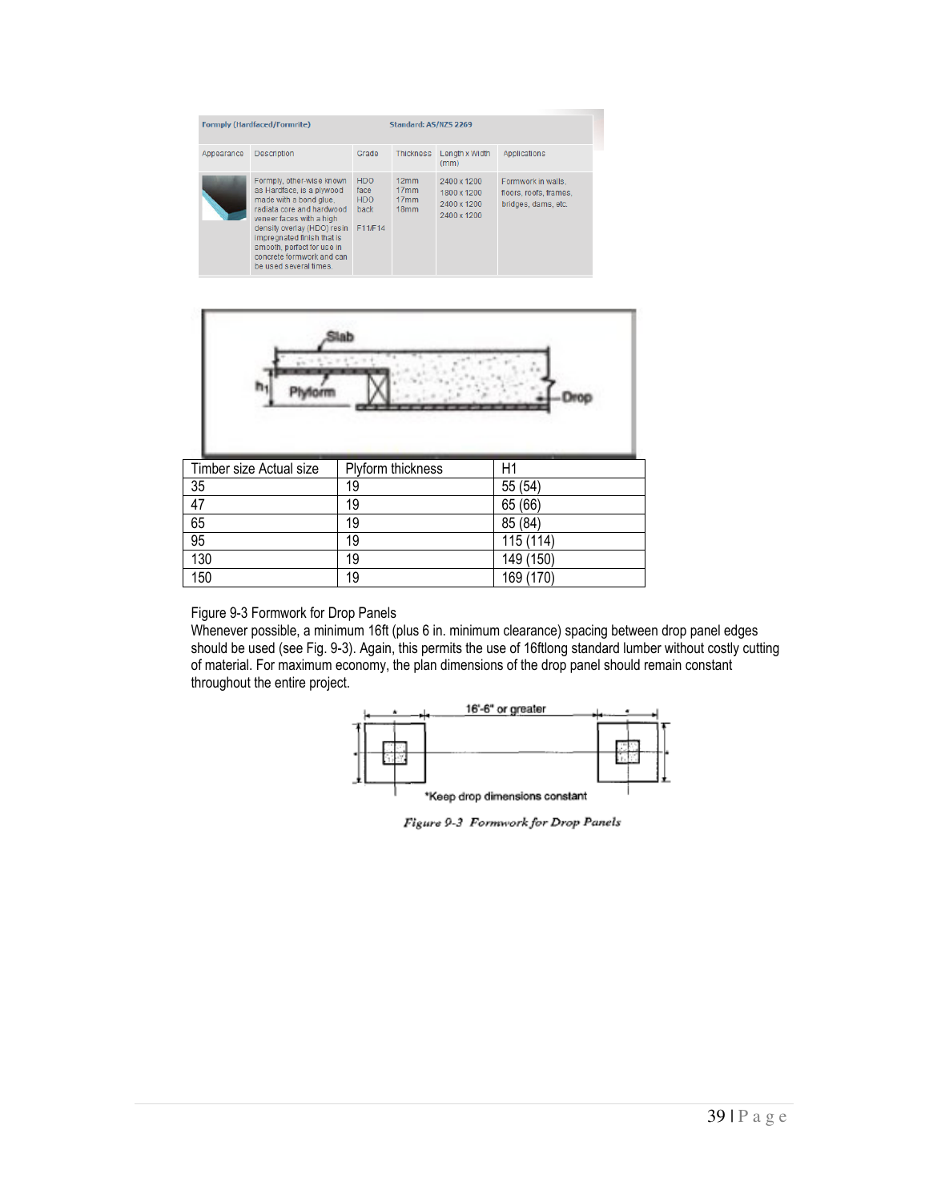| Formply (Hardfaced/Formrite) | | | Standard: AS/NZS 2269 | | |
|---|---|---|---|---|---|
| Appearance | Description | Grade | Thickness | Length x Width (mm) | Applications |
| | Formply, other-wise known as Hardface, is a plywood made with a bond glue, radiata core and hardwood veneer faces with a high density overlay (HDO) resin impregnated finish that is smooth, perfect for use in concrete formwork and can be used several times. | HDO face HDO back F11/F14 | 12mm 17mm 17mm 18mm | 2400 x 1200 1800 x 1200 2400 x 1200 2400 x 1200 | Formwork in walls, floors, roofs, frames, bridges, dams, etc. |

Slab

$h_1$ Plyform

Drop

| Timber size Actual size | Plyform thickness | H1 |
|---|---|---|
| 35 | 19 | 55 (54) |
| 47 | 19 | 65 (66) |
| 65 | 19 | 85 (84) |
| 95 | 19 | 115 (114) |
| 130 | 19 | 149 (150) |
| 150 | 19 | 169 (170) |

Figure 9-3 Formwork for Drop Panels

Whenever possible, a minimum 16ft (plus 6 in. minimum clearance) spacing between drop panel edges should be used (see Fig. 9-3). Again, this permits the use of 16ftlong standard lumber without costly cutting of material. For maximum economy, the plan dimensions of the drop panel should remain constant throughout the entire project.

16'-6" or greater

*Keep drop dimensions constant

*Figure 9-3 Formwork for Drop Panels*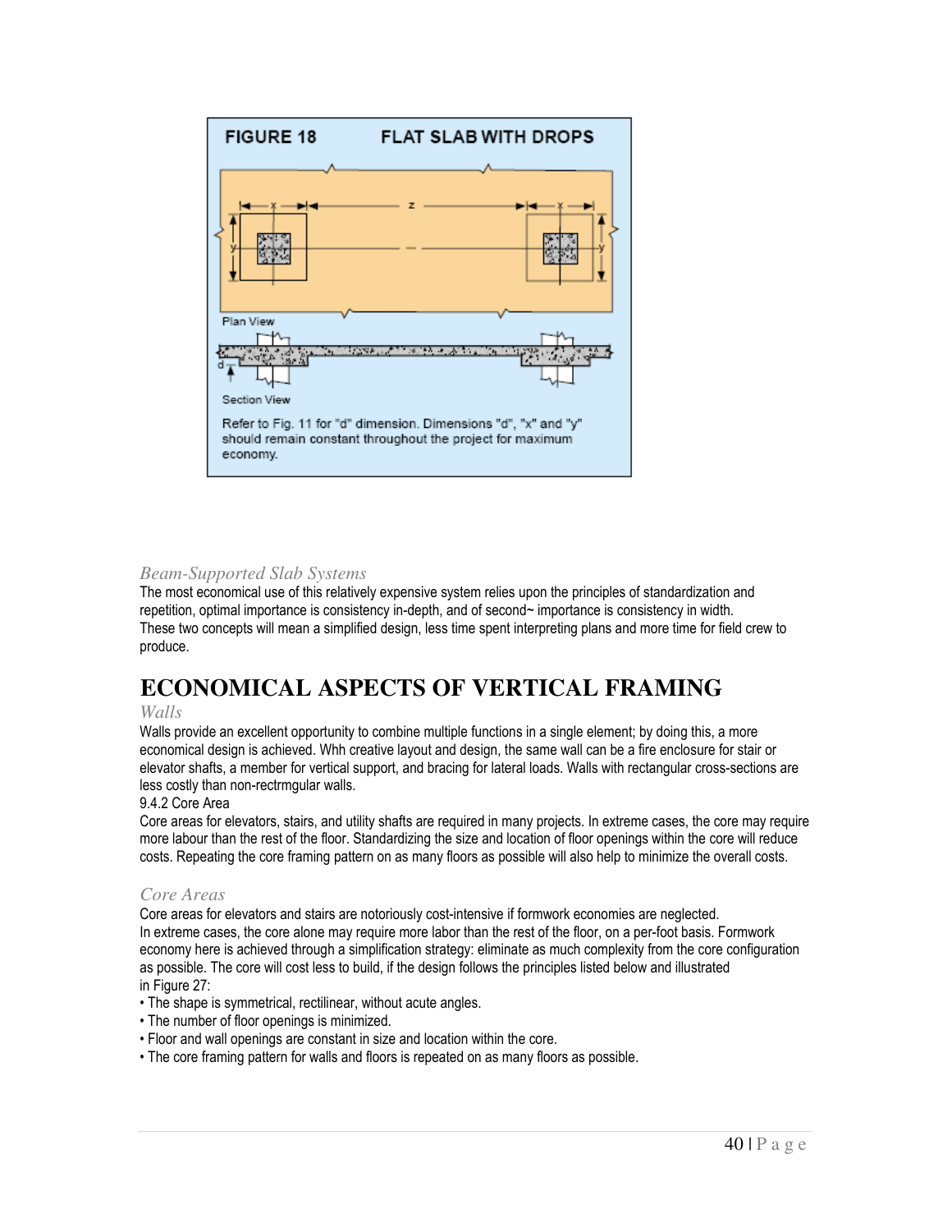**FIGURE 18 FLAT SLAB WITH DROPS**

Plan View

Section View

Refer to Fig. 11 for "d" dimension. Dimensions "d", "x" and "y" should remain constant throughout the project for maximum economy.

### *Beam-Supported Slab Systems*

The most economical use of this relatively expensive system relies upon the principles of standardization and repetition, optimal importance is consistency in-depth, and of second~ importance is consistency in width. These two concepts will mean a simplified design, less time spent interpreting plans and more time for field crew to produce.

# ECONOMICAL ASPECTS OF VERTICAL FRAMING

### *Walls*

Walls provide an excellent opportunity to combine multiple functions in a single element; by doing this, a more economical design is achieved. Whh creative layout and design, the same wall can be a fire enclosure for stair or elevator shafts, a member for vertical support, and bracing for lateral loads. Walls with rectangular cross-sections are less costly than non-rectrmgular walls.

9.4.2 Core Area

Core areas for elevators, stairs, and utility shafts are required in many projects. In extreme cases, the core may require more labour than the rest of the floor. Standardizing the size and location of floor openings within the core will reduce costs. Repeating the core framing pattern on as many floors as possible will also help to minimize the overall costs.

### *Core Areas*

Core areas for elevators and stairs are notoriously cost-intensive if formwork economies are neglected. In extreme cases, the core alone may require more labor than the rest of the floor, on a per-foot basis. Formwork economy here is achieved through a simplification strategy: eliminate as much complexity from the core configuration as possible. The core will cost less to build, if the design follows the principles listed below and illustrated in Figure 27:

- The shape is symmetrical, rectilinear, without acute angles.
- The number of floor openings is minimized.
- Floor and wall openings are constant in size and location within the core.
- The core framing pattern for walls and floors is repeated on as many floors as possible.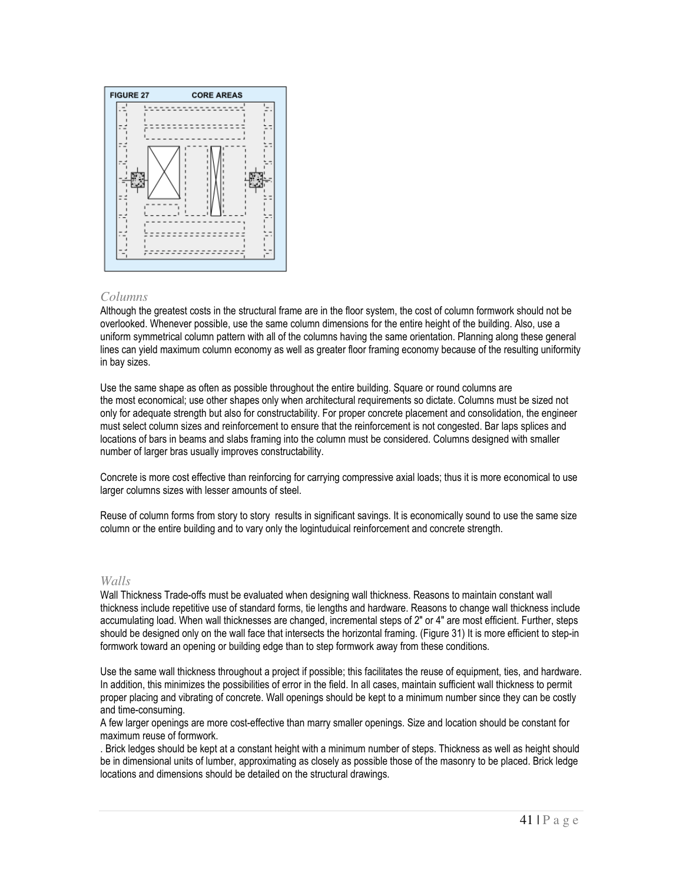FIGURE 27 CORE AREAS

### *Columns*

Although the greatest costs in the structural frame are in the floor system, the cost of column formwork should not be overlooked. Whenever possible, use the same column dimensions for the entire height of the building. Also, use a uniform symmetrical column pattern with all of the columns having the same orientation. Planning along these general lines can yield maximum column economy as well as greater floor framing economy because of the resulting uniformity in bay sizes.

Use the same shape as often as possible throughout the entire building. Square or round columns are the most economical; use other shapes only when architectural requirements so dictate. Columns must be sized not only for adequate strength but also for constructability. For proper concrete placement and consolidation, the engineer must select column sizes and reinforcement to ensure that the reinforcement is not congested. Bar laps splices and locations of bars in beams and slabs framing into the column must be considered. Columns designed with smaller number of larger bras usually improves constructability.

Concrete is more cost effective than reinforcing for carrying compressive axial loads; thus it is more economical to use larger columns sizes with lesser amounts of steel.

Reuse of column forms from story to story results in significant savings. It is economically sound to use the same size column or the entire building and to vary only the logintuduical reinforcement and concrete strength.

### *Walls*

Wall Thickness Trade-offs must be evaluated when designing wall thickness. Reasons to maintain constant wall thickness include repetitive use of standard forms, tie lengths and hardware. Reasons to change wall thickness include accumulating load. When wall thicknesses are changed, incremental steps of 2" or 4" are most efficient. Further, steps should be designed only on the wall face that intersects the horizontal framing. (Figure 31) It is more efficient to step-in formwork toward an opening or building edge than to step formwork away from these conditions.

Use the same wall thickness throughout a project if possible; this facilitates the reuse of equipment, ties, and hardware. In addition, this minimizes the possibilities of error in the field. In all cases, maintain sufficient wall thickness to permit proper placing and vibrating of concrete. Wall openings should be kept to a minimum number since they can be costly and time-consuming.

A few larger openings are more cost-effective than marry smaller openings. Size and location should be constant for maximum reuse of formwork.

. Brick ledges should be kept at a constant height with a minimum number of steps. Thickness as well as height should be in dimensional units of lumber, approximating as closely as possible those of the masonry to be placed. Brick ledge locations and dimensions should be detailed on the structural drawings.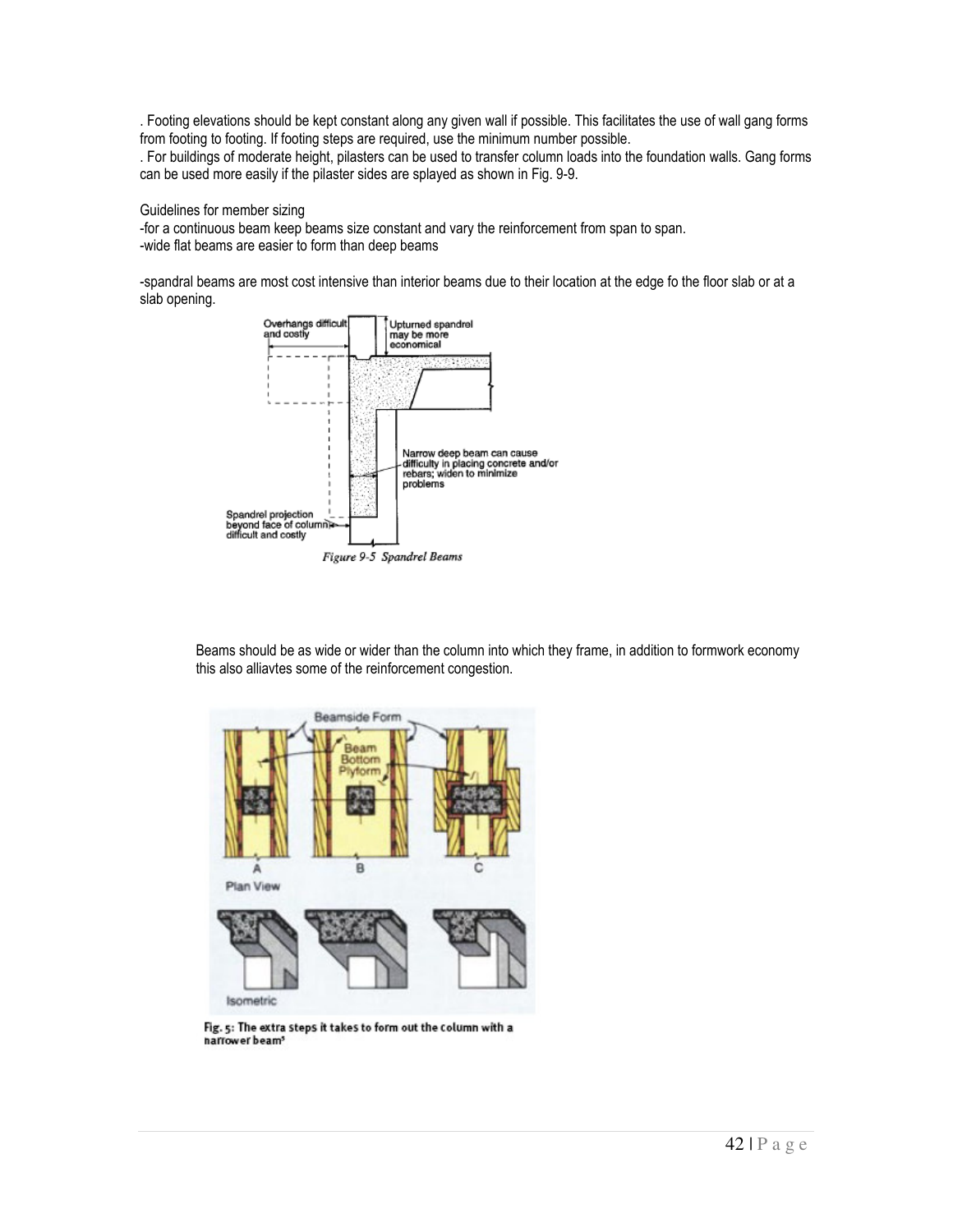. Footing elevations should be kept constant along any given wall if possible. This facilitates the use of wall gang forms from footing to footing. If footing steps are required, use the minimum number possible.
. For buildings of moderate height, pilasters can be used to transfer column loads into the foundation walls. Gang forms can be used more easily if the pilaster sides are splayed as shown in Fig. 9-9.

Guidelines for member sizing
-for a continuous beam keep beams size constant and vary the reinforcement from span to span.
-wide flat beams are easier to form than deep beams

-spandral beams are most cost intensive than interior beams due to their location at the edge fo the floor slab or at a slab opening.

Overhangs difficult and costly

Upturned spandrel may be more economical

Narrow deep beam can cause difficulty in placing concrete and/or rebars; widen to minimize problems

Spandrel projection beyond face of column difficult and costly

*Figure 9-5 Spandrel Beams*

Beams should be as wide or wider than the column into which they frame, in addition to formwork economy this also alliavtes some of the reinforcement congestion.

Beamside Form

Beam Bottom Plyform

A B C

Plan View

Isometric

**Fig. 5: The extra steps it takes to form out the column with a narrower beam[5]**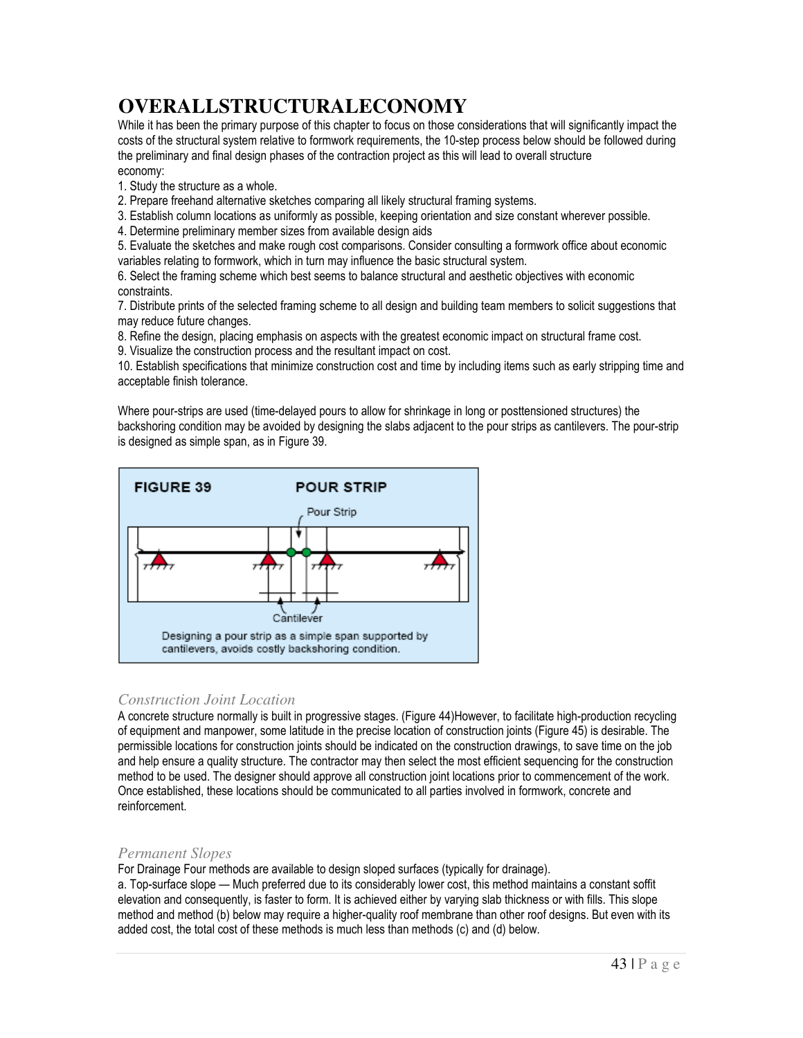# OVERALLSTRUCTURALECONOMY

While it has been the primary purpose of this chapter to focus on those considerations that will significantly impact the costs of the structural system relative to formwork requirements, the 10-step process below should be followed during the preliminary and final design phases of the contraction project as this will lead to overall structure economy:

1. Study the structure as a whole.
2. Prepare freehand alternative sketches comparing all likely structural framing systems.
3. Establish column locations as uniformly as possible, keeping orientation and size constant wherever possible.
4. Determine preliminary member sizes from available design aids
5. Evaluate the sketches and make rough cost comparisons. Consider consulting a formwork office about economic variables relating to formwork, which in turn may influence the basic structural system.
6. Select the framing scheme which best seems to balance structural and aesthetic objectives with economic constraints.
7. Distribute prints of the selected framing scheme to all design and building team members to solicit suggestions that may reduce future changes.
8. Refine the design, placing emphasis on aspects with the greatest economic impact on structural frame cost.
9. Visualize the construction process and the resultant impact on cost.
10. Establish specifications that minimize construction cost and time by including items such as early stripping time and acceptable finish tolerance.

Where pour-strips are used (time-delayed pours to allow for shrinkage in long or posttensioned structures) the backshoring condition may be avoided by designing the slabs adjacent to the pour strips as cantilevers. The pour-strip is designed as simple span, as in Figure 39.

**FIGURE 39 POUR STRIP**

Pour Strip

Cantilever

Designing a pour strip as a simple span supported by cantilevers, avoids costly backshoring condition.

## *Construction Joint Location*

A concrete structure normally is built in progressive stages. (Figure 44)However, to facilitate high-production recycling of equipment and manpower, some latitude in the precise location of construction joints (Figure 45) is desirable. The permissible locations for construction joints should be indicated on the construction drawings, to save time on the job and help ensure a quality structure. The contractor may then select the most efficient sequencing for the construction method to be used. The designer should approve all construction joint locations prior to commencement of the work. Once established, these locations should be communicated to all parties involved in formwork, concrete and reinforcement.

## *Permanent Slopes*

For Drainage Four methods are available to design sloped surfaces (typically for drainage).

a. Top-surface slope — Much preferred due to its considerably lower cost, this method maintains a constant soffit elevation and consequently, is faster to form. It is achieved either by varying slab thickness or with fills. This slope method and method (b) below may require a higher-quality roof membrane than other roof designs. But even with its added cost, the total cost of these methods is much less than methods (c) and (d) below.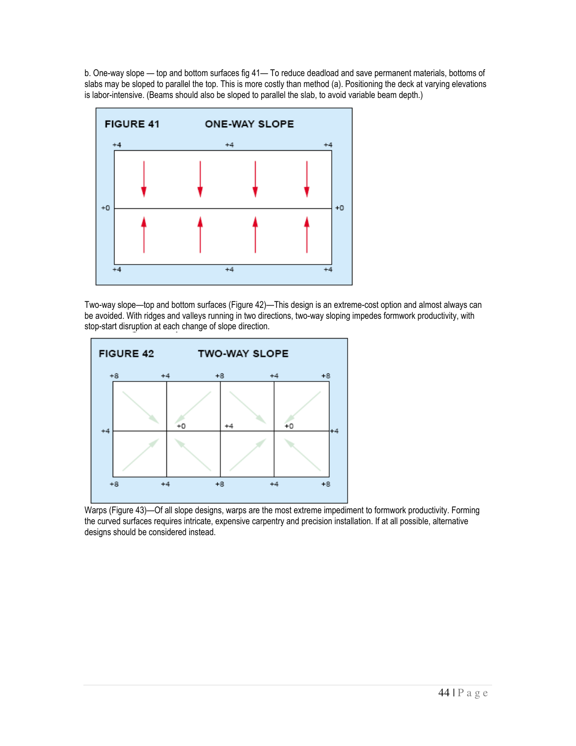b. One-way slope — top and bottom surfaces fig 41— To reduce deadload and save permanent materials, bottoms of slabs may be sloped to parallel the top. This is more costly than method (a). Positioning the deck at varying elevations is labor-intensive. (Beams should also be sloped to parallel the slab, to avoid variable beam depth.)

FIGURE 41 ONE-WAY SLOPE

Two-way slope—top and bottom surfaces (Figure 42)—This design is an extreme-cost option and almost always can be avoided. With ridges and valleys running in two directions, two-way sloping impedes formwork productivity, with stop-start disruption at each change of slope direction.

FIGURE 42 TWO-WAY SLOPE

Warps (Figure 43)—Of all slope designs, warps are the most extreme impediment to formwork productivity. Forming the curved surfaces requires intricate, expensive carpentry and precision installation. If at all possible, alternative designs should be considered instead.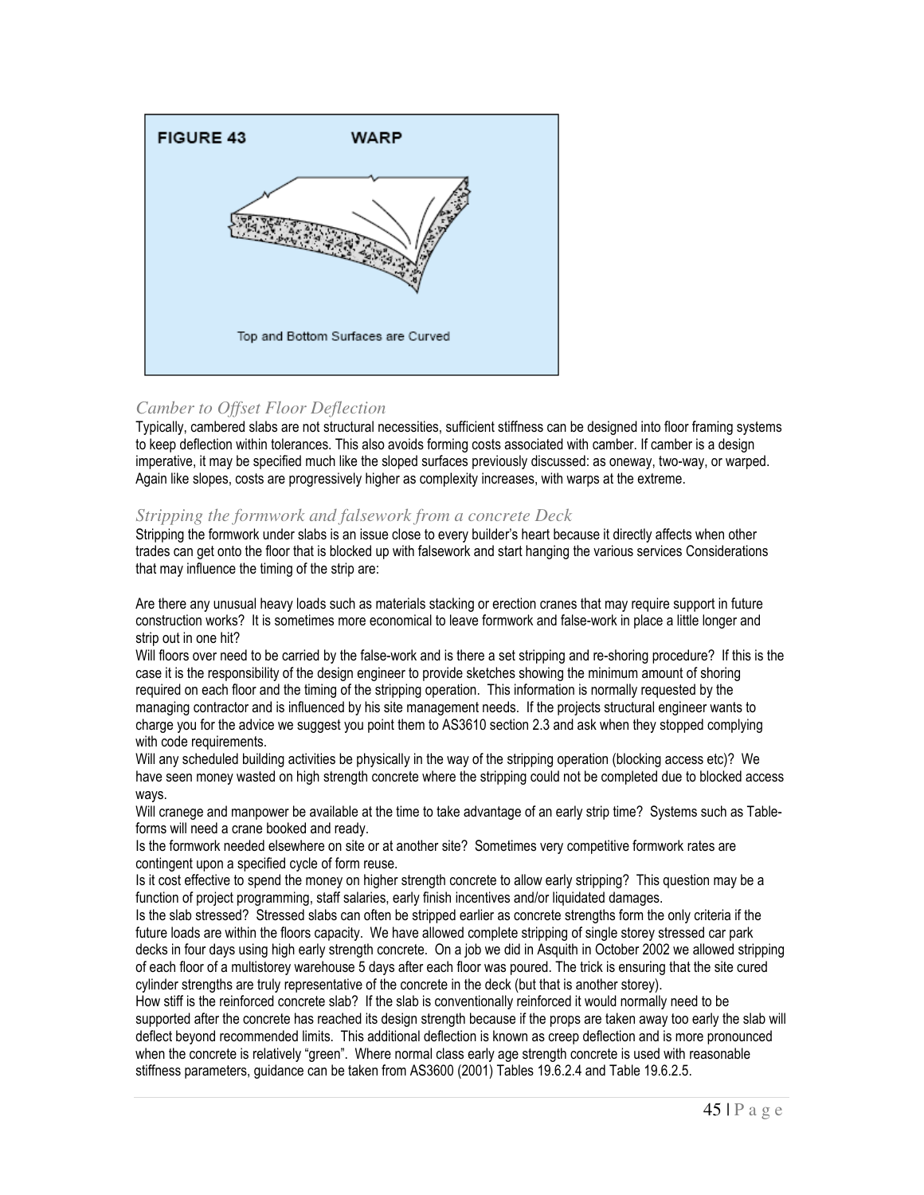FIGURE 43 WARP

Top and Bottom Surfaces are Curved

### *Camber to Offset Floor Deflection*

Typically, cambered slabs are not structural necessities, sufficient stiffness can be designed into floor framing systems to keep deflection within tolerances. This also avoids forming costs associated with camber. If camber is a design imperative, it may be specified much like the sloped surfaces previously discussed: as oneway, two-way, or warped. Again like slopes, costs are progressively higher as complexity increases, with warps at the extreme.

### *Stripping the formwork and falsework from a concrete Deck*

Stripping the formwork under slabs is an issue close to every builder's heart because it directly affects when other trades can get onto the floor that is blocked up with falsework and start hanging the various services Considerations that may influence the timing of the strip are:

Are there any unusual heavy loads such as materials stacking or erection cranes that may require support in future construction works? It is sometimes more economical to leave formwork and false-work in place a little longer and strip out in one hit?

Will floors over need to be carried by the false-work and is there a set stripping and re-shoring procedure? If this is the case it is the responsibility of the design engineer to provide sketches showing the minimum amount of shoring required on each floor and the timing of the stripping operation. This information is normally requested by the managing contractor and is influenced by his site management needs. If the projects structural engineer wants to charge you for the advice we suggest you point them to AS3610 section 2.3 and ask when they stopped complying with code requirements.

Will any scheduled building activities be physically in the way of the stripping operation (blocking access etc)? We have seen money wasted on high strength concrete where the stripping could not be completed due to blocked access ways.

Will cranege and manpower be available at the time to take advantage of an early strip time? Systems such as Table-forms will need a crane booked and ready.

Is the formwork needed elsewhere on site or at another site? Sometimes very competitive formwork rates are contingent upon a specified cycle of form reuse.

Is it cost effective to spend the money on higher strength concrete to allow early stripping? This question may be a function of project programming, staff salaries, early finish incentives and/or liquidated damages.

Is the slab stressed? Stressed slabs can often be stripped earlier as concrete strengths form the only criteria if the future loads are within the floors capacity. We have allowed complete stripping of single storey stressed car park decks in four days using high early strength concrete. On a job we did in Asquith in October 2002 we allowed stripping of each floor of a multistorey warehouse 5 days after each floor was poured. The trick is ensuring that the site cured cylinder strengths are truly representative of the concrete in the deck (but that is another storey).

How stiff is the reinforced concrete slab? If the slab is conventionally reinforced it would normally need to be supported after the concrete has reached its design strength because if the props are taken away too early the slab will deflect beyond recommended limits. This additional deflection is known as creep deflection and is more pronounced when the concrete is relatively "green". Where normal class early age strength concrete is used with reasonable stiffness parameters, guidance can be taken from AS3600 (2001) Tables 19.6.2.4 and Table 19.6.2.5.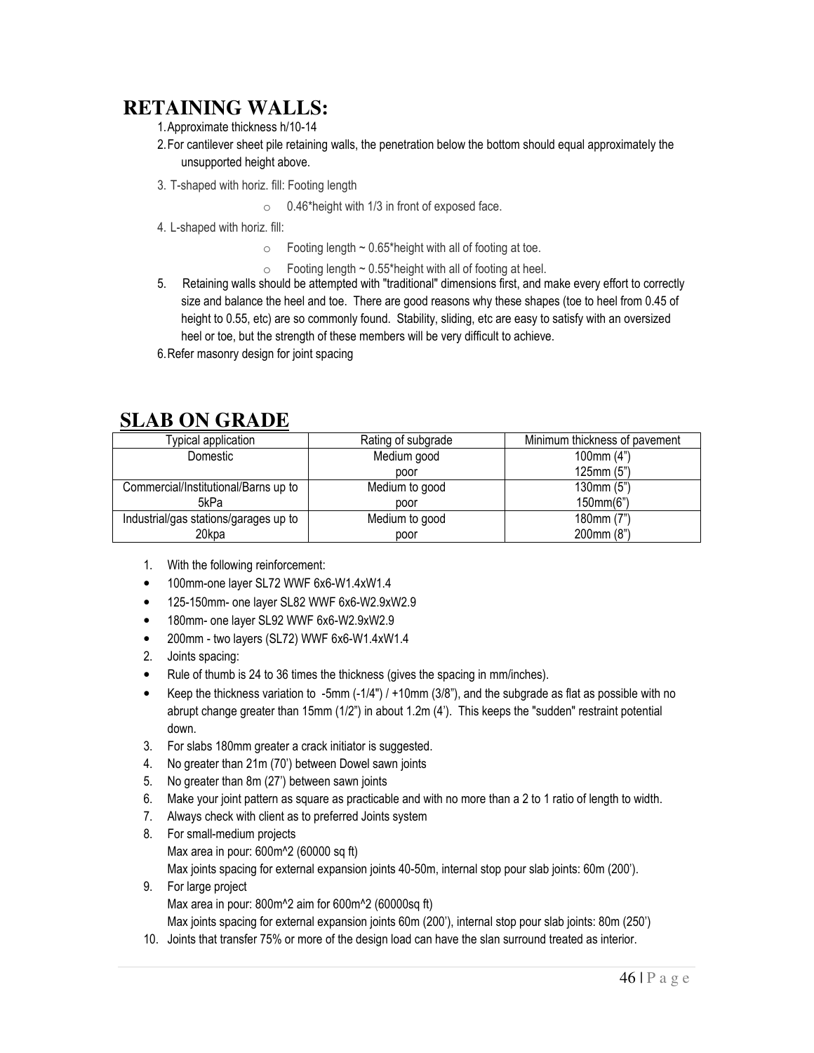# RETAINING WALLS:

1. Approximate thickness h/10-14
2. For cantilever sheet pile retaining walls, the penetration below the bottom should equal approximately the unsupported height above.
3. T-shaped with horiz. fill: Footing length
   - 0.46*height with 1/3 in front of exposed face.
4. L-shaped with horiz. fill:
   - Footing length ~ 0.65*height with all of footing at toe.
   - Footing length ~ 0.55*height with all of footing at heel.
5. Retaining walls should be attempted with "traditional" dimensions first, and make every effort to correctly size and balance the heel and toe. There are good reasons why these shapes (toe to heel from 0.45 of height to 0.55, etc) are so commonly found. Stability, sliding, etc are easy to satisfy with an oversized heel or toe, but the strength of these members will be very difficult to achieve.
6. Refer masonry design for joint spacing

# SLAB ON GRADE

| Typical application | Rating of subgrade | Minimum thickness of pavement |
|---|---|---|
| Domestic | Medium good<br>poor | 100mm (4")<br>125mm (5") |
| Commercial/Institutional/Barns up to 5kPa | Medium to good<br>poor | 130mm (5")<br>150mm(6") |
| Industrial/gas stations/garages up to 20kpa | Medium to good<br>poor | 180mm (7")<br>200mm (8") |

1. With the following reinforcement:
   - 100mm-one layer SL72 WWF 6x6-W1.4xW1.4
   - 125-150mm- one layer SL82 WWF 6x6-W2.9xW2.9
   - 180mm- one layer SL92 WWF 6x6-W2.9xW2.9
   - 200mm - two layers (SL72) WWF 6x6-W1.4xW1.4
2. Joints spacing:
   - Rule of thumb is 24 to 36 times the thickness (gives the spacing in mm/inches).
   - Keep the thickness variation to -5mm (-1/4") / +10mm (3/8"), and the subgrade as flat as possible with no abrupt change greater than 15mm (1/2") in about 1.2m (4'). This keeps the "sudden" restraint potential down.
3. For slabs 180mm greater a crack initiator is suggested.
4. No greater than 21m (70') between Dowel sawn joints
5. No greater than 8m (27') between sawn joints
6. Make your joint pattern as square as practicable and with no more than a 2 to 1 ratio of length to width.
7. Always check with client as to preferred Joints system
8. For small-medium projects
   Max area in pour: 600m^2 (60000 sq ft)
   Max joints spacing for external expansion joints 40-50m, internal stop pour slab joints: 60m (200').
9. For large project
   Max area in pour: 800m^2 aim for 600m^2 (60000sq ft)
   Max joints spacing for external expansion joints 60m (200'), internal stop pour slab joints: 80m (250')
10. Joints that transfer 75% or more of the design load can have the slan surround treated as interior.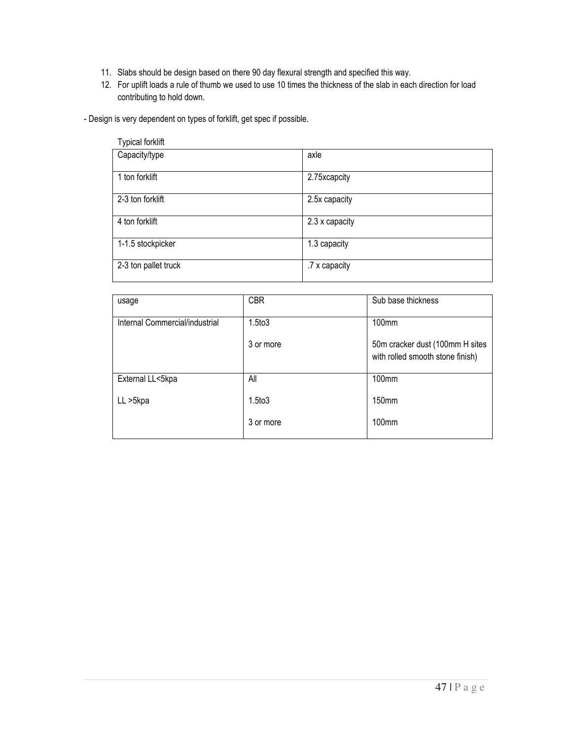11. Slabs should be design based on there 90 day flexural strength and specified this way.
12. For uplift loads a rule of thumb we used to use 10 times the thickness of the slab in each direction for load contributing to hold down.

- Design is very dependent on types of forklift, get spec if possible.

Typical forklift

| Capacity/type | axle |
|---|---|
| 1 ton forklift | 2.75xcapcity |
| 2-3 ton forklift | 2.5x capacity |
| 4 ton forklift | 2.3 x capacity |
| 1-1.5 stockpicker | 1.3 capacity |
| 2-3 ton pallet truck | .7 x capacity |

| usage | CBR | Sub base thickness |
|---|---|---|
| Internal Commercial/industrial | 1.5to3 | 100mm |
| | 3 or more | 50m cracker dust (100mm H sites with rolled smooth stone finish) |
| External LL<5kpa | All | 100mm |
| LL >5kpa | 1.5to3 | 150mm |
| | 3 or more | 100mm |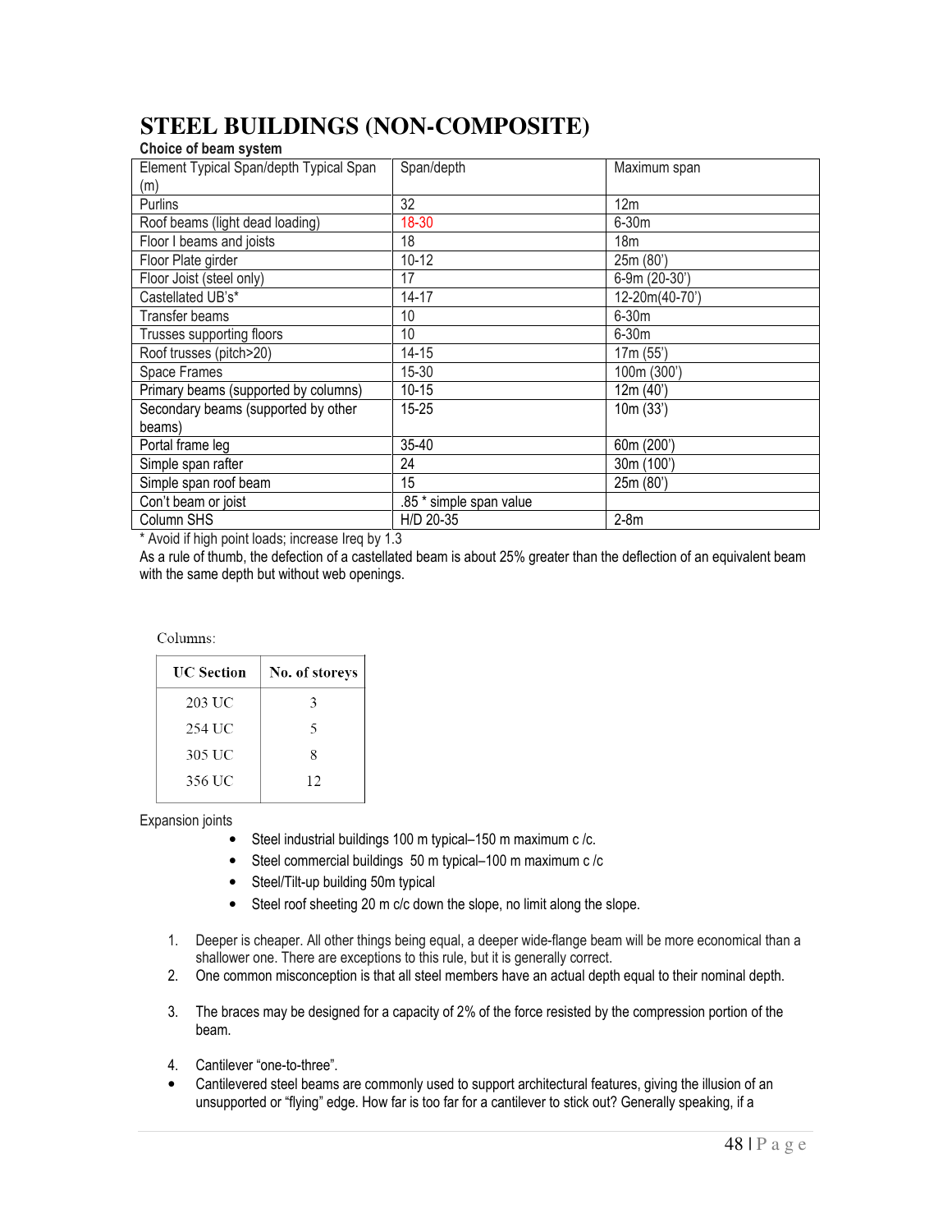# STEEL BUILDINGS (NON-COMPOSITE)

**Choice of beam system**

| Element Typical Span/depth Typical Span (m) | Span/depth | Maximum span |
|---|---|---|
| Purlins | 32 | 12m |
| Roof beams (light dead loading) | 18-30 | 6-30m |
| Floor I beams and joists | 18 | 18m |
| Floor Plate girder | 10-12 | 25m (80') |
| Floor Joist (steel only) | 17 | 6-9m (20-30') |
| Castellated UB's* | 14-17 | 12-20m(40-70') |
| Transfer beams | 10 | 6-30m |
| Trusses supporting floors | 10 | 6-30m |
| Roof trusses (pitch>20) | 14-15 | 17m (55') |
| Space Frames | 15-30 | 100m (300') |
| Primary beams (supported by columns) | 10-15 | 12m (40') |
| Secondary beams (supported by other beams) | 15-25 | 10m (33') |
| Portal frame leg | 35-40 | 60m (200') |
| Simple span rafter | 24 | 30m (100') |
| Simple span roof beam | 15 | 25m (80') |
| Con't beam or joist | .85 * simple span value | |
| Column SHS | H/D 20-35 | 2-8m |

* Avoid if high point loads; increase Ireq by 1.3

As a rule of thumb, the defection of a castellated beam is about 25% greater than the deflection of an equivalent beam with the same depth but without web openings.

Columns:

| UC Section | No. of storeys |
|---|---|
| 203 UC | 3 |
| 254 UC | 5 |
| 305 UC | 8 |
| 356 UC | 12 |

Expansion joints

- Steel industrial buildings 100 m typical–150 m maximum c /c.
- Steel commercial buildings 50 m typical–100 m maximum c /c
- Steel/Tilt-up building 50m typical
- Steel roof sheeting 20 m c/c down the slope, no limit along the slope.

1. Deeper is cheaper. All other things being equal, a deeper wide-flange beam will be more economical than a shallower one. There are exceptions to this rule, but it is generally correct.
2. One common misconception is that all steel members have an actual depth equal to their nominal depth.
3. The braces may be designed for a capacity of 2% of the force resisted by the compression portion of the beam.
4. Cantilever "one-to-three".

- Cantilevered steel beams are commonly used to support architectural features, giving the illusion of an unsupported or "flying" edge. How far is too far for a cantilever to stick out? Generally speaking, if a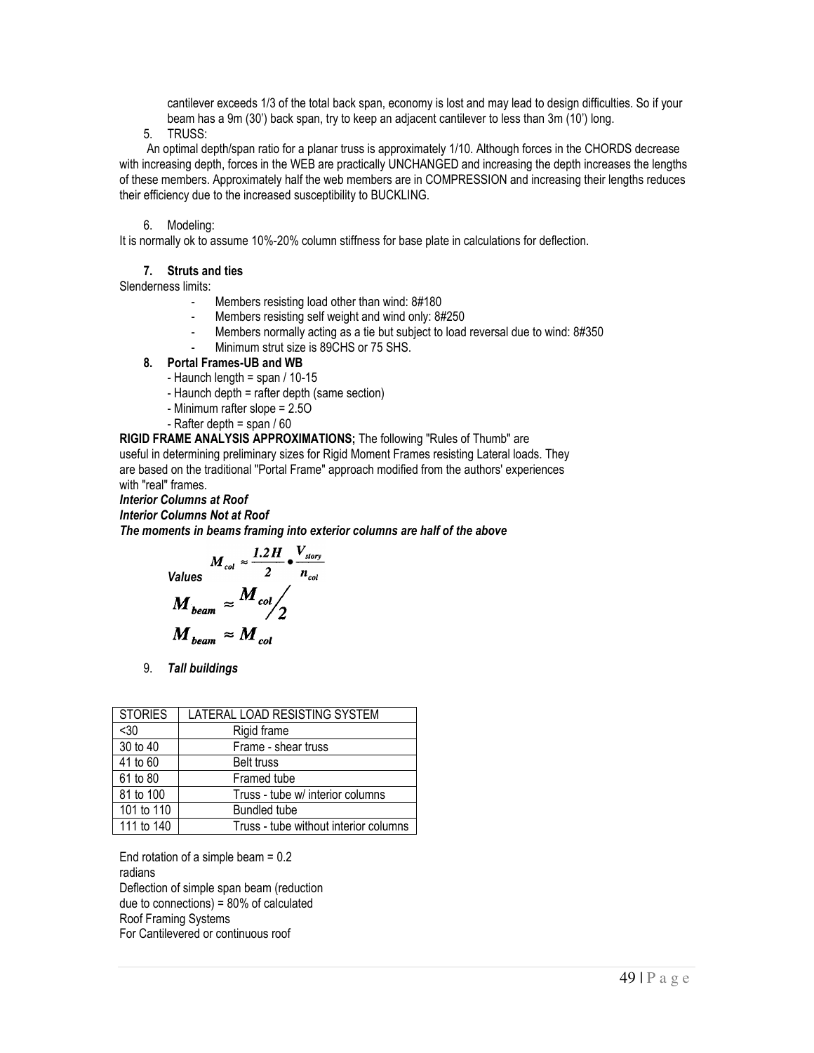cantilever exceeds 1/3 of the total back span, economy is lost and may lead to design difficulties. So if your beam has a 9m (30') back span, try to keep an adjacent cantilever to less than 3m (10') long.

5. TRUSS:

An optimal depth/span ratio for a planar truss is approximately 1/10. Although forces in the CHORDS decrease with increasing depth, forces in the WEB are practically UNCHANGED and increasing the depth increases the lengths of these members. Approximately half the web members are in COMPRESSION and increasing their lengths reduces their efficiency due to the increased susceptibility to BUCKLING.

6. Modeling:

It is normally ok to assume 10%-20% column stiffness for base plate in calculations for deflection.

**7. Struts and ties**

Slenderness limits:

- Members resisting load other than wind: 8#180
- Members resisting self weight and wind only: 8#250
- Members normally acting as a tie but subject to load reversal due to wind: 8#350
- Minimum strut size is 89CHS or 75 SHS.

**8. Portal Frames-UB and WB**

- Haunch length = span / 10-15
- Haunch depth = rafter depth (same section)
- Minimum rafter slope = 2.5O
- Rafter depth = span / 60

**RIGID FRAME ANALYSIS APPROXIMATIONS;** The following "Rules of Thumb" are useful in determining preliminary sizes for Rigid Moment Frames resisting Lateral loads. They are based on the traditional "Portal Frame" approach modified from the authors' experiences with "real" frames.

***Interior Columns at Roof***

***Interior Columns Not at Roof***

***The moments in beams framing into exterior columns are half of the above***

***Values*** $M_{col} \approx \frac{1.2H}{2} \bullet \frac{V_{story}}{n_{col}}$

$$M_{beam} \approx M_{col}/2$$

$$M_{beam} \approx M_{col}$$

9. ***Tall buildings***

| STORIES | LATERAL LOAD RESISTING SYSTEM |
|---|---|
| <30 | Rigid frame |
| 30 to 40 | Frame - shear truss |
| 41 to 60 | Belt truss |
| 61 to 80 | Framed tube |
| 81 to 100 | Truss - tube w/ interior columns |
| 101 to 110 | Bundled tube |
| 111 to 140 | Truss - tube without interior columns |

End rotation of a simple beam = 0.2 radians

Deflection of simple span beam (reduction due to connections) = 80% of calculated

Roof Framing Systems

For Cantilevered or continuous roof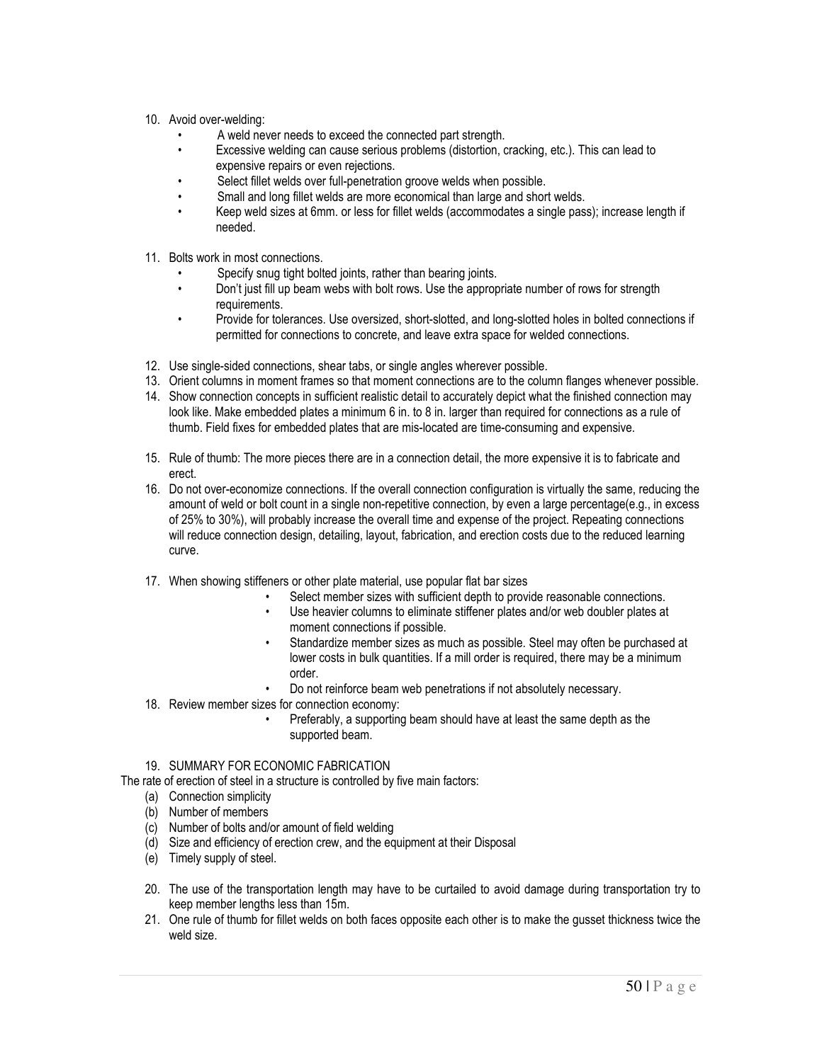10. Avoid over-welding:
    - A weld never needs to exceed the connected part strength.
    - Excessive welding can cause serious problems (distortion, cracking, etc.). This can lead to expensive repairs or even rejections.
    - Select fillet welds over full-penetration groove welds when possible.
    - Small and long fillet welds are more economical than large and short welds.
    - Keep weld sizes at 6mm. or less for fillet welds (accommodates a single pass); increase length if needed.

11. Bolts work in most connections.
    - Specify snug tight bolted joints, rather than bearing joints.
    - Don't just fill up beam webs with bolt rows. Use the appropriate number of rows for strength requirements.
    - Provide for tolerances. Use oversized, short-slotted, and long-slotted holes in bolted connections if permitted for connections to concrete, and leave extra space for welded connections.

12. Use single-sided connections, shear tabs, or single angles wherever possible.
13. Orient columns in moment frames so that moment connections are to the column flanges whenever possible.
14. Show connection concepts in sufficient realistic detail to accurately depict what the finished connection may look like. Make embedded plates a minimum 6 in. to 8 in. larger than required for connections as a rule of thumb. Field fixes for embedded plates that are mis-located are time-consuming and expensive.

15. Rule of thumb: The more pieces there are in a connection detail, the more expensive it is to fabricate and erect.
16. Do not over-economize connections. If the overall connection configuration is virtually the same, reducing the amount of weld or bolt count in a single non-repetitive connection, by even a large percentage(e.g., in excess of 25% to 30%), will probably increase the overall time and expense of the project. Repeating connections will reduce connection design, detailing, layout, fabrication, and erection costs due to the reduced learning curve.

17. When showing stiffeners or other plate material, use popular flat bar sizes
    - Select member sizes with sufficient depth to provide reasonable connections.
    - Use heavier columns to eliminate stiffener plates and/or web doubler plates at moment connections if possible.
    - Standardize member sizes as much as possible. Steel may often be purchased at lower costs in bulk quantities. If a mill order is required, there may be a minimum order.
    - Do not reinforce beam web penetrations if not absolutely necessary.
18. Review member sizes for connection economy:
    - Preferably, a supporting beam should have at least the same depth as the supported beam.

19. SUMMARY FOR ECONOMIC FABRICATION

The rate of erection of steel in a structure is controlled by five main factors:

(a) Connection simplicity
(b) Number of members
(c) Number of bolts and/or amount of field welding
(d) Size and efficiency of erection crew, and the equipment at their Disposal
(e) Timely supply of steel.

20. The use of the transportation length may have to be curtailed to avoid damage during transportation try to keep member lengths less than 15m.
21. One rule of thumb for fillet welds on both faces opposite each other is to make the gusset thickness twice the weld size.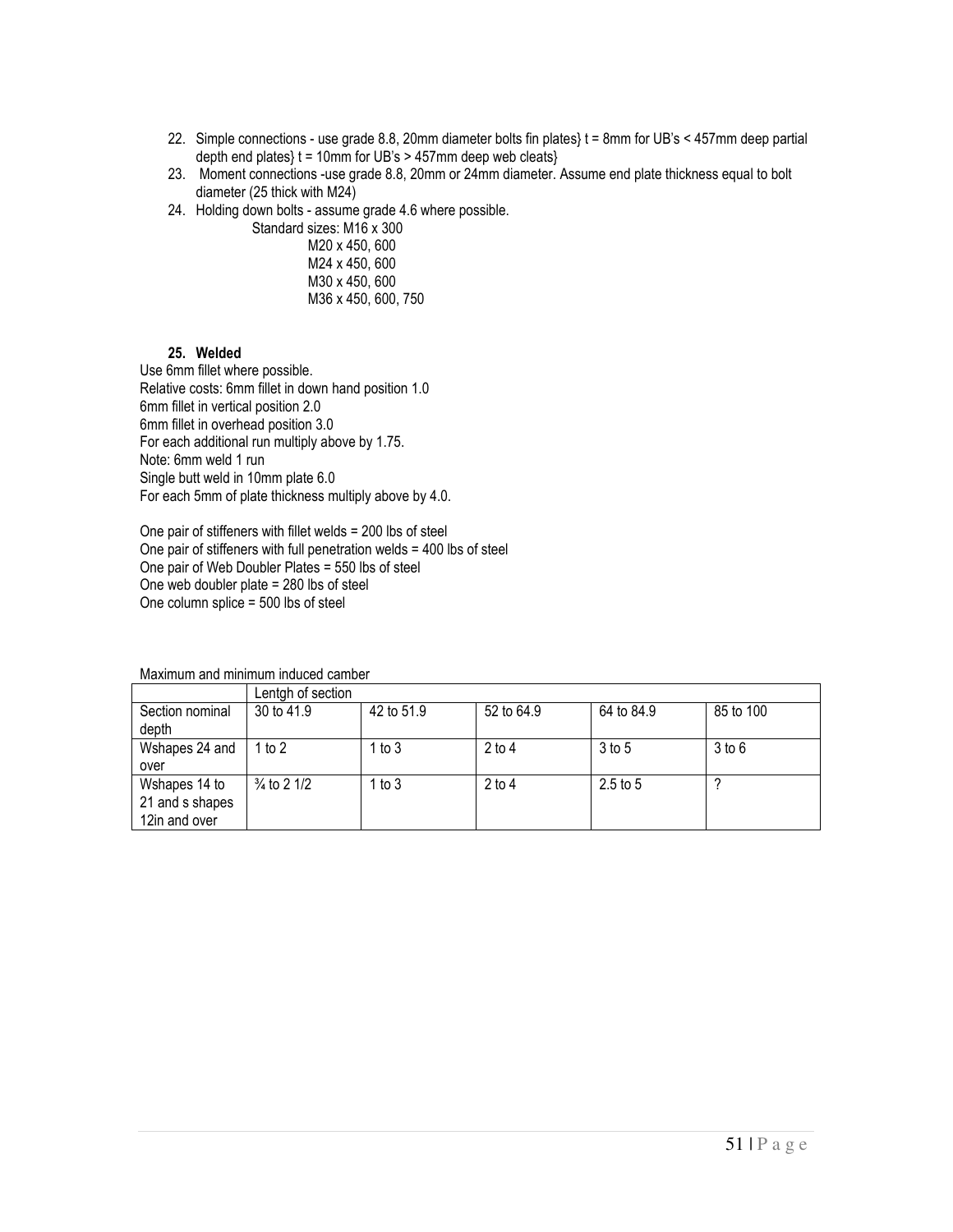22. Simple connections - use grade 8.8, 20mm diameter bolts fin plates} t = 8mm for UB's < 457mm deep partial depth end plates} t = 10mm for UB's > 457mm deep web cleats}
23. Moment connections -use grade 8.8, 20mm or 24mm diameter. Assume end plate thickness equal to bolt diameter (25 thick with M24)
24. Holding down bolts - assume grade 4.6 where possible.

    Standard sizes: M16 x 300
    M20 x 450, 600
    M24 x 450, 600
    M30 x 450, 600
    M36 x 450, 600, 750

**25. Welded**

Use 6mm fillet where possible.
Relative costs: 6mm fillet in down hand position 1.0
6mm fillet in vertical position 2.0
6mm fillet in overhead position 3.0
For each additional run multiply above by 1.75.
Note: 6mm weld 1 run
Single butt weld in 10mm plate 6.0
For each 5mm of plate thickness multiply above by 4.0.

One pair of stiffeners with fillet welds = 200 lbs of steel
One pair of stiffeners with full penetration welds = 400 lbs of steel
One pair of Web Doubler Plates = 550 lbs of steel
One web doubler plate = 280 lbs of steel
One column splice = 500 lbs of steel

Maximum and minimum induced camber

| | Lentgh of section | | | | |
|---|---|---|---|---|---|
| Section nominal depth | 30 to 41.9 | 42 to 51.9 | 52 to 64.9 | 64 to 84.9 | 85 to 100 |
| Wshapes 24 and over | 1 to 2 | 1 to 3 | 2 to 4 | 3 to 5 | 3 to 6 |
| Wshapes 14 to 21 and s shapes 12in and over | ¾ to 2 1/2 | 1 to 3 | 2 to 4 | 2.5 to 5 | ? |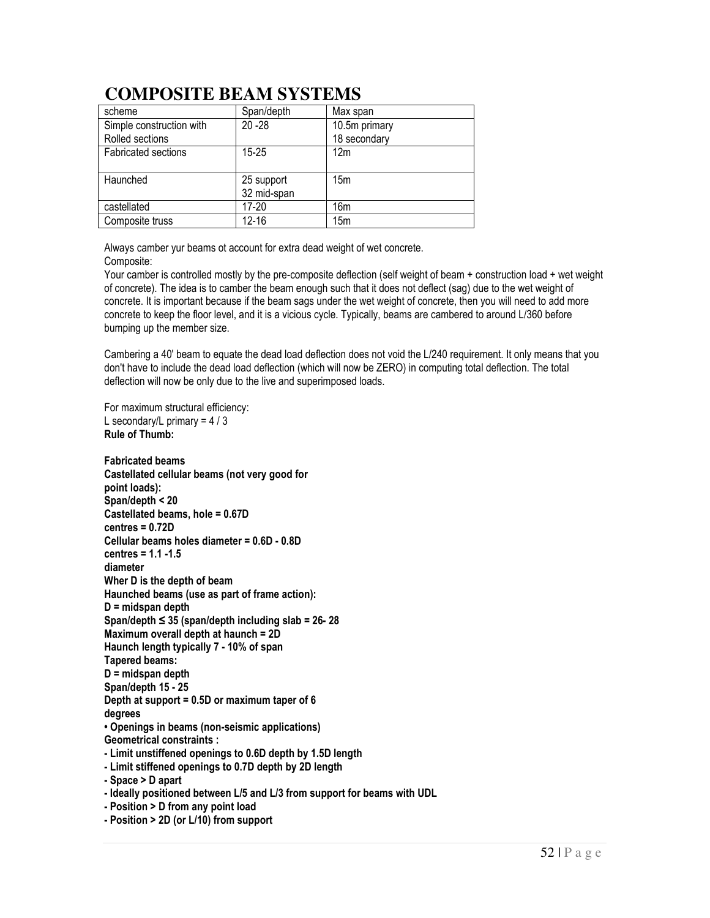# COMPOSITE BEAM SYSTEMS

| scheme | Span/depth | Max span |
|---|---|---|
| Simple construction with Rolled sections | 20 -28 | 10.5m primary 18 secondary |
| Fabricated sections | 15-25 | 12m |
| Haunched | 25 support 32 mid-span | 15m |
| castellated | 17-20 | 16m |
| Composite truss | 12-16 | 15m |

Always camber yur beams ot account for extra dead weight of wet concrete.
Composite:
Your camber is controlled mostly by the pre-composite deflection (self weight of beam + construction load + wet weight of concrete). The idea is to camber the beam enough such that it does not deflect (sag) due to the wet weight of concrete. It is important because if the beam sags under the wet weight of concrete, then you will need to add more concrete to keep the floor level, and it is a vicious cycle. Typically, beams are cambered to around L/360 before bumping up the member size.

Cambering a 40' beam to equate the dead load deflection does not void the L/240 requirement. It only means that you don't have to include the dead load deflection (which will now be ZERO) in computing total deflection. The total deflection will now be only due to the live and superimposed loads.

For maximum structural efficiency:
L secondary/L primary = 4 / 3
**Rule of Thumb:**

**Fabricated beams**
**Castellated cellular beams (not very good for point loads):**
**Span/depth < 20**
**Castellated beams, hole = 0.67D**
**centres = 0.72D**
**Cellular beams holes diameter = 0.6D - 0.8D**
**centres = 1.1 -1.5 diameter**
**Wher D is the depth of beam**
**Haunched beams (use as part of frame action):**
**D = midspan depth**
**Span/depth ≤ 35 (span/depth including slab = 26- 28**
**Maximum overall depth at haunch = 2D**
**Haunch length typically 7 - 10% of span**
**Tapered beams:**
**D = midspan depth**
**Span/depth 15 - 25**
**Depth at support = 0.5D or maximum taper of 6 degrees**
**• Openings in beams (non-seismic applications)**
**Geometrical constraints :**
**- Limit unstiffened openings to 0.6D depth by 1.5D length**
**- Limit stiffened openings to 0.7D depth by 2D length**
**- Space > D apart**
**- Ideally positioned between L/5 and L/3 from support for beams with UDL**
**- Position > D from any point load**
**- Position > 2D (or L/10) from support**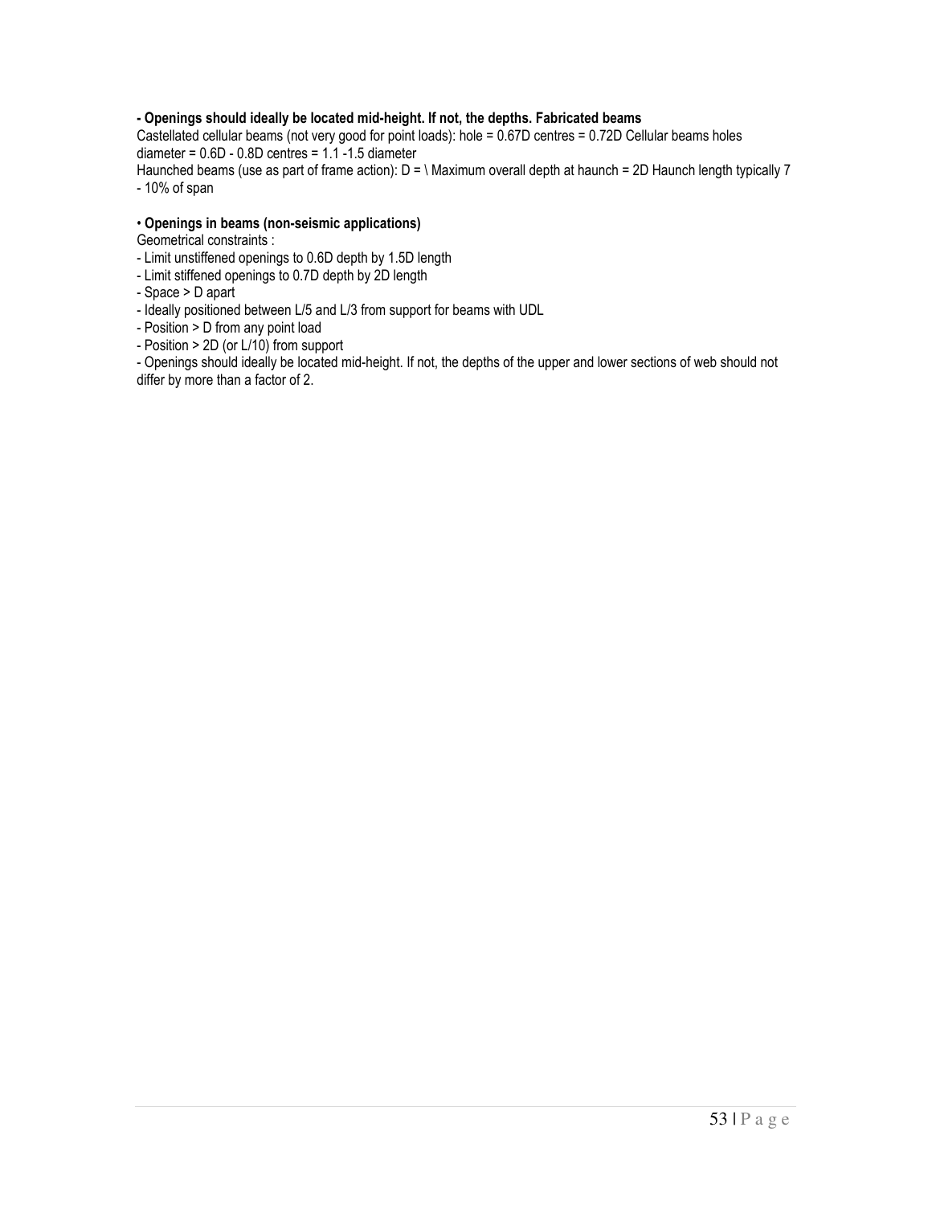**- Openings should ideally be located mid-height. If not, the depths. Fabricated beams**

Castellated cellular beams (not very good for point loads): hole = 0.67D centres = 0.72D Cellular beams holes diameter = 0.6D - 0.8D centres = 1.1 -1.5 diameter

Haunched beams (use as part of frame action): D = \ Maximum overall depth at haunch = 2D Haunch length typically 7 - 10% of span

• **Openings in beams (non-seismic applications)**

Geometrical constraints :

- Limit unstiffened openings to 0.6D depth by 1.5D length
- Limit stiffened openings to 0.7D depth by 2D length
- Space > D apart
- Ideally positioned between L/5 and L/3 from support for beams with UDL
- Position > D from any point load
- Position > 2D (or L/10) from support
- Openings should ideally be located mid-height. If not, the depths of the upper and lower sections of web should not differ by more than a factor of 2.